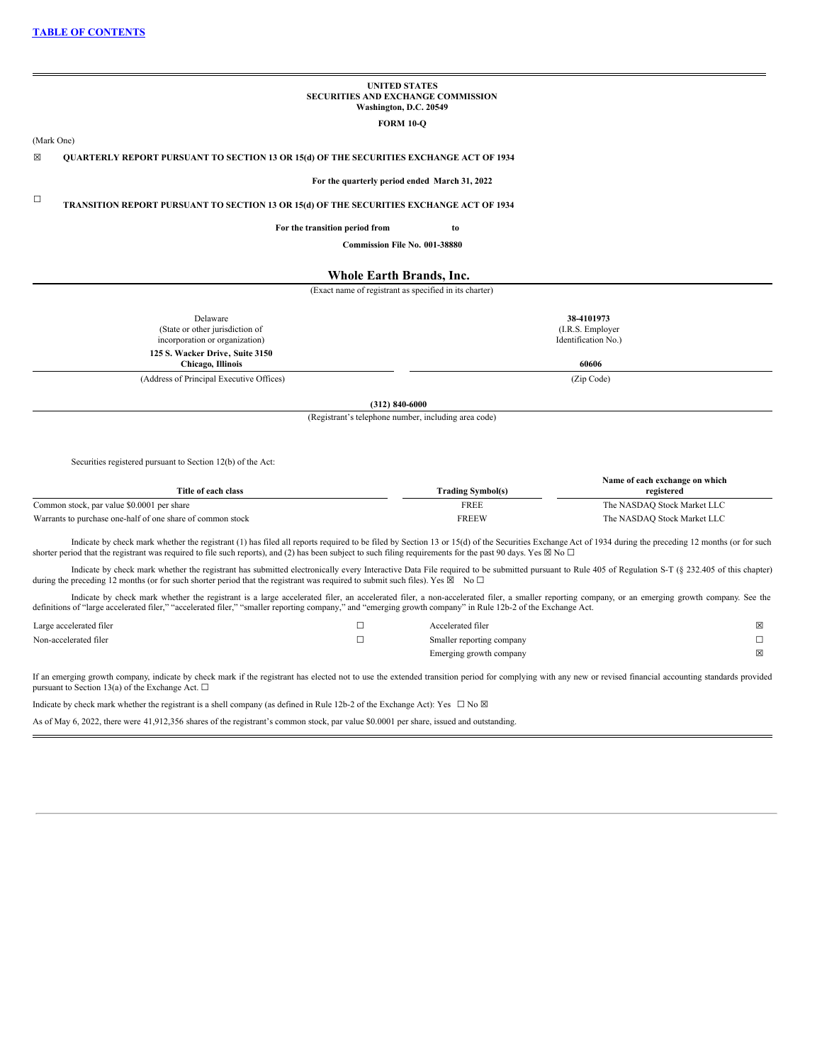[TABLE OF CONTENTS]

**UNITED STATES**
**SECURITIES AND EXCHANGE COMMISSION**
**Washington, D.C. 20549**

**FORM 10-Q**

(Mark One)

☒ **QUARTERLY REPORT PURSUANT TO SECTION 13 OR 15(d) OF THE SECURITIES EXCHANGE ACT OF 1934**

**For the quarterly period ended March 31, 2022**

☐ **TRANSITION REPORT PURSUANT TO SECTION 13 OR 15(d) OF THE SECURITIES EXCHANGE ACT OF 1934**

**For the transition period from to**

**Commission File No. 001-38880**

# Whole Earth Brands, Inc.

(Exact name of registrant as specified in its charter)

| | |
|---|---|
| Delaware<br>(State or other jurisdiction of incorporation or organization) | **38-4101973**<br>(I.R.S. Employer Identification No.) |
| **125 S. Wacker Drive, Suite 3150**<br>**Chicago, Illinois**<br>(Address of Principal Executive Offices) | **60606**<br>(Zip Code) |

**(312) 840-6000**
(Registrant's telephone number, including area code)

Securities registered pursuant to Section 12(b) of the Act:

| Title of each class | Trading Symbol(s) | Name of each exchange on which registered |
|---|---|---|
| Common stock, par value $0.0001 per share | FREE | The NASDAQ Stock Market LLC |
| Warrants to purchase one-half of one share of common stock | FREEW | The NASDAQ Stock Market LLC |

Indicate by check mark whether the registrant (1) has filed all reports required to be filed by Section 13 or 15(d) of the Securities Exchange Act of 1934 during the preceding 12 months (or for such shorter period that the registrant was required to file such reports), and (2) has been subject to such filing requirements for the past 90 days. Yes ☒ No ☐

Indicate by check mark whether the registrant has submitted electronically every Interactive Data File required to be submitted pursuant to Rule 405 of Regulation S-T (§ 232.405 of this chapter) during the preceding 12 months (or for such shorter period that the registrant was required to submit such files). Yes ☒ No ☐

Indicate by check mark whether the registrant is a large accelerated filer, an accelerated filer, a non-accelerated filer, a smaller reporting company, or an emerging growth company. See the definitions of "large accelerated filer," "accelerated filer," "smaller reporting company," and "emerging growth company" in Rule 12b-2 of the Exchange Act.

| | | | |
|---|---|---|---|
| Large accelerated filer | ☐ | Accelerated filer | ☒ |
| Non-accelerated filer | ☐ | Smaller reporting company | ☐ |
| | | Emerging growth company | ☒ |

If an emerging growth company, indicate by check mark if the registrant has elected not to use the extended transition period for complying with any new or revised financial accounting standards provided pursuant to Section 13(a) of the Exchange Act. ☐

Indicate by check mark whether the registrant is a shell company (as defined in Rule 12b-2 of the Exchange Act): Yes ☐ No ☒

As of May 6, 2022, there were 41,912,356 shares of the registrant's common stock, par value $0.0001 per share, issued and outstanding.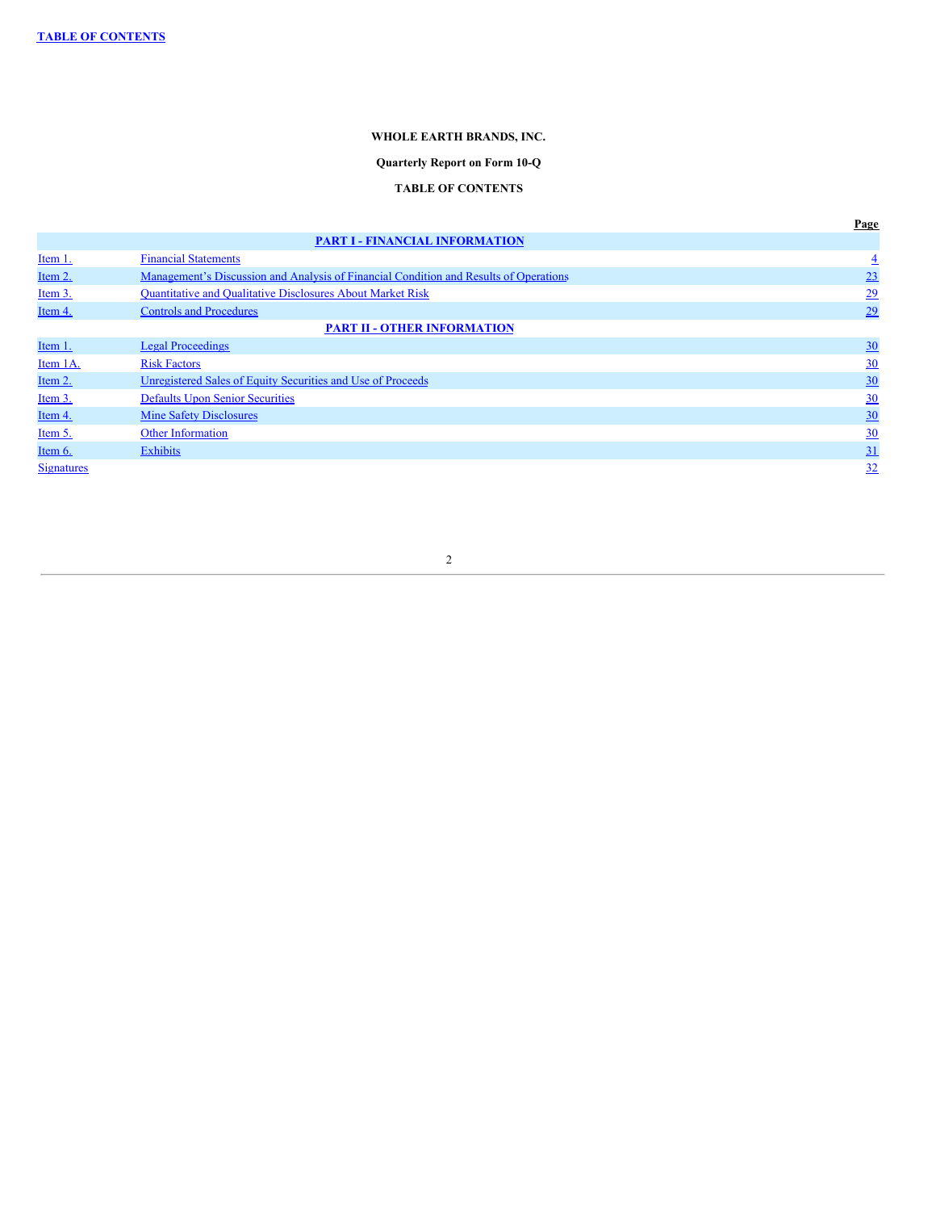TABLE OF CONTENTS

**WHOLE EARTH BRANDS, INC.**

**Quarterly Report on Form 10-Q**

**TABLE OF CONTENTS**

| | | Page |
|---|---|---|
| | **PART I - FINANCIAL INFORMATION** | |
| Item 1. | Financial Statements | 4 |
| Item 2. | Management's Discussion and Analysis of Financial Condition and Results of Operations | 23 |
| Item 3. | Quantitative and Qualitative Disclosures About Market Risk | 29 |
| Item 4. | Controls and Procedures | 29 |
| | **PART II - OTHER INFORMATION** | |
| Item 1. | Legal Proceedings | 30 |
| Item 1A. | Risk Factors | 30 |
| Item 2. | Unregistered Sales of Equity Securities and Use of Proceeds | 30 |
| Item 3. | Defaults Upon Senior Securities | 30 |
| Item 4. | Mine Safety Disclosures | 30 |
| Item 5. | Other Information | 30 |
| Item 6. | Exhibits | 31 |
| Signatures | | 32 |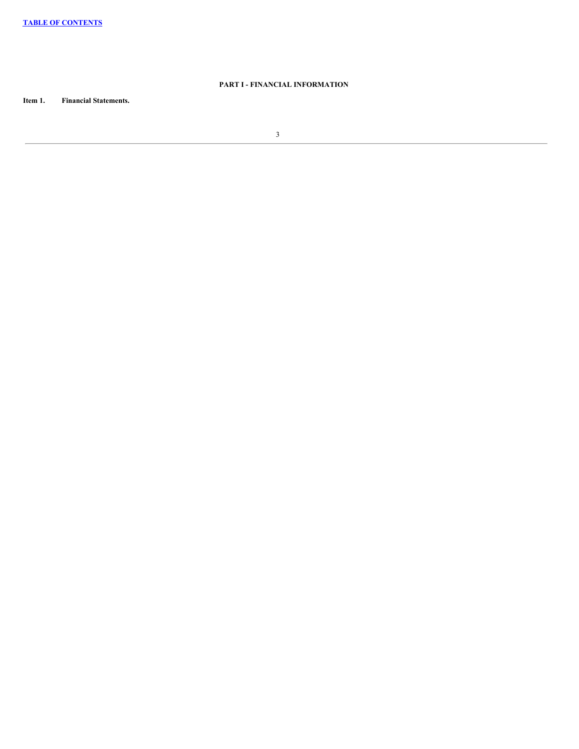## PART I - FINANCIAL INFORMATION

**Item 1. Financial Statements.**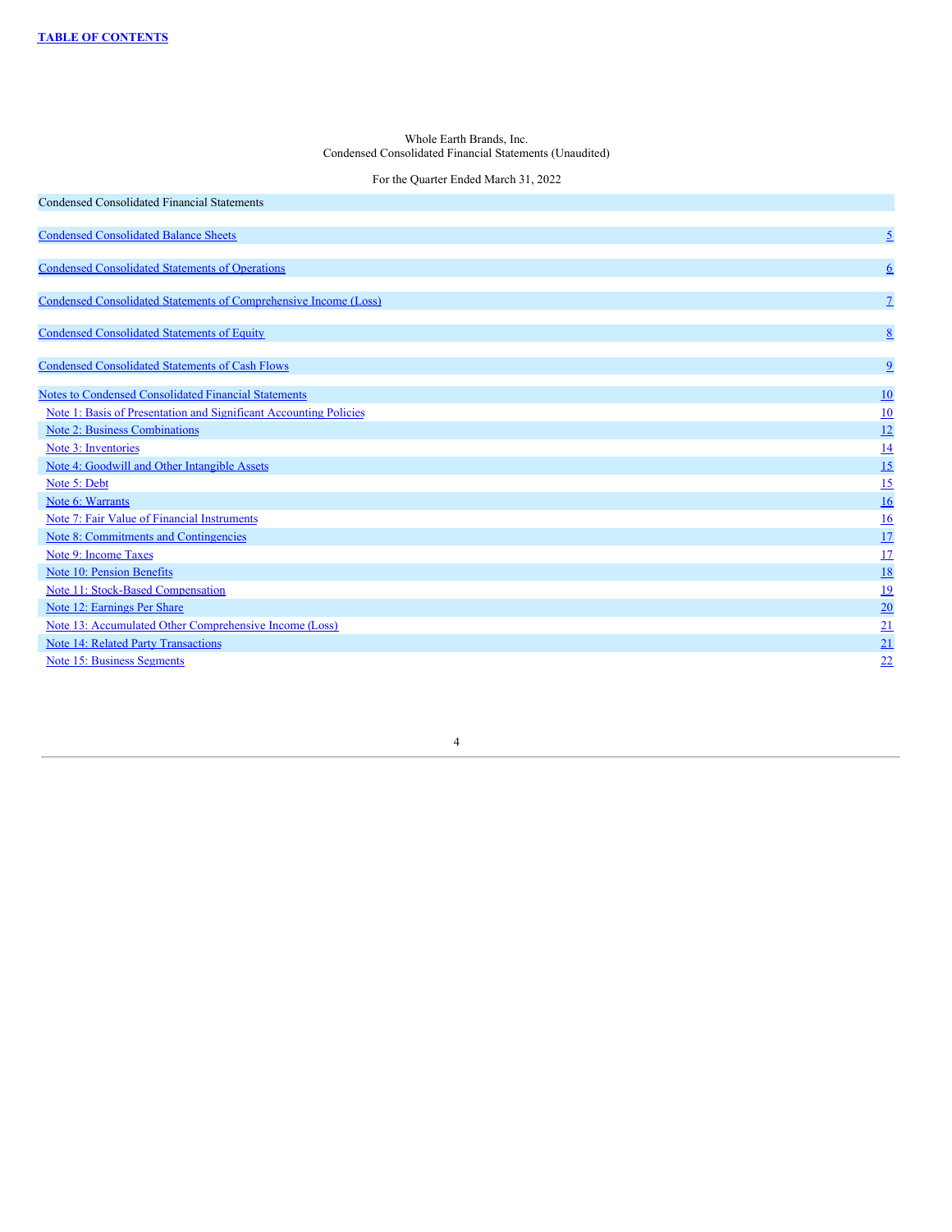**TABLE OF CONTENTS**

Whole Earth Brands, Inc.
Condensed Consolidated Financial Statements (Unaudited)

For the Quarter Ended March 31, 2022

| Condensed Consolidated Financial Statements | |
|---|---|
| Condensed Consolidated Balance Sheets | 5 |
| Condensed Consolidated Statements of Operations | 6 |
| Condensed Consolidated Statements of Comprehensive Income (Loss) | 7 |
| Condensed Consolidated Statements of Equity | 8 |
| Condensed Consolidated Statements of Cash Flows | 9 |
| Notes to Condensed Consolidated Financial Statements | 10 |
| Note 1: Basis of Presentation and Significant Accounting Policies | 10 |
| Note 2: Business Combinations | 12 |
| Note 3: Inventories | 14 |
| Note 4: Goodwill and Other Intangible Assets | 15 |
| Note 5: Debt | 15 |
| Note 6: Warrants | 16 |
| Note 7: Fair Value of Financial Instruments | 16 |
| Note 8: Commitments and Contingencies | 17 |
| Note 9: Income Taxes | 17 |
| Note 10: Pension Benefits | 18 |
| Note 11: Stock-Based Compensation | 19 |
| Note 12: Earnings Per Share | 20 |
| Note 13: Accumulated Other Comprehensive Income (Loss) | 21 |
| Note 14: Related Party Transactions | 21 |
| Note 15: Business Segments | 22 |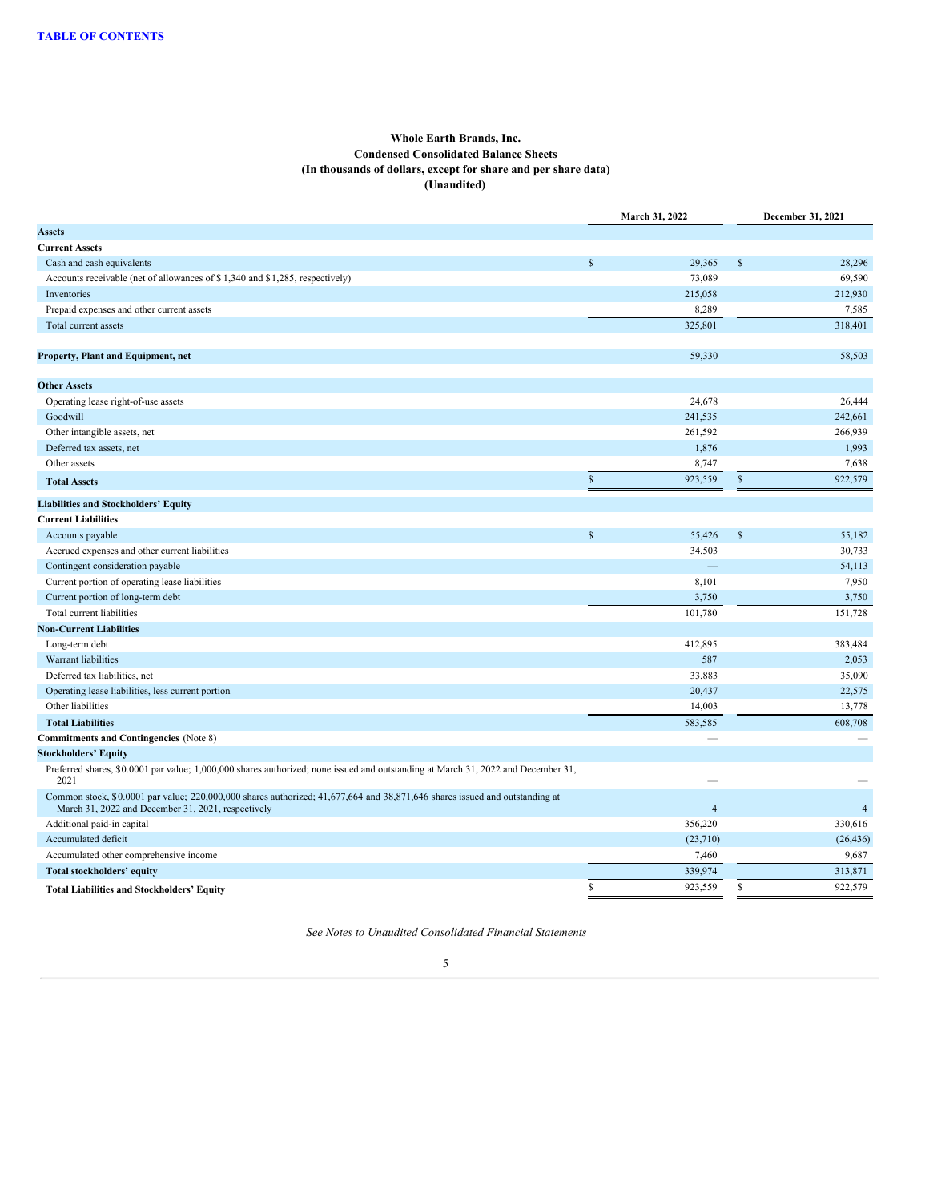[TABLE OF CONTENTS]

**Whole Earth Brands, Inc.**
**Condensed Consolidated Balance Sheets**
**(In thousands of dollars, except for share and per share data)**
**(Unaudited)**

| | March 31, 2022 | December 31, 2021 |
|---|---|---|
| **Assets** | | |
| **Current Assets** | | |
| Cash and cash equivalents | $ 29,365 | $ 28,296 |
| Accounts receivable (net of allowances of $ 1,340 and $ 1,285, respectively) | 73,089 | 69,590 |
| Inventories | 215,058 | 212,930 |
| Prepaid expenses and other current assets | 8,289 | 7,585 |
| Total current assets | 325,801 | 318,401 |
| **Property, Plant and Equipment, net** | 59,330 | 58,503 |
| **Other Assets** | | |
| Operating lease right-of-use assets | 24,678 | 26,444 |
| Goodwill | 241,535 | 242,661 |
| Other intangible assets, net | 261,592 | 266,939 |
| Deferred tax assets, net | 1,876 | 1,993 |
| Other assets | 8,747 | 7,638 |
| **Total Assets** | $ 923,559 | $ 922,579 |
| **Liabilities and Stockholders' Equity** | | |
| **Current Liabilities** | | |
| Accounts payable | $ 55,426 | $ 55,182 |
| Accrued expenses and other current liabilities | 34,503 | 30,733 |
| Contingent consideration payable | — | 54,113 |
| Current portion of operating lease liabilities | 8,101 | 7,950 |
| Current portion of long-term debt | 3,750 | 3,750 |
| Total current liabilities | 101,780 | 151,728 |
| **Non-Current Liabilities** | | |
| Long-term debt | 412,895 | 383,484 |
| Warrant liabilities | 587 | 2,053 |
| Deferred tax liabilities, net | 33,883 | 35,090 |
| Operating lease liabilities, less current portion | 20,437 | 22,575 |
| Other liabilities | 14,003 | 13,778 |
| **Total Liabilities** | 583,585 | 608,708 |
| **Commitments and Contingencies** (Note 8) | — | — |
| **Stockholders' Equity** | | |
| Preferred shares, $0.0001 par value; 1,000,000 shares authorized; none issued and outstanding at March 31, 2022 and December 31, 2021 | — | — |
| Common stock, $0.0001 par value; 220,000,000 shares authorized; 41,677,664 and 38,871,646 shares issued and outstanding at March 31, 2022 and December 31, 2021, respectively | 4 | 4 |
| Additional paid-in capital | 356,220 | 330,616 |
| Accumulated deficit | (23,710) | (26,436) |
| Accumulated other comprehensive income | 7,460 | 9,687 |
| **Total stockholders' equity** | 339,974 | 313,871 |
| **Total Liabilities and Stockholders' Equity** | $ 923,559 | $ 922,579 |

*See Notes to Unaudited Consolidated Financial Statements*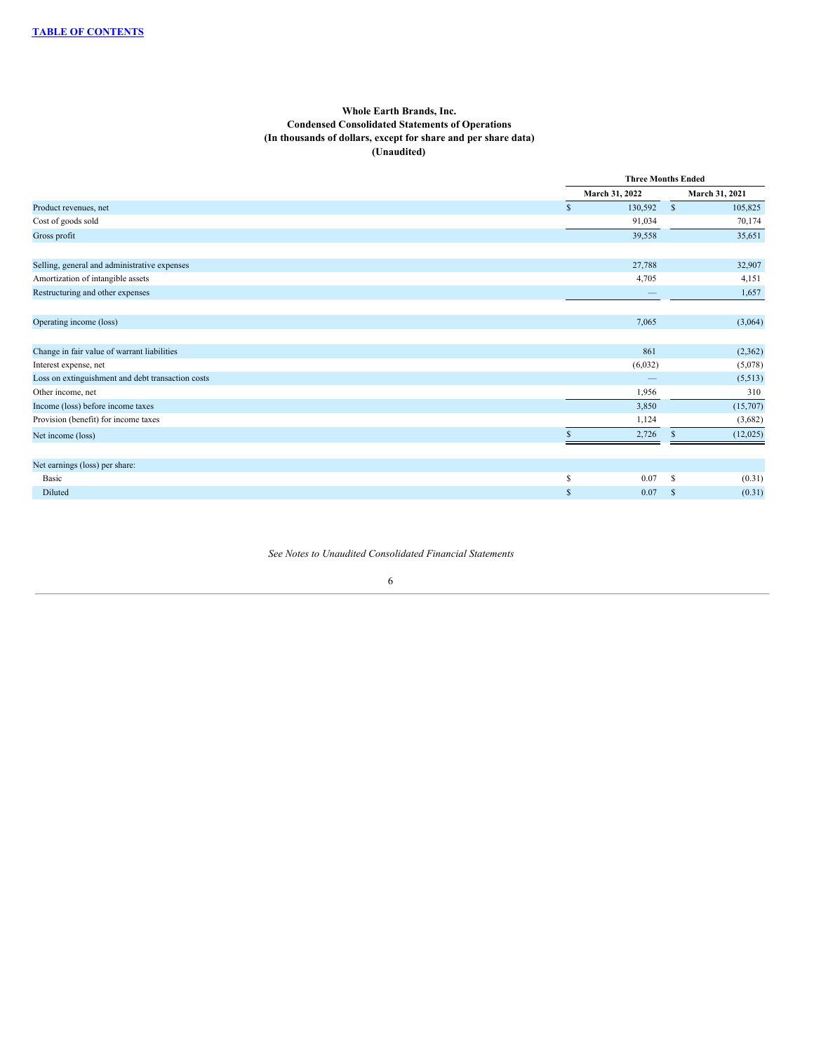TABLE OF CONTENTS

**Whole Earth Brands, Inc.**
**Condensed Consolidated Statements of Operations**
**(In thousands of dollars, except for share and per share data)**
**(Unaudited)**

| | Three Months Ended | |
|---|---|---|
| | March 31, 2022 | March 31, 2021 |
| Product revenues, net | $ 130,592 | $ 105,825 |
| Cost of goods sold | 91,034 | 70,174 |
| Gross profit | 39,558 | 35,651 |
| | | |
| Selling, general and administrative expenses | 27,788 | 32,907 |
| Amortization of intangible assets | 4,705 | 4,151 |
| Restructuring and other expenses | — | 1,657 |
| | | |
| Operating income (loss) | 7,065 | (3,064) |
| | | |
| Change in fair value of warrant liabilities | 861 | (2,362) |
| Interest expense, net | (6,032) | (5,078) |
| Loss on extinguishment and debt transaction costs | — | (5,513) |
| Other income, net | 1,956 | 310 |
| Income (loss) before income taxes | 3,850 | (15,707) |
| Provision (benefit) for income taxes | 1,124 | (3,682) |
| Net income (loss) | $ 2,726 | $ (12,025) |
| | | |
| Net earnings (loss) per share: | | |
| Basic | $ 0.07 | $ (0.31) |
| Diluted | $ 0.07 | $ (0.31) |

*See Notes to Unaudited Consolidated Financial Statements*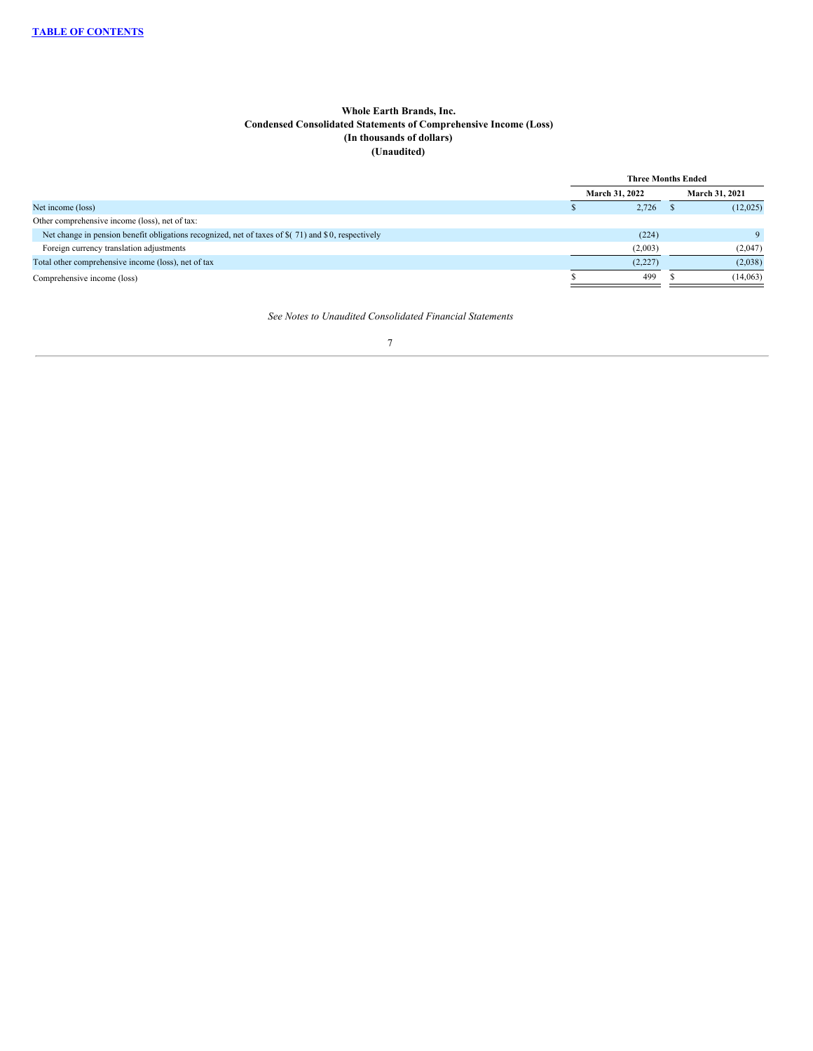**Whole Earth Brands, Inc.**
**Condensed Consolidated Statements of Comprehensive Income (Loss)**
**(In thousands of dollars)**
**(Unaudited)**

| | Three Months Ended | |
|---|---|---|
| | March 31, 2022 | March 31, 2021 |
| Net income (loss) | $ 2,726 | $ (12,025) |
| Other comprehensive income (loss), net of tax: | | |
| Net change in pension benefit obligations recognized, net of taxes of $( 71) and $ 0, respectively | (224) | 9 |
| Foreign currency translation adjustments | (2,003) | (2,047) |
| Total other comprehensive income (loss), net of tax | (2,227) | (2,038) |
| Comprehensive income (loss) | $ 499 | $ (14,063) |

*See Notes to Unaudited Consolidated Financial Statements*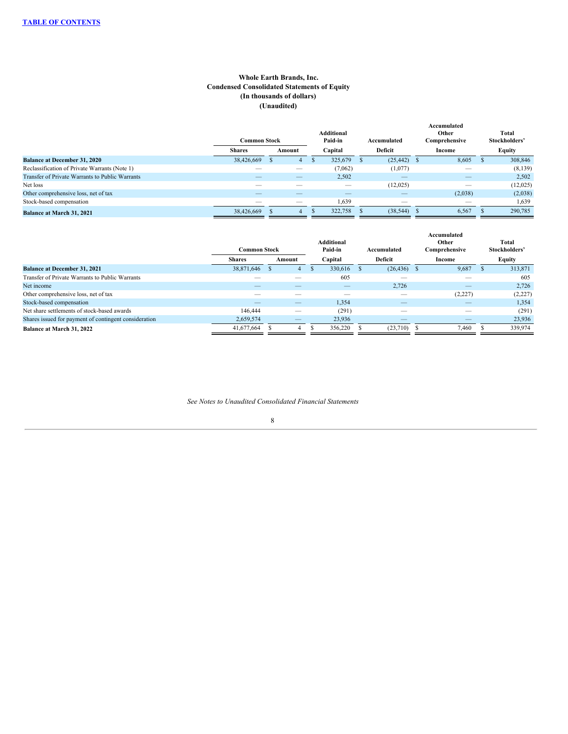**Whole Earth Brands, Inc.**
**Condensed Consolidated Statements of Equity**
**(In thousands of dollars)**
**(Unaudited)**

| | Common Stock | | Additional Paid-in | Accumulated | Accumulated Other Comprehensive | Total Stockholders' |
|---|---|---|---|---|---|---|
| | Shares | Amount | Capital | Deficit | Income | Equity |
| **Balance at December 31, 2020** | 38,426,669 | $ 4 | $ 325,679 | $ (25,442) | $ 8,605 | $ 308,846 |
| Reclassification of Private Warrants (Note 1) | — | — | (7,062) | (1,077) | — | (8,139) |
| Transfer of Private Warrants to Public Warrants | — | — | 2,502 | — | — | 2,502 |
| Net loss | — | — | — | (12,025) | — | (12,025) |
| Other comprehensive loss, net of tax | — | — | — | — | (2,038) | (2,038) |
| Stock-based compensation | — | — | 1,639 | — | — | 1,639 |
| **Balance at March 31, 2021** | 38,426,669 | $ 4 | $ 322,758 | $ (38,544) | $ 6,567 | $ 290,785 |

| | Common Stock | | Additional Paid-in | Accumulated | Accumulated Other Comprehensive | Total Stockholders' |
|---|---|---|---|---|---|---|
| | Shares | Amount | Capital | Deficit | Income | Equity |
| **Balance at December 31, 2021** | 38,871,646 | $ 4 | $ 330,616 | $ (26,436) | $ 9,687 | $ 313,871 |
| Transfer of Private Warrants to Public Warrants | — | — | 605 | — | — | 605 |
| Net income | — | — | — | 2,726 | — | 2,726 |
| Other comprehensive loss, net of tax | — | — | — | — | (2,227) | (2,227) |
| Stock-based compensation | — | — | 1,354 | — | — | 1,354 |
| Net share settlements of stock-based awards | 146,444 | — | (291) | — | — | (291) |
| Shares issued for payment of contingent consideration | 2,659,574 | — | 23,936 | — | — | 23,936 |
| **Balance at March 31, 2022** | 41,677,664 | $ 4 | $ 356,220 | $ (23,710) | $ 7,460 | $ 339,974 |

*See Notes to Unaudited Consolidated Financial Statements*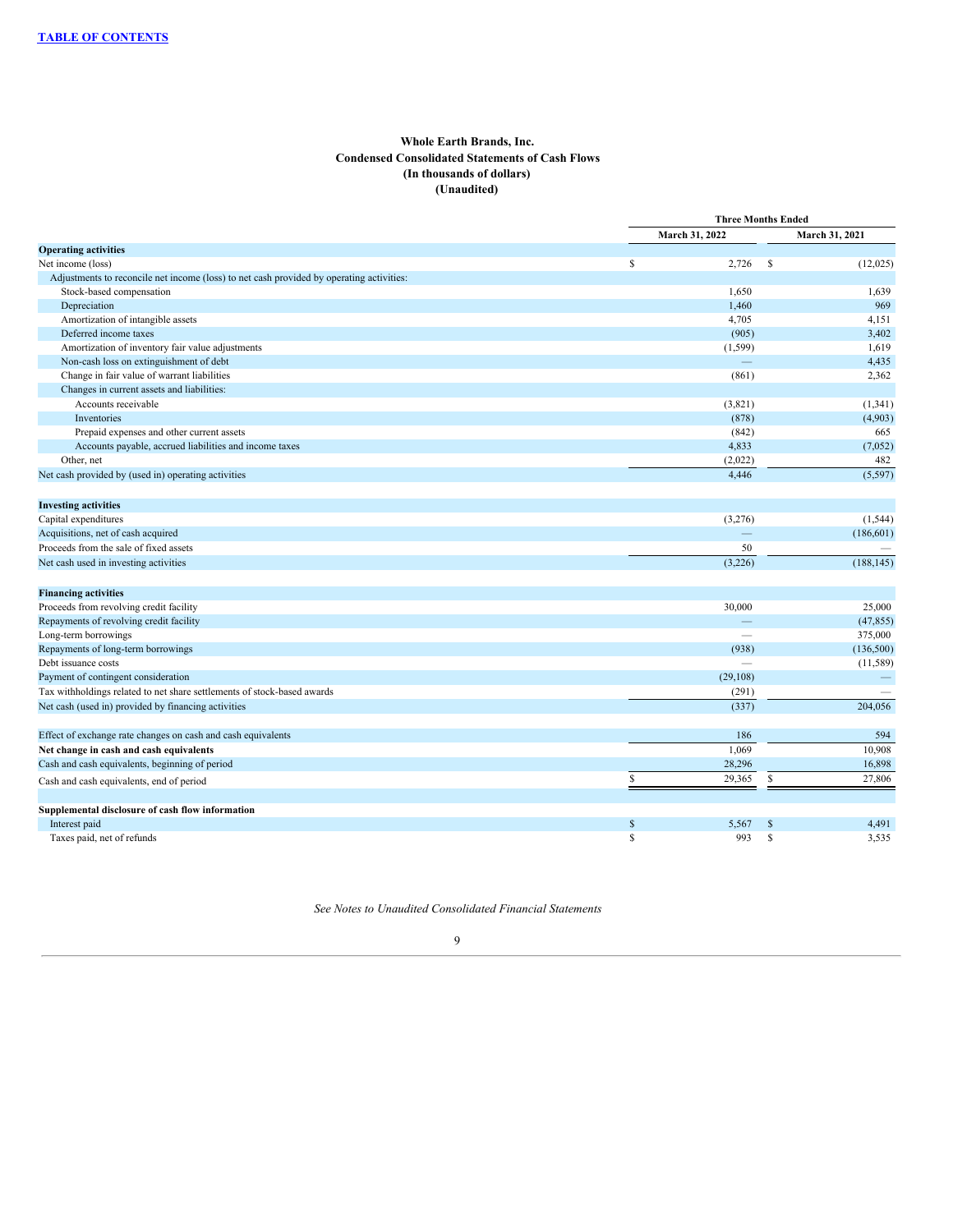**Whole Earth Brands, Inc.**
**Condensed Consolidated Statements of Cash Flows**
**(In thousands of dollars)**
**(Unaudited)**

| | Three Months Ended | |
|---|---|---|
| | March 31, 2022 | March 31, 2021 |
| **Operating activities** | | |
| Net income (loss) | $ 2,726 | $ (12,025) |
| Adjustments to reconcile net income (loss) to net cash provided by operating activities: | | |
| Stock-based compensation | 1,650 | 1,639 |
| Depreciation | 1,460 | 969 |
| Amortization of intangible assets | 4,705 | 4,151 |
| Deferred income taxes | (905) | 3,402 |
| Amortization of inventory fair value adjustments | (1,599) | 1,619 |
| Non-cash loss on extinguishment of debt | — | 4,435 |
| Change in fair value of warrant liabilities | (861) | 2,362 |
| Changes in current assets and liabilities: | | |
| Accounts receivable | (3,821) | (1,341) |
| Inventories | (878) | (4,903) |
| Prepaid expenses and other current assets | (842) | 665 |
| Accounts payable, accrued liabilities and income taxes | 4,833 | (7,052) |
| Other, net | (2,022) | 482 |
| Net cash provided by (used in) operating activities | 4,446 | (5,597) |
| **Investing activities** | | |
| Capital expenditures | (3,276) | (1,544) |
| Acquisitions, net of cash acquired | — | (186,601) |
| Proceeds from the sale of fixed assets | 50 | — |
| Net cash used in investing activities | (3,226) | (188,145) |
| **Financing activities** | | |
| Proceeds from revolving credit facility | 30,000 | 25,000 |
| Repayments of revolving credit facility | — | (47,855) |
| Long-term borrowings | — | 375,000 |
| Repayments of long-term borrowings | (938) | (136,500) |
| Debt issuance costs | — | (11,589) |
| Payment of contingent consideration | (29,108) | — |
| Tax withholdings related to net share settlements of stock-based awards | (291) | — |
| Net cash (used in) provided by financing activities | (337) | 204,056 |
| Effect of exchange rate changes on cash and cash equivalents | 186 | 594 |
| **Net change in cash and cash equivalents** | 1,069 | 10,908 |
| Cash and cash equivalents, beginning of period | 28,296 | 16,898 |
| Cash and cash equivalents, end of period | $ 29,365 | $ 27,806 |
| **Supplemental disclosure of cash flow information** | | |
| Interest paid | $ 5,567 | $ 4,491 |
| Taxes paid, net of refunds | $ 993 | $ 3,535 |

*See Notes to Unaudited Consolidated Financial Statements*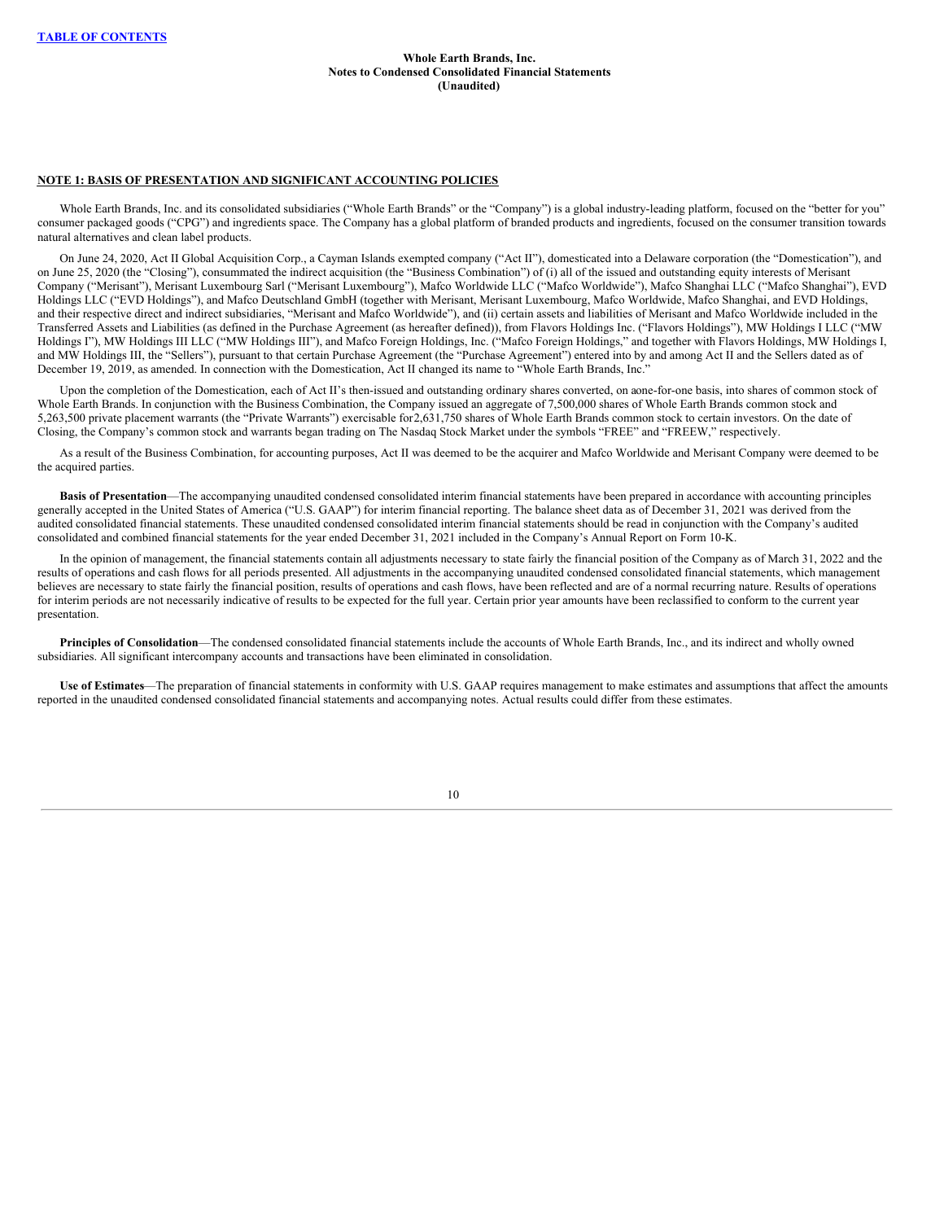**Whole Earth Brands, Inc.**
**Notes to Condensed Consolidated Financial Statements**
**(Unaudited)**

## NOTE 1: BASIS OF PRESENTATION AND SIGNIFICANT ACCOUNTING POLICIES

Whole Earth Brands, Inc. and its consolidated subsidiaries ("Whole Earth Brands" or the "Company") is a global industry-leading platform, focused on the "better for you" consumer packaged goods ("CPG") and ingredients space. The Company has a global platform of branded products and ingredients, focused on the consumer transition towards natural alternatives and clean label products.

On June 24, 2020, Act II Global Acquisition Corp., a Cayman Islands exempted company ("Act II"), domesticated into a Delaware corporation (the "Domestication"), and on June 25, 2020 (the "Closing"), consummated the indirect acquisition (the "Business Combination") of (i) all of the issued and outstanding equity interests of Merisant Company ("Merisant"), Merisant Luxembourg Sarl ("Merisant Luxembourg"), Mafco Worldwide LLC ("Mafco Worldwide"), Mafco Shanghai LLC ("Mafco Shanghai"), EVD Holdings LLC ("EVD Holdings"), and Mafco Deutschland GmbH (together with Merisant, Merisant Luxembourg, Mafco Worldwide, Mafco Shanghai, and EVD Holdings, and their respective direct and indirect subsidiaries, "Merisant and Mafco Worldwide"), and (ii) certain assets and liabilities of Merisant and Mafco Worldwide included in the Transferred Assets and Liabilities (as defined in the Purchase Agreement (as hereafter defined)), from Flavors Holdings Inc. ("Flavors Holdings"), MW Holdings I LLC ("MW Holdings I"), MW Holdings III LLC ("MW Holdings III"), and Mafco Foreign Holdings, Inc. ("Mafco Foreign Holdings," and together with Flavors Holdings, MW Holdings I, and MW Holdings III, the "Sellers"), pursuant to that certain Purchase Agreement (the "Purchase Agreement") entered into by and among Act II and the Sellers dated as of December 19, 2019, as amended. In connection with the Domestication, Act II changed its name to "Whole Earth Brands, Inc."

Upon the completion of the Domestication, each of Act II's then-issued and outstanding ordinary shares converted, on aone-for-one basis, into shares of common stock of Whole Earth Brands. In conjunction with the Business Combination, the Company issued an aggregate of 7,500,000 shares of Whole Earth Brands common stock and 5,263,500 private placement warrants (the "Private Warrants") exercisable for2,631,750 shares of Whole Earth Brands common stock to certain investors. On the date of Closing, the Company's common stock and warrants began trading on The Nasdaq Stock Market under the symbols "FREE" and "FREEW," respectively.

As a result of the Business Combination, for accounting purposes, Act II was deemed to be the acquirer and Mafco Worldwide and Merisant Company were deemed to be the acquired parties.

**Basis of Presentation**—The accompanying unaudited condensed consolidated interim financial statements have been prepared in accordance with accounting principles generally accepted in the United States of America ("U.S. GAAP") for interim financial reporting. The balance sheet data as of December 31, 2021 was derived from the audited consolidated financial statements. These unaudited condensed consolidated interim financial statements should be read in conjunction with the Company's audited consolidated and combined financial statements for the year ended December 31, 2021 included in the Company's Annual Report on Form 10-K.

In the opinion of management, the financial statements contain all adjustments necessary to state fairly the financial position of the Company as of March 31, 2022 and the results of operations and cash flows for all periods presented. All adjustments in the accompanying unaudited condensed consolidated financial statements, which management believes are necessary to state fairly the financial position, results of operations and cash flows, have been reflected and are of a normal recurring nature. Results of operations for interim periods are not necessarily indicative of results to be expected for the full year. Certain prior year amounts have been reclassified to conform to the current year presentation.

**Principles of Consolidation**—The condensed consolidated financial statements include the accounts of Whole Earth Brands, Inc., and its indirect and wholly owned subsidiaries. All significant intercompany accounts and transactions have been eliminated in consolidation.

**Use of Estimates**—The preparation of financial statements in conformity with U.S. GAAP requires management to make estimates and assumptions that affect the amounts reported in the unaudited condensed consolidated financial statements and accompanying notes. Actual results could differ from these estimates.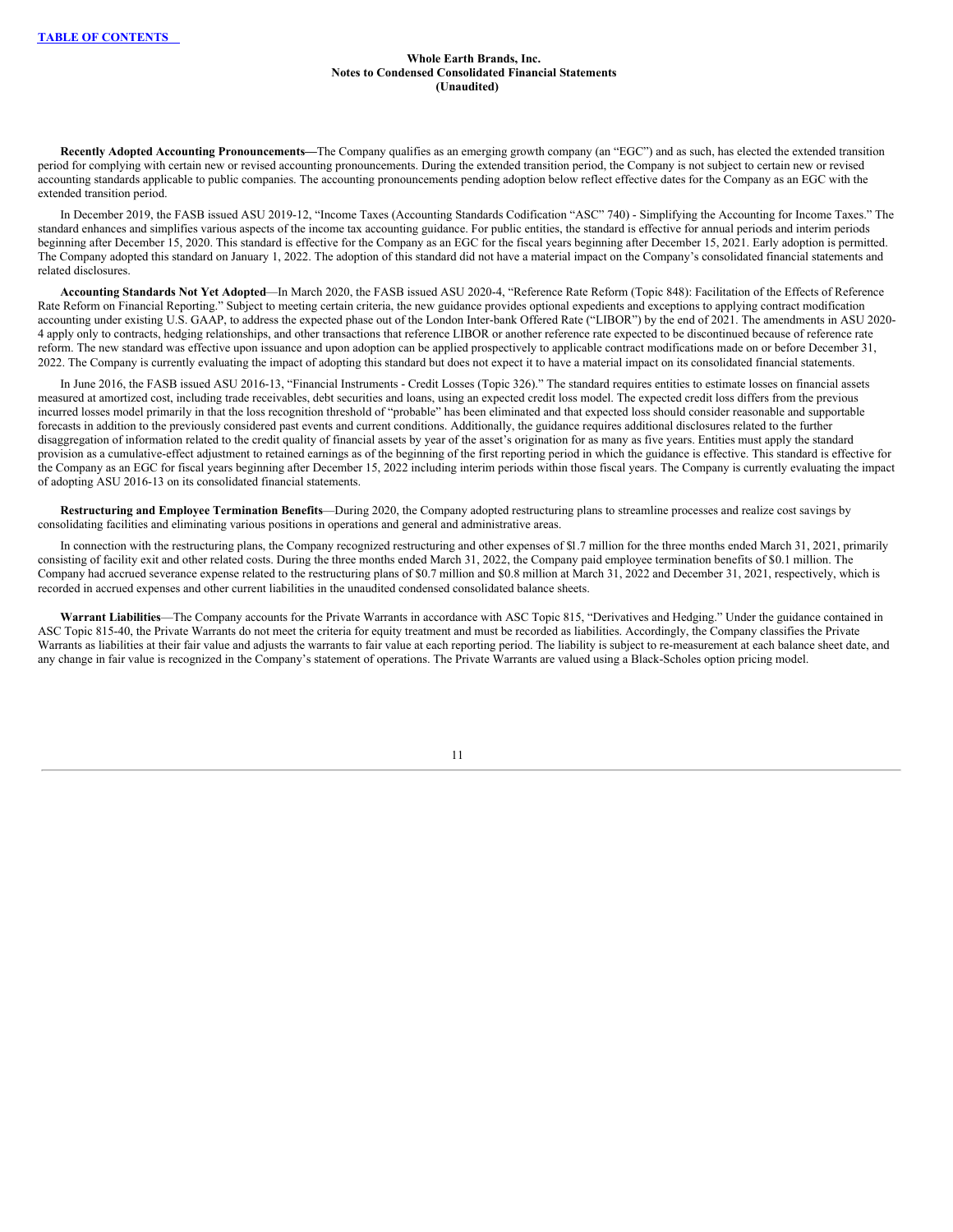**Recently Adopted Accounting Pronouncements—**The Company qualifies as an emerging growth company (an "EGC") and as such, has elected the extended transition period for complying with certain new or revised accounting pronouncements. During the extended transition period, the Company is not subject to certain new or revised accounting standards applicable to public companies. The accounting pronouncements pending adoption below reflect effective dates for the Company as an EGC with the extended transition period.

In December 2019, the FASB issued ASU 2019-12, "Income Taxes (Accounting Standards Codification "ASC" 740) - Simplifying the Accounting for Income Taxes." The standard enhances and simplifies various aspects of the income tax accounting guidance. For public entities, the standard is effective for annual periods and interim periods beginning after December 15, 2020. This standard is effective for the Company as an EGC for the fiscal years beginning after December 15, 2021. Early adoption is permitted. The Company adopted this standard on January 1, 2022. The adoption of this standard did not have a material impact on the Company's consolidated financial statements and related disclosures.

**Accounting Standards Not Yet Adopted**—In March 2020, the FASB issued ASU 2020-4, "Reference Rate Reform (Topic 848): Facilitation of the Effects of Reference Rate Reform on Financial Reporting." Subject to meeting certain criteria, the new guidance provides optional expedients and exceptions to applying contract modification accounting under existing U.S. GAAP, to address the expected phase out of the London Inter-bank Offered Rate ("LIBOR") by the end of 2021. The amendments in ASU 2020-4 apply only to contracts, hedging relationships, and other transactions that reference LIBOR or another reference rate expected to be discontinued because of reference rate reform. The new standard was effective upon issuance and upon adoption can be applied prospectively to applicable contract modifications made on or before December 31, 2022. The Company is currently evaluating the impact of adopting this standard but does not expect it to have a material impact on its consolidated financial statements.

In June 2016, the FASB issued ASU 2016-13, "Financial Instruments - Credit Losses (Topic 326)." The standard requires entities to estimate losses on financial assets measured at amortized cost, including trade receivables, debt securities and loans, using an expected credit loss model. The expected credit loss differs from the previous incurred losses model primarily in that the loss recognition threshold of "probable" has been eliminated and that expected loss should consider reasonable and supportable forecasts in addition to the previously considered past events and current conditions. Additionally, the guidance requires additional disclosures related to the further disaggregation of information related to the credit quality of financial assets by year of the asset's origination for as many as five years. Entities must apply the standard provision as a cumulative-effect adjustment to retained earnings as of the beginning of the first reporting period in which the guidance is effective. This standard is effective for the Company as an EGC for fiscal years beginning after December 15, 2022 including interim periods within those fiscal years. The Company is currently evaluating the impact of adopting ASU 2016-13 on its consolidated financial statements.

**Restructuring and Employee Termination Benefits**—During 2020, the Company adopted restructuring plans to streamline processes and realize cost savings by consolidating facilities and eliminating various positions in operations and general and administrative areas.

In connection with the restructuring plans, the Company recognized restructuring and other expenses of $1.7 million for the three months ended March 31, 2021, primarily consisting of facility exit and other related costs. During the three months ended March 31, 2022, the Company paid employee termination benefits of $0.1 million. The Company had accrued severance expense related to the restructuring plans of $0.7 million and $0.8 million at March 31, 2022 and December 31, 2021, respectively, which is recorded in accrued expenses and other current liabilities in the unaudited condensed consolidated balance sheets.

**Warrant Liabilities**—The Company accounts for the Private Warrants in accordance with ASC Topic 815, "Derivatives and Hedging." Under the guidance contained in ASC Topic 815-40, the Private Warrants do not meet the criteria for equity treatment and must be recorded as liabilities. Accordingly, the Company classifies the Private Warrants as liabilities at their fair value and adjusts the warrants to fair value at each reporting period. The liability is subject to re-measurement at each balance sheet date, and any change in fair value is recognized in the Company's statement of operations. The Private Warrants are valued using a Black-Scholes option pricing model.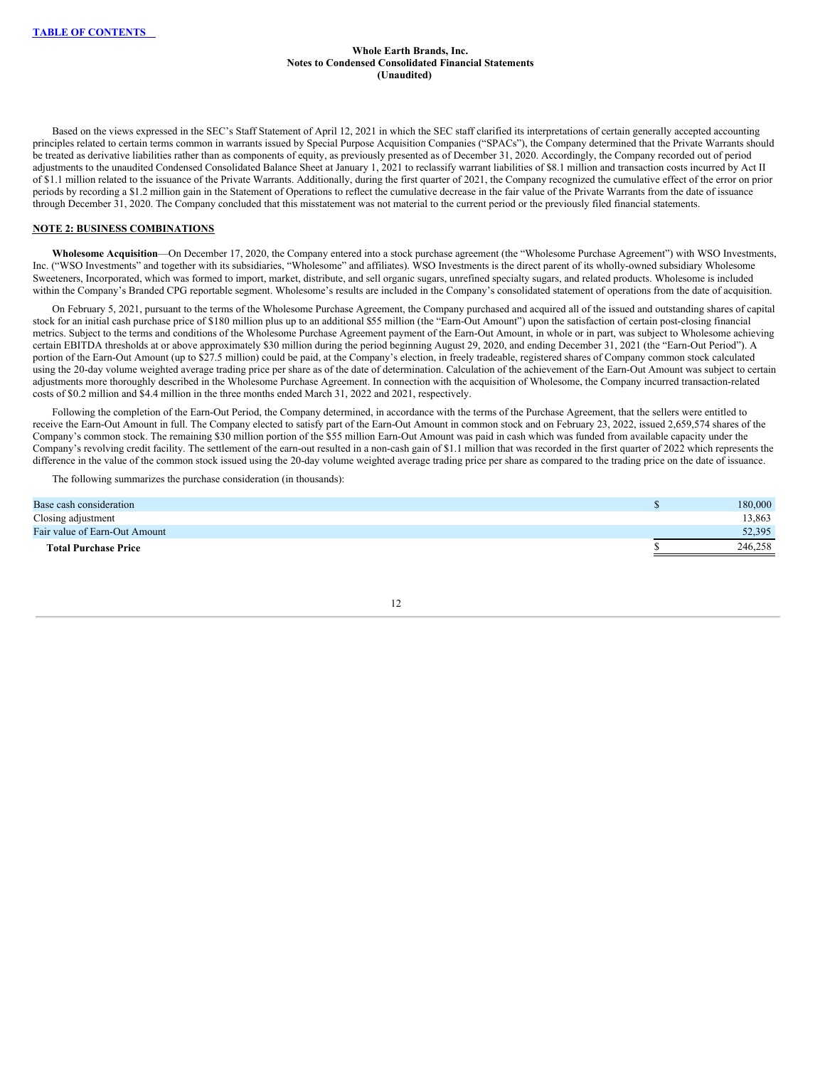Based on the views expressed in the SEC's Staff Statement of April 12, 2021 in which the SEC staff clarified its interpretations of certain generally accepted accounting principles related to certain terms common in warrants issued by Special Purpose Acquisition Companies ("SPACs"), the Company determined that the Private Warrants should be treated as derivative liabilities rather than as components of equity, as previously presented as of December 31, 2020. Accordingly, the Company recorded out of period adjustments to the unaudited Condensed Consolidated Balance Sheet at January 1, 2021 to reclassify warrant liabilities of $8.1 million and transaction costs incurred by Act II of $1.1 million related to the issuance of the Private Warrants. Additionally, during the first quarter of 2021, the Company recognized the cumulative effect of the error on prior periods by recording a $1.2 million gain in the Statement of Operations to reflect the cumulative decrease in the fair value of the Private Warrants from the date of issuance through December 31, 2020. The Company concluded that this misstatement was not material to the current period or the previously filed financial statements.

## NOTE 2: BUSINESS COMBINATIONS

**Wholesome Acquisition**—On December 17, 2020, the Company entered into a stock purchase agreement (the "Wholesome Purchase Agreement") with WSO Investments, Inc. ("WSO Investments" and together with its subsidiaries, "Wholesome" and affiliates). WSO Investments is the direct parent of its wholly-owned subsidiary Wholesome Sweeteners, Incorporated, which was formed to import, market, distribute, and sell organic sugars, unrefined specialty sugars, and related products. Wholesome is included within the Company's Branded CPG reportable segment. Wholesome's results are included in the Company's consolidated statement of operations from the date of acquisition.

On February 5, 2021, pursuant to the terms of the Wholesome Purchase Agreement, the Company purchased and acquired all of the issued and outstanding shares of capital stock for an initial cash purchase price of $180 million plus up to an additional $55 million (the "Earn-Out Amount") upon the satisfaction of certain post-closing financial metrics. Subject to the terms and conditions of the Wholesome Purchase Agreement payment of the Earn-Out Amount, in whole or in part, was subject to Wholesome achieving certain EBITDA thresholds at or above approximately $30 million during the period beginning August 29, 2020, and ending December 31, 2021 (the "Earn-Out Period"). A portion of the Earn-Out Amount (up to $27.5 million) could be paid, at the Company's election, in freely tradeable, registered shares of Company common stock calculated using the 20-day volume weighted average trading price per share as of the date of determination. Calculation of the achievement of the Earn-Out Amount was subject to certain adjustments more thoroughly described in the Wholesome Purchase Agreement. In connection with the acquisition of Wholesome, the Company incurred transaction-related costs of $0.2 million and $4.4 million in the three months ended March 31, 2022 and 2021, respectively.

Following the completion of the Earn-Out Period, the Company determined, in accordance with the terms of the Purchase Agreement, that the sellers were entitled to receive the Earn-Out Amount in full. The Company elected to satisfy part of the Earn-Out Amount in common stock and on February 23, 2022, issued 2,659,574 shares of the Company's common stock. The remaining $30 million portion of the $55 million Earn-Out Amount was paid in cash which was funded from available capacity under the Company's revolving credit facility. The settlement of the earn-out resulted in a non-cash gain of $1.1 million that was recorded in the first quarter of 2022 which represents the difference in the value of the common stock issued using the 20-day volume weighted average trading price per share as compared to the trading price on the date of issuance.

The following summarizes the purchase consideration (in thousands):

| | |
|---|---|
| Base cash consideration | $ 180,000 |
| Closing adjustment | 13,863 |
| Fair value of Earn-Out Amount | 52,395 |
| **Total Purchase Price** | $ 246,258 |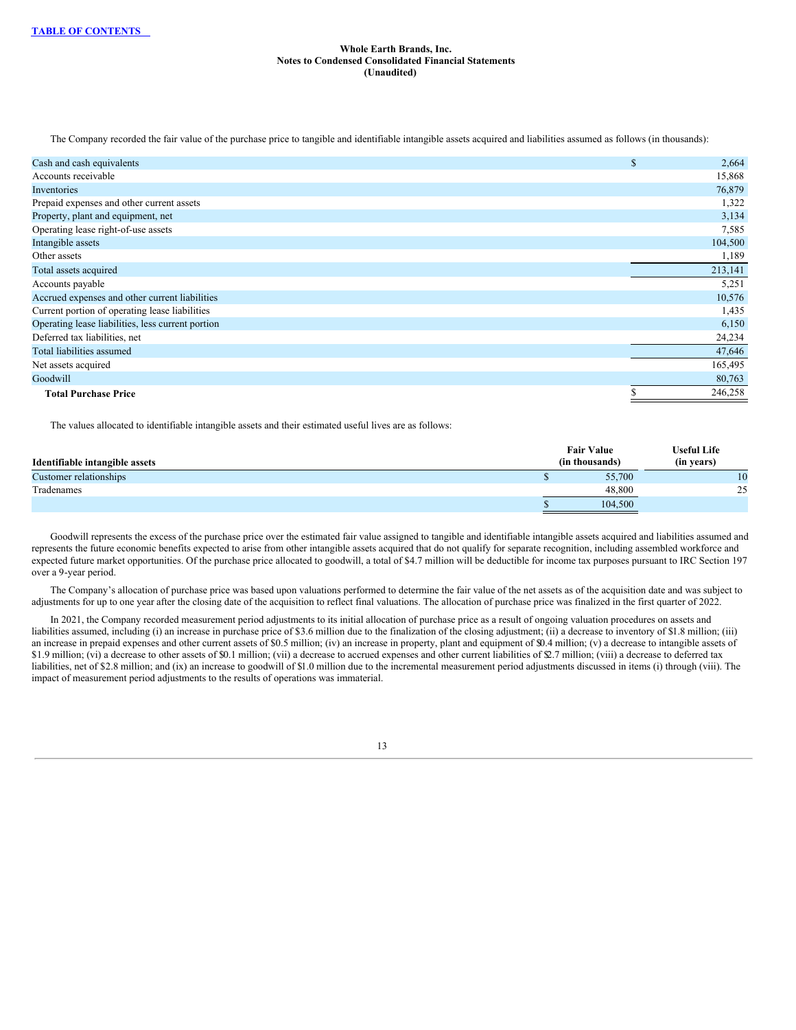**Whole Earth Brands, Inc.**
**Notes to Condensed Consolidated Financial Statements**
**(Unaudited)**

The Company recorded the fair value of the purchase price to tangible and identifiable intangible assets acquired and liabilities assumed as follows (in thousands):

| | |
|---|---|
| Cash and cash equivalents | $ 2,664 |
| Accounts receivable | 15,868 |
| Inventories | 76,879 |
| Prepaid expenses and other current assets | 1,322 |
| Property, plant and equipment, net | 3,134 |
| Operating lease right-of-use assets | 7,585 |
| Intangible assets | 104,500 |
| Other assets | 1,189 |
| Total assets acquired | 213,141 |
| Accounts payable | 5,251 |
| Accrued expenses and other current liabilities | 10,576 |
| Current portion of operating lease liabilities | 1,435 |
| Operating lease liabilities, less current portion | 6,150 |
| Deferred tax liabilities, net | 24,234 |
| Total liabilities assumed | 47,646 |
| Net assets acquired | 165,495 |
| Goodwill | 80,763 |
| **Total Purchase Price** | $ 246,258 |

The values allocated to identifiable intangible assets and their estimated useful lives are as follows:

| Identifiable intangible assets | Fair Value (in thousands) | Useful Life (in years) |
|---|---|---|
| Customer relationships | $ 55,700 | 10 |
| Tradenames | 48,800 | 25 |
| | $ 104,500 | |

Goodwill represents the excess of the purchase price over the estimated fair value assigned to tangible and identifiable intangible assets acquired and liabilities assumed and represents the future economic benefits expected to arise from other intangible assets acquired that do not qualify for separate recognition, including assembled workforce and expected future market opportunities. Of the purchase price allocated to goodwill, a total of $4.7 million will be deductible for income tax purposes pursuant to IRC Section 197 over a 9-year period.

The Company's allocation of purchase price was based upon valuations performed to determine the fair value of the net assets as of the acquisition date and was subject to adjustments for up to one year after the closing date of the acquisition to reflect final valuations. The allocation of purchase price was finalized in the first quarter of 2022.

In 2021, the Company recorded measurement period adjustments to its initial allocation of purchase price as a result of ongoing valuation procedures on assets and liabilities assumed, including (i) an increase in purchase price of $3.6 million due to the finalization of the closing adjustment; (ii) a decrease to inventory of $1.8 million; (iii) an increase in prepaid expenses and other current assets of $0.5 million; (iv) an increase in property, plant and equipment of $0.4 million; (v) a decrease to intangible assets of $1.9 million; (vi) a decrease to other assets of $0.1 million; (vii) a decrease to accrued expenses and other current liabilities of $2.7 million; (viii) a decrease to deferred tax liabilities, net of $2.8 million; and (ix) an increase to goodwill of $1.0 million due to the incremental measurement period adjustments discussed in items (i) through (viii). The impact of measurement period adjustments to the results of operations was immaterial.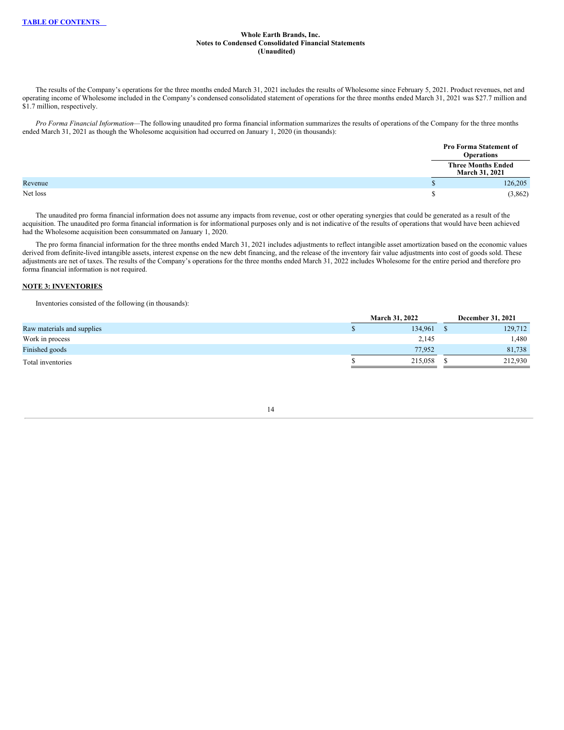The results of the Company's operations for the three months ended March 31, 2021 includes the results of Wholesome since February 5, 2021. Product revenues, net and operating income of Wholesome included in the Company's condensed consolidated statement of operations for the three months ended March 31, 2021 was $27.7 million and $1.7 million, respectively.

*Pro Forma Financial Information*—The following unaudited pro forma financial information summarizes the results of operations of the Company for the three months ended March 31, 2021 as though the Wholesome acquisition had occurred on January 1, 2020 (in thousands):

| | Pro Forma Statement of Operations |
|---|---|
| | Three Months Ended March 31, 2021 |
| Revenue | $ 126,205 |
| Net loss | $ (3,862) |

The unaudited pro forma financial information does not assume any impacts from revenue, cost or other operating synergies that could be generated as a result of the acquisition. The unaudited pro forma financial information is for informational purposes only and is not indicative of the results of operations that would have been achieved had the Wholesome acquisition been consummated on January 1, 2020.

The pro forma financial information for the three months ended March 31, 2021 includes adjustments to reflect intangible asset amortization based on the economic values derived from definite-lived intangible assets, interest expense on the new debt financing, and the release of the inventory fair value adjustments into cost of goods sold. These adjustments are net of taxes. The results of the Company's operations for the three months ended March 31, 2022 includes Wholesome for the entire period and therefore pro forma financial information is not required.

## NOTE 3: INVENTORIES

Inventories consisted of the following (in thousands):

| | March 31, 2022 | December 31, 2021 |
|---|---|---|
| Raw materials and supplies | $ 134,961 | $ 129,712 |
| Work in process | 2,145 | 1,480 |
| Finished goods | 77,952 | 81,738 |
| Total inventories | $ 215,058 | $ 212,930 |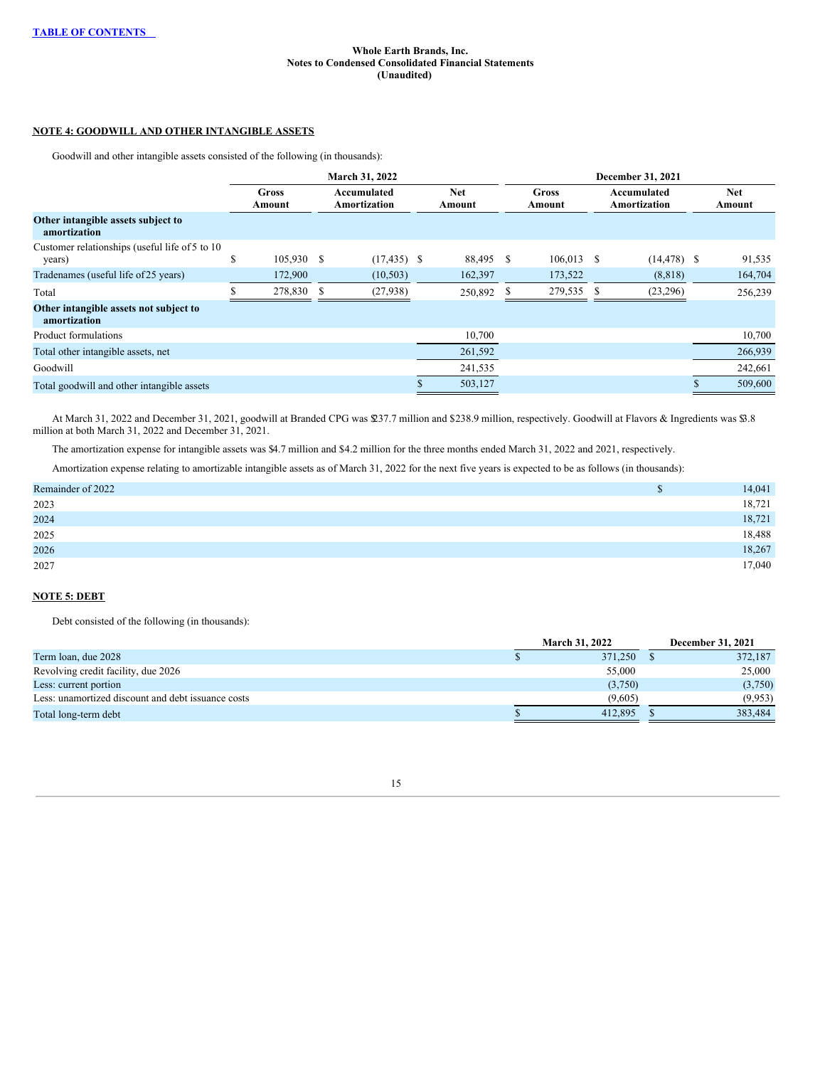Whole Earth Brands, Inc.
Notes to Condensed Consolidated Financial Statements
(Unaudited)

## NOTE 4: GOODWILL AND OTHER INTANGIBLE ASSETS

Goodwill and other intangible assets consisted of the following (in thousands):

| | March 31, 2022 | | | December 31, 2021 | | |
|---|---|---|---|---|---|---|
| | Gross Amount | Accumulated Amortization | Net Amount | Gross Amount | Accumulated Amortization | Net Amount |
| **Other intangible assets subject to amortization** | | | | | | |
| Customer relationships (useful life of 5 to 10 years) | $ 105,930 | $ (17,435) | $ 88,495 | $ 106,013 | $ (14,478) | $ 91,535 |
| Tradenames (useful life of 25 years) | 172,900 | (10,503) | 162,397 | 173,522 | (8,818) | 164,704 |
| Total | $ 278,830 | $ (27,938) | 250,892 | $ 279,535 | $ (23,296) | 256,239 |
| **Other intangible assets not subject to amortization** | | | | | | |
| Product formulations | | | 10,700 | | | 10,700 |
| Total other intangible assets, net | | | 261,592 | | | 266,939 |
| Goodwill | | | 241,535 | | | 242,661 |
| Total goodwill and other intangible assets | | | $ 503,127 | | | $ 509,600 |

At March 31, 2022 and December 31, 2021, goodwill at Branded CPG was $237.7 million and $238.9 million, respectively. Goodwill at Flavors & Ingredients was $3.8 million at both March 31, 2022 and December 31, 2021.

The amortization expense for intangible assets was $4.7 million and $4.2 million for the three months ended March 31, 2022 and 2021, respectively.

Amortization expense relating to amortizable intangible assets as of March 31, 2022 for the next five years is expected to be as follows (in thousands):

| | |
|---|---|
| Remainder of 2022 | $ 14,041 |
| 2023 | 18,721 |
| 2024 | 18,721 |
| 2025 | 18,488 |
| 2026 | 18,267 |
| 2027 | 17,040 |

## NOTE 5: DEBT

Debt consisted of the following (in thousands):

| | March 31, 2022 | December 31, 2021 |
|---|---|---|
| Term loan, due 2028 | $ 371,250 | $ 372,187 |
| Revolving credit facility, due 2026 | 55,000 | 25,000 |
| Less: current portion | (3,750) | (3,750) |
| Less: unamortized discount and debt issuance costs | (9,605) | (9,953) |
| Total long-term debt | $ 412,895 | $ 383,484 |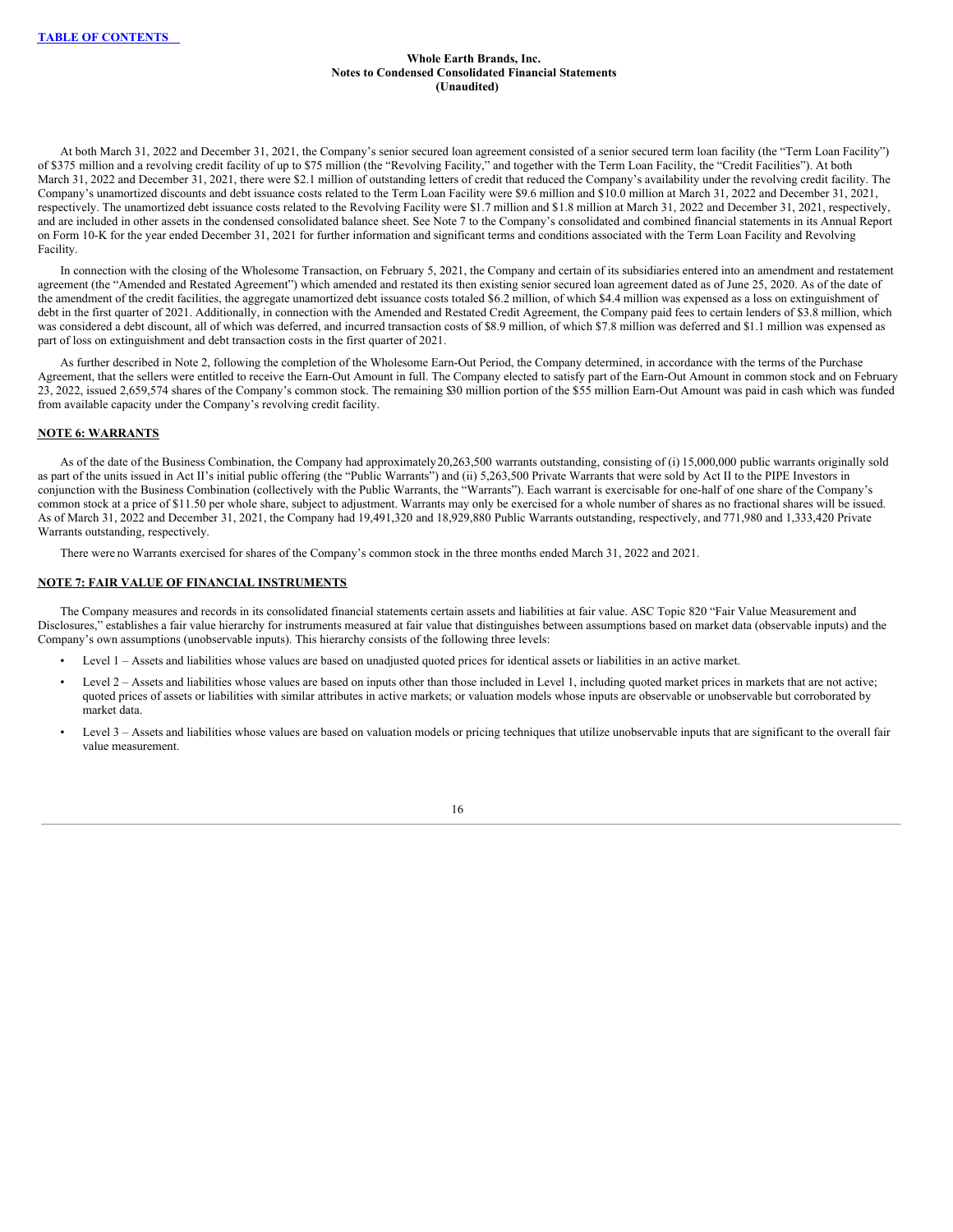At both March 31, 2022 and December 31, 2021, the Company's senior secured loan agreement consisted of a senior secured term loan facility (the "Term Loan Facility") of $375 million and a revolving credit facility of up to $75 million (the "Revolving Facility," and together with the Term Loan Facility, the "Credit Facilities"). At both March 31, 2022 and December 31, 2021, there were $2.1 million of outstanding letters of credit that reduced the Company's availability under the revolving credit facility. The Company's unamortized discounts and debt issuance costs related to the Term Loan Facility were $9.6 million and $10.0 million at March 31, 2022 and December 31, 2021, respectively. The unamortized debt issuance costs related to the Revolving Facility were $1.7 million and $1.8 million at March 31, 2022 and December 31, 2021, respectively, and are included in other assets in the condensed consolidated balance sheet. See Note 7 to the Company's consolidated and combined financial statements in its Annual Report on Form 10-K for the year ended December 31, 2021 for further information and significant terms and conditions associated with the Term Loan Facility and Revolving Facility.

In connection with the closing of the Wholesome Transaction, on February 5, 2021, the Company and certain of its subsidiaries entered into an amendment and restatement agreement (the "Amended and Restated Agreement") which amended and restated its then existing senior secured loan agreement dated as of June 25, 2020. As of the date of the amendment of the credit facilities, the aggregate unamortized debt issuance costs totaled $6.2 million, of which $4.4 million was expensed as a loss on extinguishment of debt in the first quarter of 2021. Additionally, in connection with the Amended and Restated Credit Agreement, the Company paid fees to certain lenders of $3.8 million, which was considered a debt discount, all of which was deferred, and incurred transaction costs of $8.9 million, of which $7.8 million was deferred and $1.1 million was expensed as part of loss on extinguishment and debt transaction costs in the first quarter of 2021.

As further described in Note 2, following the completion of the Wholesome Earn-Out Period, the Company determined, in accordance with the terms of the Purchase Agreement, that the sellers were entitled to receive the Earn-Out Amount in full. The Company elected to satisfy part of the Earn-Out Amount in common stock and on February 23, 2022, issued 2,659,574 shares of the Company's common stock. The remaining $30 million portion of the $55 million Earn-Out Amount was paid in cash which was funded from available capacity under the Company's revolving credit facility.

## NOTE 6: WARRANTS

As of the date of the Business Combination, the Company had approximately 20,263,500 warrants outstanding, consisting of (i) 15,000,000 public warrants originally sold as part of the units issued in Act II's initial public offering (the "Public Warrants") and (ii) 5,263,500 Private Warrants that were sold by Act II to the PIPE Investors in conjunction with the Business Combination (collectively with the Public Warrants, the "Warrants"). Each warrant is exercisable for one-half of one share of the Company's common stock at a price of $11.50 per whole share, subject to adjustment. Warrants may only be exercised for a whole number of shares as no fractional shares will be issued. As of March 31, 2022 and December 31, 2021, the Company had 19,491,320 and 18,929,880 Public Warrants outstanding, respectively, and 771,980 and 1,333,420 Private Warrants outstanding, respectively.

There were no Warrants exercised for shares of the Company's common stock in the three months ended March 31, 2022 and 2021.

## NOTE 7: FAIR VALUE OF FINANCIAL INSTRUMENTS

The Company measures and records in its consolidated financial statements certain assets and liabilities at fair value. ASC Topic 820 "Fair Value Measurement and Disclosures," establishes a fair value hierarchy for instruments measured at fair value that distinguishes between assumptions based on market data (observable inputs) and the Company's own assumptions (unobservable inputs). This hierarchy consists of the following three levels:

- Level 1 – Assets and liabilities whose values are based on unadjusted quoted prices for identical assets or liabilities in an active market.
- Level 2 – Assets and liabilities whose values are based on inputs other than those included in Level 1, including quoted market prices in markets that are not active; quoted prices of assets or liabilities with similar attributes in active markets; or valuation models whose inputs are observable or unobservable but corroborated by market data.
- Level 3 – Assets and liabilities whose values are based on valuation models or pricing techniques that utilize unobservable inputs that are significant to the overall fair value measurement.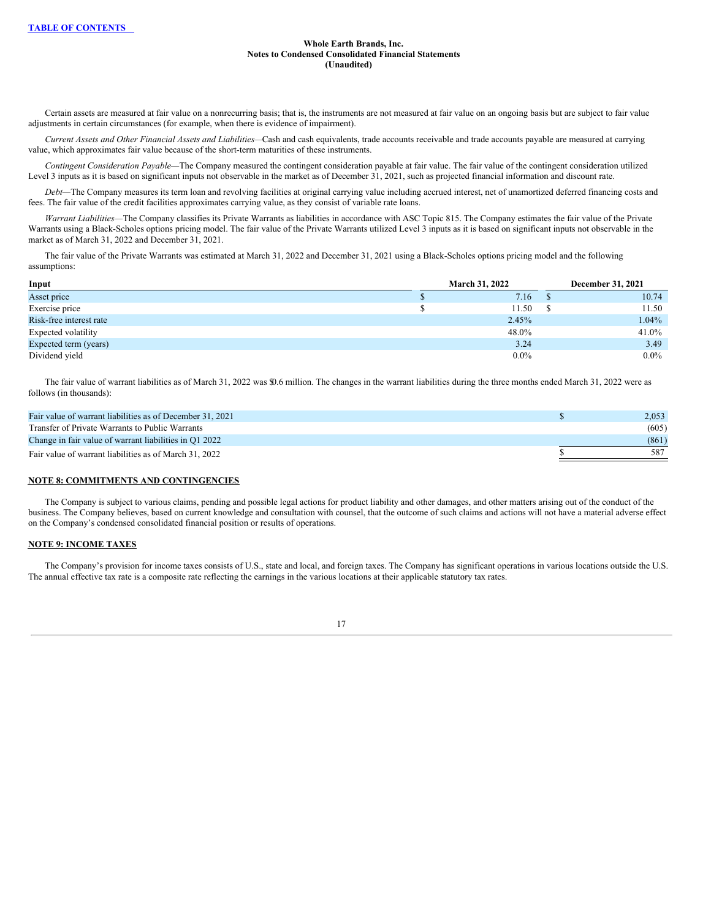Certain assets are measured at fair value on a nonrecurring basis; that is, the instruments are not measured at fair value on an ongoing basis but are subject to fair value adjustments in certain circumstances (for example, when there is evidence of impairment).

*Current Assets and Other Financial Assets and Liabilities*—Cash and cash equivalents, trade accounts receivable and trade accounts payable are measured at carrying value, which approximates fair value because of the short-term maturities of these instruments.

*Contingent Consideration Payable*—The Company measured the contingent consideration payable at fair value. The fair value of the contingent consideration utilized Level 3 inputs as it is based on significant inputs not observable in the market as of December 31, 2021, such as projected financial information and discount rate.

*Debt*—The Company measures its term loan and revolving facilities at original carrying value including accrued interest, net of unamortized deferred financing costs and fees. The fair value of the credit facilities approximates carrying value, as they consist of variable rate loans.

*Warrant Liabilities*—The Company classifies its Private Warrants as liabilities in accordance with ASC Topic 815. The Company estimates the fair value of the Private Warrants using a Black-Scholes options pricing model. The fair value of the Private Warrants utilized Level 3 inputs as it is based on significant inputs not observable in the market as of March 31, 2022 and December 31, 2021.

The fair value of the Private Warrants was estimated at March 31, 2022 and December 31, 2021 using a Black-Scholes options pricing model and the following assumptions:

| Input | March 31, 2022 | December 31, 2021 |
|---|---|---|
| Asset price | $ 7.16 | $ 10.74 |
| Exercise price | $ 11.50 | $ 11.50 |
| Risk-free interest rate | 2.45% | 1.04% |
| Expected volatility | 48.0% | 41.0% |
| Expected term (years) | 3.24 | 3.49 |
| Dividend yield | 0.0% | 0.0% |

The fair value of warrant liabilities as of March 31, 2022 was $0.6 million. The changes in the warrant liabilities during the three months ended March 31, 2022 were as follows (in thousands):

| | |
|---|---|
| Fair value of warrant liabilities as of December 31, 2021 | $ 2,053 |
| Transfer of Private Warrants to Public Warrants | (605) |
| Change in fair value of warrant liabilities in Q1 2022 | (861) |
| Fair value of warrant liabilities as of March 31, 2022 | $ 587 |

## NOTE 8: COMMITMENTS AND CONTINGENCIES

The Company is subject to various claims, pending and possible legal actions for product liability and other damages, and other matters arising out of the conduct of the business. The Company believes, based on current knowledge and consultation with counsel, that the outcome of such claims and actions will not have a material adverse effect on the Company's condensed consolidated financial position or results of operations.

## NOTE 9: INCOME TAXES

The Company's provision for income taxes consists of U.S., state and local, and foreign taxes. The Company has significant operations in various locations outside the U.S. The annual effective tax rate is a composite rate reflecting the earnings in the various locations at their applicable statutory tax rates.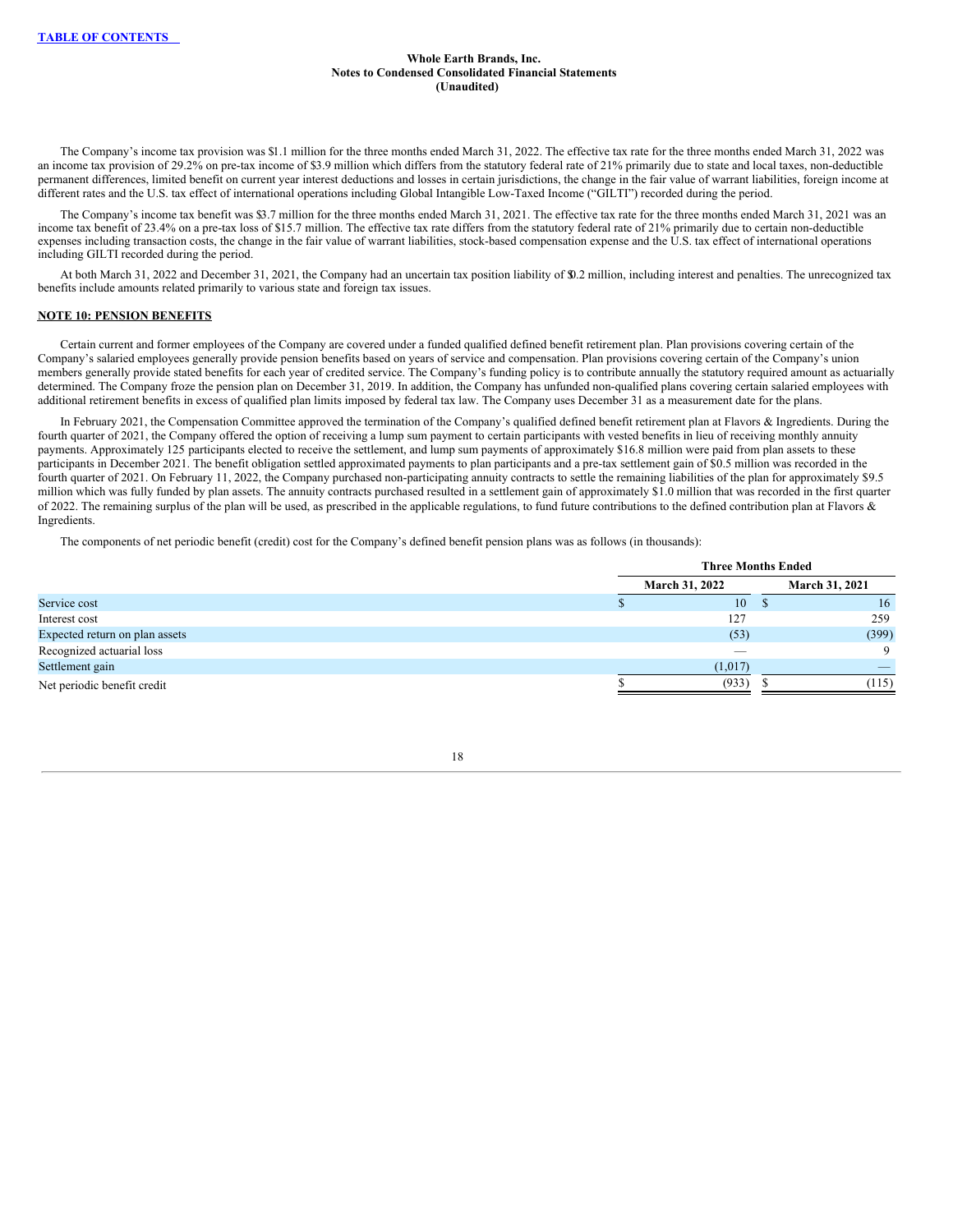The Company's income tax provision was $1.1 million for the three months ended March 31, 2022. The effective tax rate for the three months ended March 31, 2022 was an income tax provision of 29.2% on pre-tax income of $3.9 million which differs from the statutory federal rate of 21% primarily due to state and local taxes, non-deductible permanent differences, limited benefit on current year interest deductions and losses in certain jurisdictions, the change in the fair value of warrant liabilities, foreign income at different rates and the U.S. tax effect of international operations including Global Intangible Low-Taxed Income ("GILTI") recorded during the period.

The Company's income tax benefit was $3.7 million for the three months ended March 31, 2021. The effective tax rate for the three months ended March 31, 2021 was an income tax benefit of 23.4% on a pre-tax loss of $15.7 million. The effective tax rate differs from the statutory federal rate of 21% primarily due to certain non-deductible expenses including transaction costs, the change in the fair value of warrant liabilities, stock-based compensation expense and the U.S. tax effect of international operations including GILTI recorded during the period.

At both March 31, 2022 and December 31, 2021, the Company had an uncertain tax position liability of $0.2 million, including interest and penalties. The unrecognized tax benefits include amounts related primarily to various state and foreign tax issues.

## NOTE 10: PENSION BENEFITS

Certain current and former employees of the Company are covered under a funded qualified defined benefit retirement plan. Plan provisions covering certain of the Company's salaried employees generally provide pension benefits based on years of service and compensation. Plan provisions covering certain of the Company's union members generally provide stated benefits for each year of credited service. The Company's funding policy is to contribute annually the statutory required amount as actuarially determined. The Company froze the pension plan on December 31, 2019. In addition, the Company has unfunded non-qualified plans covering certain salaried employees with additional retirement benefits in excess of qualified plan limits imposed by federal tax law. The Company uses December 31 as a measurement date for the plans.

In February 2021, the Compensation Committee approved the termination of the Company's qualified defined benefit retirement plan at Flavors & Ingredients. During the fourth quarter of 2021, the Company offered the option of receiving a lump sum payment to certain participants with vested benefits in lieu of receiving monthly annuity payments. Approximately 125 participants elected to receive the settlement, and lump sum payments of approximately $16.8 million were paid from plan assets to these participants in December 2021. The benefit obligation settled approximated payments to plan participants and a pre-tax settlement gain of $0.5 million was recorded in the fourth quarter of 2021. On February 11, 2022, the Company purchased non-participating annuity contracts to settle the remaining liabilities of the plan for approximately $9.5 million which was fully funded by plan assets. The annuity contracts purchased resulted in a settlement gain of approximately $1.0 million that was recorded in the first quarter of 2022. The remaining surplus of the plan will be used, as prescribed in the applicable regulations, to fund future contributions to the defined contribution plan at Flavors & Ingredients.

The components of net periodic benefit (credit) cost for the Company's defined benefit pension plans was as follows (in thousands):

| | Three Months Ended | |
|---|---|---|
| | March 31, 2022 | March 31, 2021 |
| Service cost | $ 10 | $ 16 |
| Interest cost | 127 | 259 |
| Expected return on plan assets | (53) | (399) |
| Recognized actuarial loss | — | 9 |
| Settlement gain | (1,017) | — |
| Net periodic benefit credit | $ (933) | $ (115) |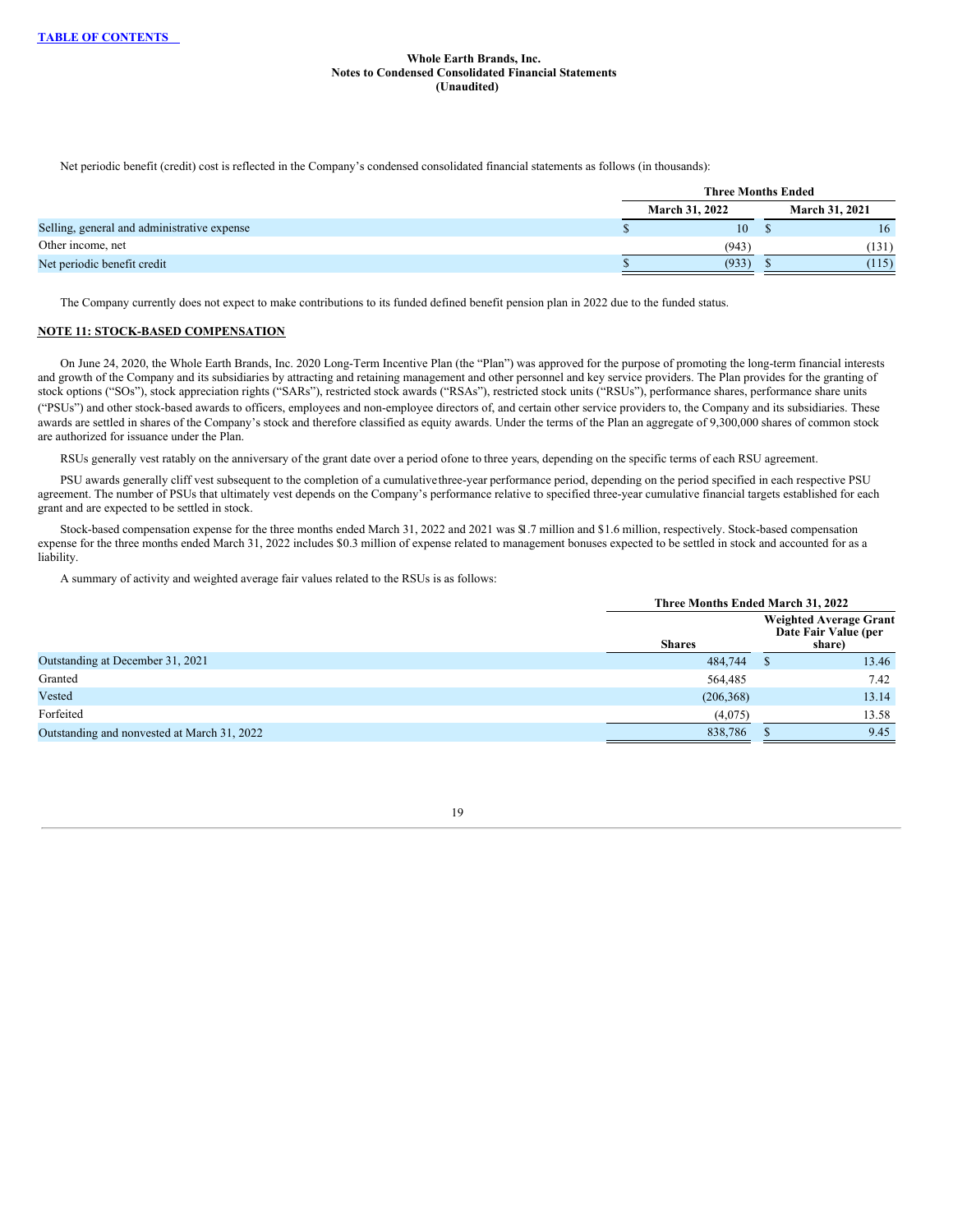Net periodic benefit (credit) cost is reflected in the Company's condensed consolidated financial statements as follows (in thousands):

| | Three Months Ended | |
|---|---|---|
| | March 31, 2022 | March 31, 2021 |
| Selling, general and administrative expense | $ 10 | $ 16 |
| Other income, net | (943) | (131) |
| Net periodic benefit credit | $ (933) | $ (115) |

The Company currently does not expect to make contributions to its funded defined benefit pension plan in 2022 due to the funded status.

**NOTE 11: STOCK-BASED COMPENSATION**

On June 24, 2020, the Whole Earth Brands, Inc. 2020 Long-Term Incentive Plan (the "Plan") was approved for the purpose of promoting the long-term financial interests and growth of the Company and its subsidiaries by attracting and retaining management and other personnel and key service providers. The Plan provides for the granting of stock options ("SOs"), stock appreciation rights ("SARs"), restricted stock awards ("RSAs"), restricted stock units ("RSUs"), performance shares, performance share units ("PSUs") and other stock-based awards to officers, employees and non-employee directors of, and certain other service providers to, the Company and its subsidiaries. These awards are settled in shares of the Company's stock and therefore classified as equity awards. Under the terms of the Plan an aggregate of 9,300,000 shares of common stock are authorized for issuance under the Plan.

RSUs generally vest ratably on the anniversary of the grant date over a period ofone to three years, depending on the specific terms of each RSU agreement.

PSU awards generally cliff vest subsequent to the completion of a cumulativethree-year performance period, depending on the period specified in each respective PSU agreement. The number of PSUs that ultimately vest depends on the Company's performance relative to specified three-year cumulative financial targets established for each grant and are expected to be settled in stock.

Stock-based compensation expense for the three months ended March 31, 2022 and 2021 was $1.7 million and $1.6 million, respectively. Stock-based compensation expense for the three months ended March 31, 2022 includes $0.3 million of expense related to management bonuses expected to be settled in stock and accounted for as a liability.

A summary of activity and weighted average fair values related to the RSUs is as follows:

| | Three Months Ended March 31, 2022 | |
|---|---|---|
| | Shares | Weighted Average Grant Date Fair Value (per share) |
| Outstanding at December 31, 2021 | 484,744 | $ 13.46 |
| Granted | 564,485 | 7.42 |
| Vested | (206,368) | 13.14 |
| Forfeited | (4,075) | 13.58 |
| Outstanding and nonvested at March 31, 2022 | 838,786 | $ 9.45 |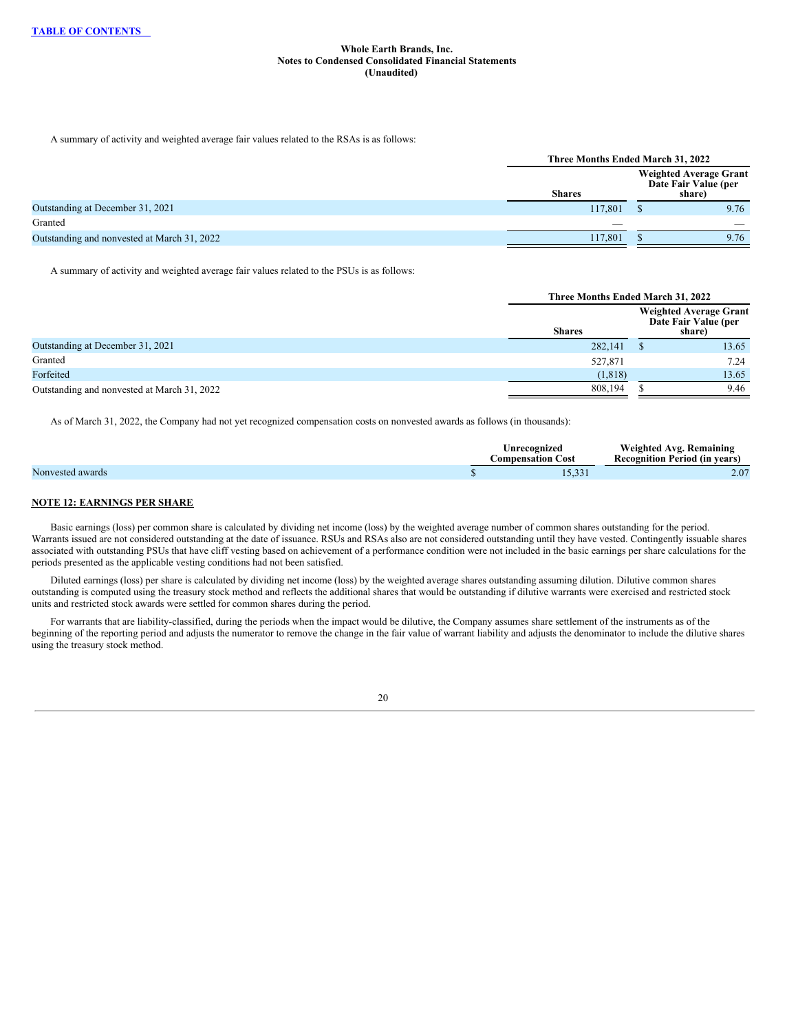A summary of activity and weighted average fair values related to the RSAs is as follows:

| | Three Months Ended March 31, 2022 | |
|---|---|---|
| | Shares | Weighted Average Grant Date Fair Value (per share) |
| Outstanding at December 31, 2021 | 117,801 | $ 9.76 |
| Granted | — | — |
| Outstanding and nonvested at March 31, 2022 | 117,801 | $ 9.76 |

A summary of activity and weighted average fair values related to the PSUs is as follows:

| | Three Months Ended March 31, 2022 | |
|---|---|---|
| | Shares | Weighted Average Grant Date Fair Value (per share) |
| Outstanding at December 31, 2021 | 282,141 | $ 13.65 |
| Granted | 527,871 | 7.24 |
| Forfeited | (1,818) | 13.65 |
| Outstanding and nonvested at March 31, 2022 | 808,194 | $ 9.46 |

As of March 31, 2022, the Company had not yet recognized compensation costs on nonvested awards as follows (in thousands):

| | Unrecognized Compensation Cost | Weighted Avg. Remaining Recognition Period (in years) |
|---|---|---|
| Nonvested awards | $ 15,331 | 2.07 |

## NOTE 12: EARNINGS PER SHARE

Basic earnings (loss) per common share is calculated by dividing net income (loss) by the weighted average number of common shares outstanding for the period. Warrants issued are not considered outstanding at the date of issuance. RSUs and RSAs also are not considered outstanding until they have vested. Contingently issuable shares associated with outstanding PSUs that have cliff vesting based on achievement of a performance condition were not included in the basic earnings per share calculations for the periods presented as the applicable vesting conditions had not been satisfied.

Diluted earnings (loss) per share is calculated by dividing net income (loss) by the weighted average shares outstanding assuming dilution. Dilutive common shares outstanding is computed using the treasury stock method and reflects the additional shares that would be outstanding if dilutive warrants were exercised and restricted stock units and restricted stock awards were settled for common shares during the period.

For warrants that are liability-classified, during the periods when the impact would be dilutive, the Company assumes share settlement of the instruments as of the beginning of the reporting period and adjusts the numerator to remove the change in the fair value of warrant liability and adjusts the denominator to include the dilutive shares using the treasury stock method.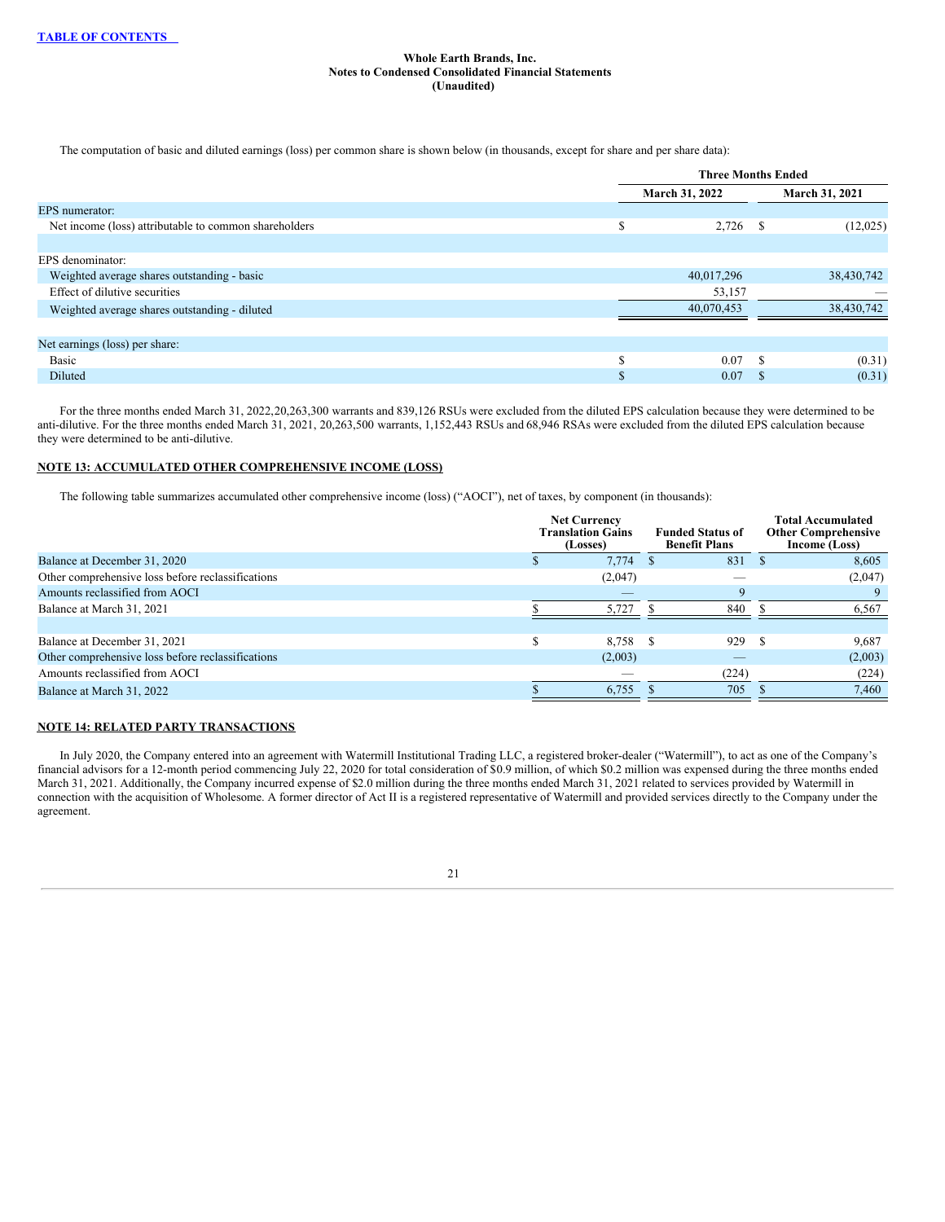The computation of basic and diluted earnings (loss) per common share is shown below (in thousands, except for share and per share data):

| | Three Months Ended | |
|---|---|---|
| | March 31, 2022 | March 31, 2021 |
| EPS numerator: | | |
| Net income (loss) attributable to common shareholders | $ 2,726 | $ (12,025) |
| | | |
| EPS denominator: | | |
| Weighted average shares outstanding - basic | 40,017,296 | 38,430,742 |
| Effect of dilutive securities | 53,157 | — |
| Weighted average shares outstanding - diluted | 40,070,453 | 38,430,742 |
| | | |
| Net earnings (loss) per share: | | |
| Basic | $ 0.07 | $ (0.31) |
| Diluted | $ 0.07 | $ (0.31) |

For the three months ended March 31, 2022,20,263,300 warrants and 839,126 RSUs were excluded from the diluted EPS calculation because they were determined to be anti-dilutive. For the three months ended March 31, 2021, 20,263,500 warrants, 1,152,443 RSUs and 68,946 RSAs were excluded from the diluted EPS calculation because they were determined to be anti-dilutive.

## NOTE 13: ACCUMULATED OTHER COMPREHENSIVE INCOME (LOSS)

The following table summarizes accumulated other comprehensive income (loss) ("AOCI"), net of taxes, by component (in thousands):

| | Net Currency Translation Gains (Losses) | Funded Status of Benefit Plans | Total Accumulated Other Comprehensive Income (Loss) |
|---|---|---|---|
| Balance at December 31, 2020 | $ 7,774 | $ 831 | $ 8,605 |
| Other comprehensive loss before reclassifications | (2,047) | — | (2,047) |
| Amounts reclassified from AOCI | — | 9 | 9 |
| Balance at March 31, 2021 | $ 5,727 | $ 840 | $ 6,567 |
| | | | |
| Balance at December 31, 2021 | $ 8,758 | $ 929 | $ 9,687 |
| Other comprehensive loss before reclassifications | (2,003) | — | (2,003) |
| Amounts reclassified from AOCI | — | (224) | (224) |
| Balance at March 31, 2022 | $ 6,755 | $ 705 | $ 7,460 |

## NOTE 14: RELATED PARTY TRANSACTIONS

In July 2020, the Company entered into an agreement with Watermill Institutional Trading LLC, a registered broker-dealer ("Watermill"), to act as one of the Company's financial advisors for a 12-month period commencing July 22, 2020 for total consideration of $0.9 million, of which $0.2 million was expensed during the three months ended March 31, 2021. Additionally, the Company incurred expense of $2.0 million during the three months ended March 31, 2021 related to services provided by Watermill in connection with the acquisition of Wholesome. A former director of Act II is a registered representative of Watermill and provided services directly to the Company under the agreement.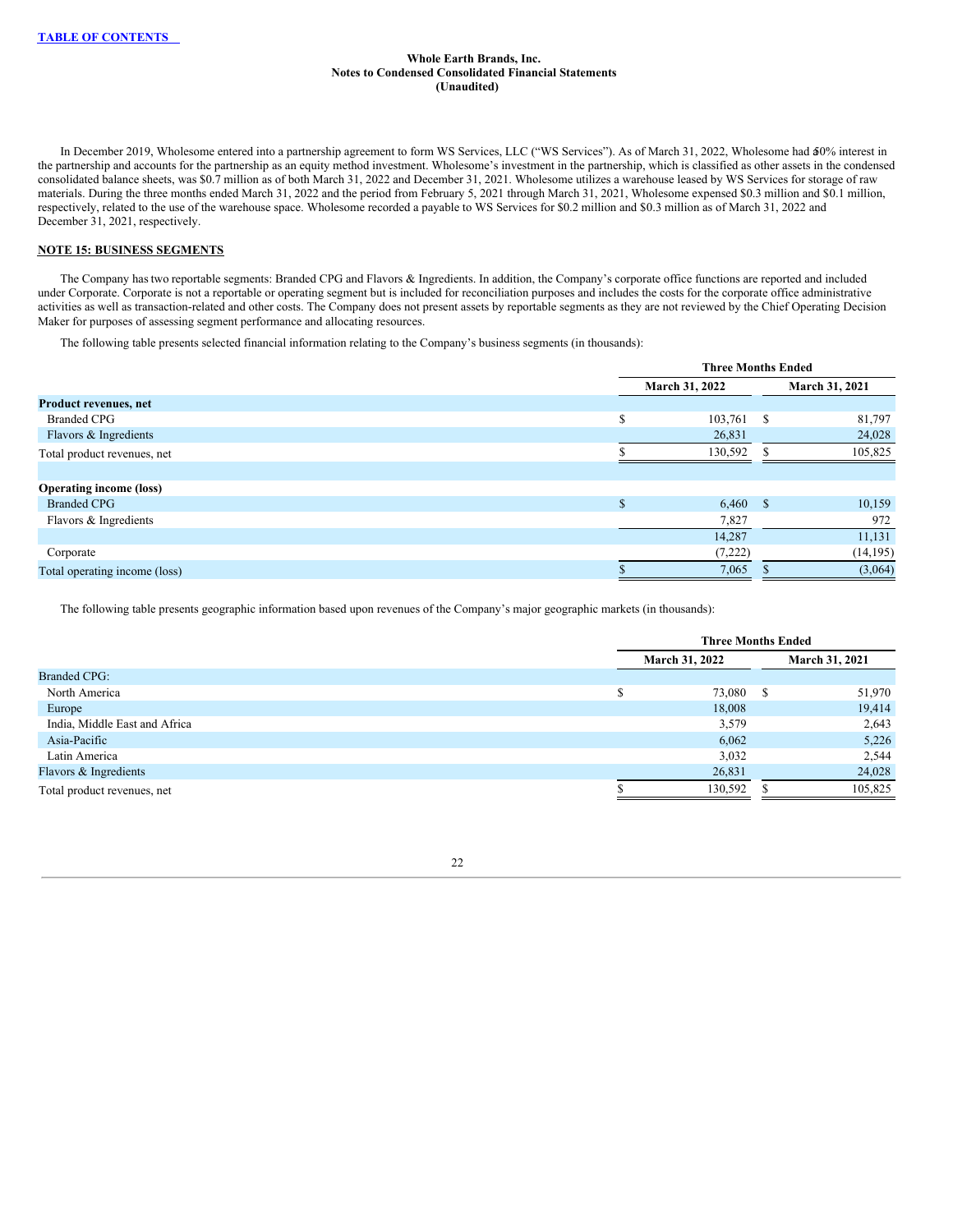In December 2019, Wholesome entered into a partnership agreement to form WS Services, LLC ("WS Services"). As of March 31, 2022, Wholesome had 50% interest in the partnership and accounts for the partnership as an equity method investment. Wholesome's investment in the partnership, which is classified as other assets in the condensed consolidated balance sheets, was $0.7 million as of both March 31, 2022 and December 31, 2021. Wholesome utilizes a warehouse leased by WS Services for storage of raw materials. During the three months ended March 31, 2022 and the period from February 5, 2021 through March 31, 2021, Wholesome expensed $0.3 million and $0.1 million, respectively, related to the use of the warehouse space. Wholesome recorded a payable to WS Services for $0.2 million and $0.3 million as of March 31, 2022 and December 31, 2021, respectively.

## NOTE 15: BUSINESS SEGMENTS

The Company has two reportable segments: Branded CPG and Flavors & Ingredients. In addition, the Company's corporate office functions are reported and included under Corporate. Corporate is not a reportable or operating segment but is included for reconciliation purposes and includes the costs for the corporate office administrative activities as well as transaction-related and other costs. The Company does not present assets by reportable segments as they are not reviewed by the Chief Operating Decision Maker for purposes of assessing segment performance and allocating resources.

The following table presents selected financial information relating to the Company's business segments (in thousands):

| | Three Months Ended | |
|---|---|---|
| | March 31, 2022 | March 31, 2021 |
| **Product revenues, net** | | |
| Branded CPG | $ 103,761 | $ 81,797 |
| Flavors & Ingredients | 26,831 | 24,028 |
| Total product revenues, net | $ 130,592 | $ 105,825 |
| | | |
| **Operating income (loss)** | | |
| Branded CPG | $ 6,460 | $ 10,159 |
| Flavors & Ingredients | 7,827 | 972 |
| | 14,287 | 11,131 |
| Corporate | (7,222) | (14,195) |
| Total operating income (loss) | $ 7,065 | $ (3,064) |

The following table presents geographic information based upon revenues of the Company's major geographic markets (in thousands):

| | Three Months Ended | |
|---|---|---|
| | March 31, 2022 | March 31, 2021 |
| Branded CPG: | | |
| North America | $ 73,080 | $ 51,970 |
| Europe | 18,008 | 19,414 |
| India, Middle East and Africa | 3,579 | 2,643 |
| Asia-Pacific | 6,062 | 5,226 |
| Latin America | 3,032 | 2,544 |
| Flavors & Ingredients | 26,831 | 24,028 |
| Total product revenues, net | $ 130,592 | $ 105,825 |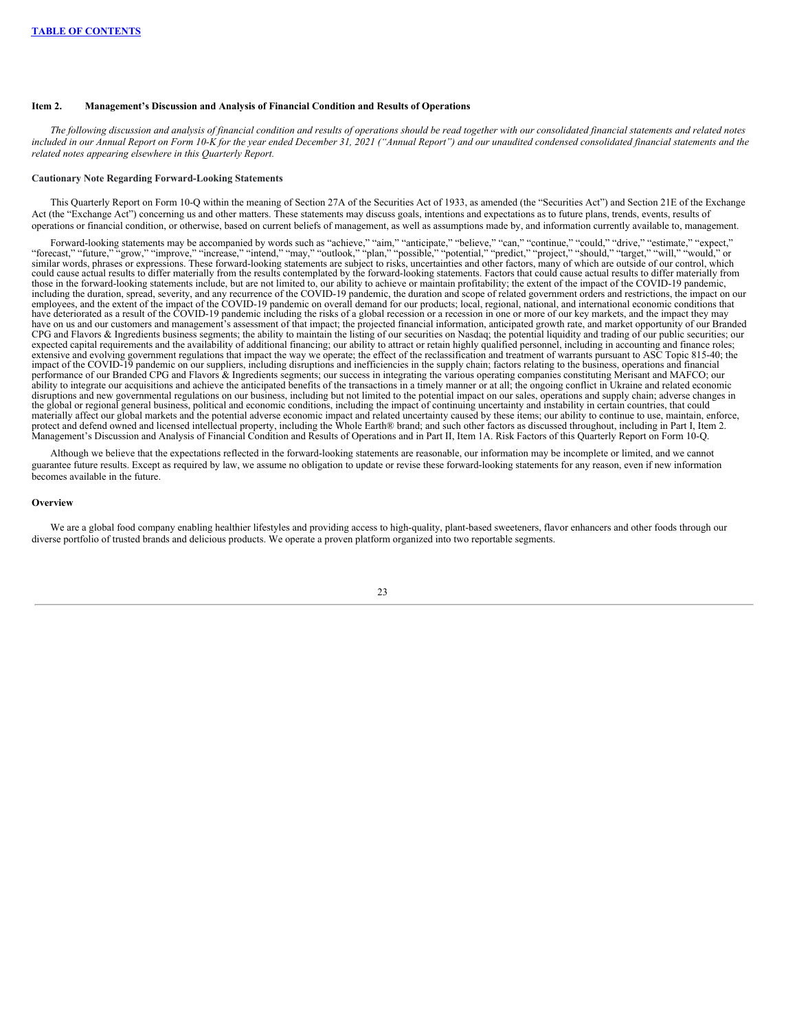## Item 2. Management's Discussion and Analysis of Financial Condition and Results of Operations

*The following discussion and analysis of financial condition and results of operations should be read together with our consolidated financial statements and related notes included in our Annual Report on Form 10-K for the year ended December 31, 2021 ("Annual Report") and our unaudited condensed consolidated financial statements and the related notes appearing elsewhere in this Quarterly Report.*

### Cautionary Note Regarding Forward-Looking Statements

This Quarterly Report on Form 10-Q within the meaning of Section 27A of the Securities Act of 1933, as amended (the "Securities Act") and Section 21E of the Exchange Act (the "Exchange Act") concerning us and other matters. These statements may discuss goals, intentions and expectations as to future plans, trends, events, results of operations or financial condition, or otherwise, based on current beliefs of management, as well as assumptions made by, and information currently available to, management.

Forward-looking statements may be accompanied by words such as "achieve," "aim," "anticipate," "believe," "can," "continue," "could," "drive," "estimate," "expect," "forecast," "future," "grow," "improve," "increase," "intend," "may," "outlook," "plan," "possible," "potential," "predict," "project," "should," "target," "will," "would," or similar words, phrases or expressions. These forward-looking statements are subject to risks, uncertainties and other factors, many of which are outside of our control, which could cause actual results to differ materially from the results contemplated by the forward-looking statements. Factors that could cause actual results to differ materially from those in the forward-looking statements include, but are not limited to, our ability to achieve or maintain profitability; the extent of the impact of the COVID-19 pandemic, including the duration, spread, severity, and any recurrence of the COVID-19 pandemic, the duration and scope of related government orders and restrictions, the impact on our employees, and the extent of the impact of the COVID-19 pandemic on overall demand for our products; local, regional, national, and international economic conditions that have deteriorated as a result of the COVID-19 pandemic including the risks of a global recession or a recession in one or more of our key markets, and the impact they may have on us and our customers and management's assessment of that impact; the projected financial information, anticipated growth rate, and market opportunity of our Branded CPG and Flavors & Ingredients business segments; the ability to maintain the listing of our securities on Nasdaq; the potential liquidity and trading of our public securities; our expected capital requirements and the availability of additional financing; our ability to attract or retain highly qualified personnel, including in accounting and finance roles; extensive and evolving government regulations that impact the way we operate; the effect of the reclassification and treatment of warrants pursuant to ASC Topic 815-40; the impact of the COVID-19 pandemic on our suppliers, including disruptions and inefficiencies in the supply chain; factors relating to the business, operations and financial performance of our Branded CPG and Flavors & Ingredients segments; our success in integrating the various operating companies constituting Merisant and MAFCO; our ability to integrate our acquisitions and achieve the anticipated benefits of the transactions in a timely manner or at all; the ongoing conflict in Ukraine and related economic disruptions and new governmental regulations on our business, including but not limited to the potential impact on our sales, operations and supply chain; adverse changes in the global or regional general business, political and economic conditions, including the impact of continuing uncertainty and instability in certain countries, that could materially affect our global markets and the potential adverse economic impact and related uncertainty caused by these items; our ability to continue to use, maintain, enforce, protect and defend owned and licensed intellectual property, including the Whole Earth® brand; and such other factors as discussed throughout, including in Part I, Item 2. Management's Discussion and Analysis of Financial Condition and Results of Operations and in Part II, Item 1A. Risk Factors of this Quarterly Report on Form 10-Q.

Although we believe that the expectations reflected in the forward-looking statements are reasonable, our information may be incomplete or limited, and we cannot guarantee future results. Except as required by law, we assume no obligation to update or revise these forward-looking statements for any reason, even if new information becomes available in the future.

### Overview

We are a global food company enabling healthier lifestyles and providing access to high-quality, plant-based sweeteners, flavor enhancers and other foods through our diverse portfolio of trusted brands and delicious products. We operate a proven platform organized into two reportable segments.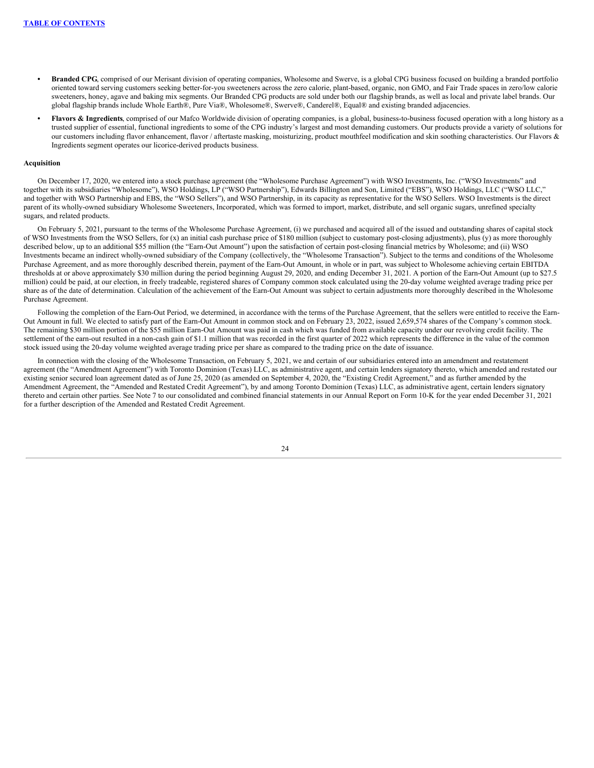- **Branded CPG**, comprised of our Merisant division of operating companies, Wholesome and Swerve, is a global CPG business focused on building a branded portfolio oriented toward serving customers seeking better-for-you sweeteners across the zero calorie, plant-based, organic, non GMO, and Fair Trade spaces in zero/low calorie sweeteners, honey, agave and baking mix segments. Our Branded CPG products are sold under both our flagship brands, as well as local and private label brands. Our global flagship brands include Whole Earth®, Pure Via®, Wholesome®, Swerve®, Canderel®, Equal® and existing branded adjacencies.
- **Flavors & Ingredients**, comprised of our Mafco Worldwide division of operating companies, is a global, business-to-business focused operation with a long history as a trusted supplier of essential, functional ingredients to some of the CPG industry's largest and most demanding customers. Our products provide a variety of solutions for our customers including flavor enhancement, flavor / aftertaste masking, moisturizing, product mouthfeel modification and skin soothing characteristics. Our Flavors & Ingredients segment operates our licorice-derived products business.

**Acquisition**

On December 17, 2020, we entered into a stock purchase agreement (the "Wholesome Purchase Agreement") with WSO Investments, Inc. ("WSO Investments" and together with its subsidiaries "Wholesome"), WSO Holdings, LP ("WSO Partnership"), Edwards Billington and Son, Limited ("EBS"), WSO Holdings, LLC ("WSO LLC," and together with WSO Partnership and EBS, the "WSO Sellers"), and WSO Partnership, in its capacity as representative for the WSO Sellers. WSO Investments is the direct parent of its wholly-owned subsidiary Wholesome Sweeteners, Incorporated, which was formed to import, market, distribute, and sell organic sugars, unrefined specialty sugars, and related products.

On February 5, 2021, pursuant to the terms of the Wholesome Purchase Agreement, (i) we purchased and acquired all of the issued and outstanding shares of capital stock of WSO Investments from the WSO Sellers, for (x) an initial cash purchase price of $180 million (subject to customary post-closing adjustments), plus (y) as more thoroughly described below, up to an additional $55 million (the "Earn-Out Amount") upon the satisfaction of certain post-closing financial metrics by Wholesome; and (ii) WSO Investments became an indirect wholly-owned subsidiary of the Company (collectively, the "Wholesome Transaction"). Subject to the terms and conditions of the Wholesome Purchase Agreement, and as more thoroughly described therein, payment of the Earn-Out Amount, in whole or in part, was subject to Wholesome achieving certain EBITDA thresholds at or above approximately $30 million during the period beginning August 29, 2020, and ending December 31, 2021. A portion of the Earn-Out Amount (up to $27.5 million) could be paid, at our election, in freely tradeable, registered shares of Company common stock calculated using the 20-day volume weighted average trading price per share as of the date of determination. Calculation of the achievement of the Earn-Out Amount was subject to certain adjustments more thoroughly described in the Wholesome Purchase Agreement.

Following the completion of the Earn-Out Period, we determined, in accordance with the terms of the Purchase Agreement, that the sellers were entitled to receive the Earn-Out Amount in full. We elected to satisfy part of the Earn-Out Amount in common stock and on February 23, 2022, issued 2,659,574 shares of the Company's common stock. The remaining $30 million portion of the $55 million Earn-Out Amount was paid in cash which was funded from available capacity under our revolving credit facility. The settlement of the earn-out resulted in a non-cash gain of $1.1 million that was recorded in the first quarter of 2022 which represents the difference in the value of the common stock issued using the 20-day volume weighted average trading price per share as compared to the trading price on the date of issuance.

In connection with the closing of the Wholesome Transaction, on February 5, 2021, we and certain of our subsidiaries entered into an amendment and restatement agreement (the "Amendment Agreement") with Toronto Dominion (Texas) LLC, as administrative agent, and certain lenders signatory thereto, which amended and restated our existing senior secured loan agreement dated as of June 25, 2020 (as amended on September 4, 2020, the "Existing Credit Agreement," and as further amended by the Amendment Agreement, the "Amended and Restated Credit Agreement"), by and among Toronto Dominion (Texas) LLC, as administrative agent, certain lenders signatory thereto and certain other parties. See Note 7 to our consolidated and combined financial statements in our Annual Report on Form 10-K for the year ended December 31, 2021 for a further description of the Amended and Restated Credit Agreement.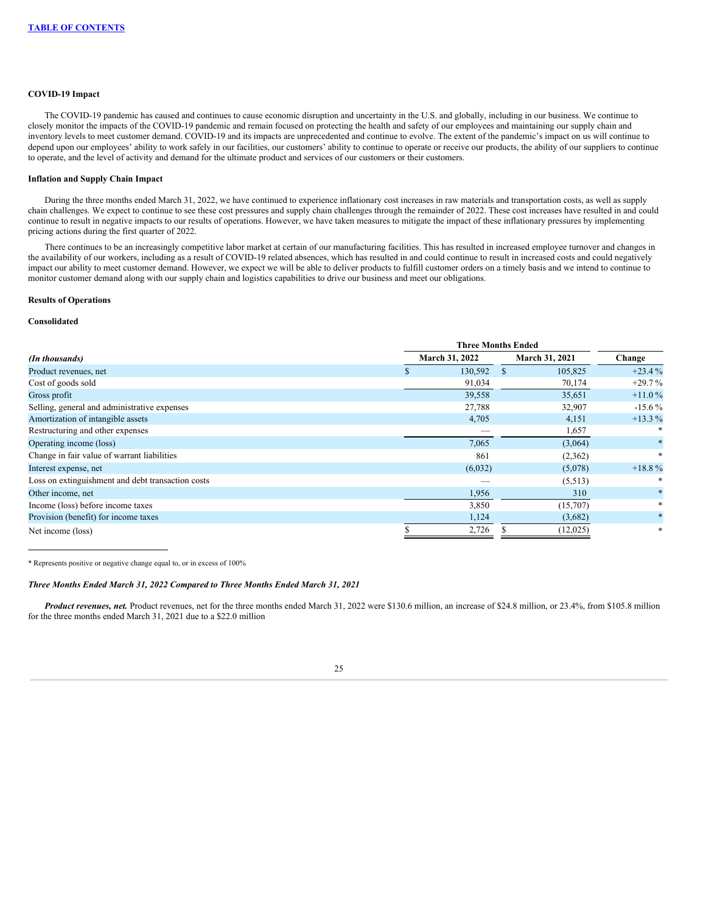**TABLE OF CONTENTS**

**COVID-19 Impact**

The COVID-19 pandemic has caused and continues to cause economic disruption and uncertainty in the U.S. and globally, including in our business. We continue to closely monitor the impacts of the COVID-19 pandemic and remain focused on protecting the health and safety of our employees and maintaining our supply chain and inventory levels to meet customer demand. COVID-19 and its impacts are unprecedented and continue to evolve. The extent of the pandemic's impact on us will continue to depend upon our employees' ability to work safely in our facilities, our customers' ability to continue to operate or receive our products, the ability of our suppliers to continue to operate, and the level of activity and demand for the ultimate product and services of our customers or their customers.

**Inflation and Supply Chain Impact**

During the three months ended March 31, 2022, we have continued to experience inflationary cost increases in raw materials and transportation costs, as well as supply chain challenges. We expect to continue to see these cost pressures and supply chain challenges through the remainder of 2022. These cost increases have resulted in and could continue to result in negative impacts to our results of operations. However, we have taken measures to mitigate the impact of these inflationary pressures by implementing pricing actions during the first quarter of 2022.

There continues to be an increasingly competitive labor market at certain of our manufacturing facilities. This has resulted in increased employee turnover and changes in the availability of our workers, including as a result of COVID-19 related absences, which has resulted in and could continue to result in increased costs and could negatively impact our ability to meet customer demand. However, we expect we will be able to deliver products to fulfill customer orders on a timely basis and we intend to continue to monitor customer demand along with our supply chain and logistics capabilities to drive our business and meet our obligations.

**Results of Operations**

**Consolidated**

| | Three Months Ended | | |
|---|---|---|---|
| *(In thousands)* | March 31, 2022 | March 31, 2021 | Change |
| Product revenues, net | $ 130,592 | $ 105,825 | +23.4 % |
| Cost of goods sold | 91,034 | 70,174 | +29.7 % |
| Gross profit | 39,558 | 35,651 | +11.0 % |
| Selling, general and administrative expenses | 27,788 | 32,907 | -15.6 % |
| Amortization of intangible assets | 4,705 | 4,151 | +13.3 % |
| Restructuring and other expenses | — | 1,657 | * |
| Operating income (loss) | 7,065 | (3,064) | * |
| Change in fair value of warrant liabilities | 861 | (2,362) | * |
| Interest expense, net | (6,032) | (5,078) | +18.8 % |
| Loss on extinguishment and debt transaction costs | — | (5,513) | * |
| Other income, net | 1,956 | 310 | * |
| Income (loss) before income taxes | 3,850 | (15,707) | * |
| Provision (benefit) for income taxes | 1,124 | (3,682) | * |
| Net income (loss) | $ 2,726 | $ (12,025) | * |

* Represents positive or negative change equal to, or in excess of 100%

***Three Months Ended March 31, 2022 Compared to Three Months Ended March 31, 2021***

***Product revenues, net.*** Product revenues, net for the three months ended March 31, 2022 were $130.6 million, an increase of $24.8 million, or 23.4%, from $105.8 million for the three months ended March 31, 2021 due to a $22.0 million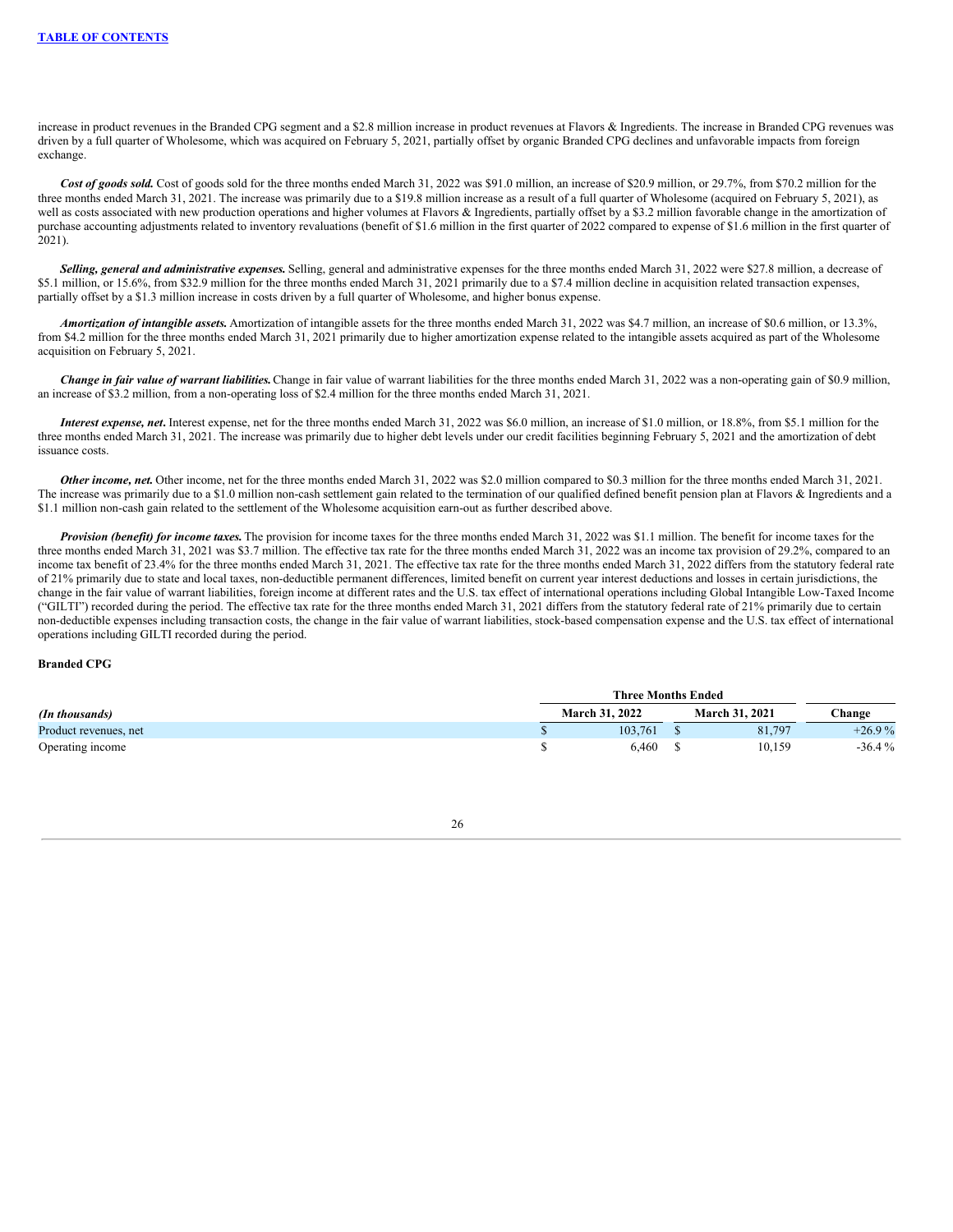increase in product revenues in the Branded CPG segment and a $2.8 million increase in product revenues at Flavors & Ingredients. The increase in Branded CPG revenues was driven by a full quarter of Wholesome, which was acquired on February 5, 2021, partially offset by organic Branded CPG declines and unfavorable impacts from foreign exchange.

***Cost of goods sold.*** Cost of goods sold for the three months ended March 31, 2022 was $91.0 million, an increase of $20.9 million, or 29.7%, from $70.2 million for the three months ended March 31, 2021. The increase was primarily due to a $19.8 million increase as a result of a full quarter of Wholesome (acquired on February 5, 2021), as well as costs associated with new production operations and higher volumes at Flavors & Ingredients, partially offset by a $3.2 million favorable change in the amortization of purchase accounting adjustments related to inventory revaluations (benefit of $1.6 million in the first quarter of 2022 compared to expense of $1.6 million in the first quarter of 2021).

***Selling, general and administrative expenses.*** Selling, general and administrative expenses for the three months ended March 31, 2022 were $27.8 million, a decrease of $5.1 million, or 15.6%, from $32.9 million for the three months ended March 31, 2021 primarily due to a $7.4 million decline in acquisition related transaction expenses, partially offset by a $1.3 million increase in costs driven by a full quarter of Wholesome, and higher bonus expense.

***Amortization of intangible assets.*** Amortization of intangible assets for the three months ended March 31, 2022 was $4.7 million, an increase of $0.6 million, or 13.3%, from $4.2 million for the three months ended March 31, 2021 primarily due to higher amortization expense related to the intangible assets acquired as part of the Wholesome acquisition on February 5, 2021.

***Change in fair value of warrant liabilities.*** Change in fair value of warrant liabilities for the three months ended March 31, 2022 was a non-operating gain of $0.9 million, an increase of $3.2 million, from a non-operating loss of $2.4 million for the three months ended March 31, 2021.

***Interest expense, net***. Interest expense, net for the three months ended March 31, 2022 was $6.0 million, an increase of $1.0 million, or 18.8%, from $5.1 million for the three months ended March 31, 2021. The increase was primarily due to higher debt levels under our credit facilities beginning February 5, 2021 and the amortization of debt issuance costs.

***Other income, net.*** Other income, net for the three months ended March 31, 2022 was $2.0 million compared to $0.3 million for the three months ended March 31, 2021. The increase was primarily due to a $1.0 million non-cash settlement gain related to the termination of our qualified defined benefit pension plan at Flavors & Ingredients and a $1.1 million non-cash gain related to the settlement of the Wholesome acquisition earn-out as further described above.

***Provision (benefit) for income taxes.*** The provision for income taxes for the three months ended March 31, 2022 was $1.1 million. The benefit for income taxes for the three months ended March 31, 2021 was $3.7 million. The effective tax rate for the three months ended March 31, 2022 was an income tax provision of 29.2%, compared to an income tax benefit of 23.4% for the three months ended March 31, 2021. The effective tax rate for the three months ended March 31, 2022 differs from the statutory federal rate of 21% primarily due to state and local taxes, non-deductible permanent differences, limited benefit on current year interest deductions and losses in certain jurisdictions, the change in the fair value of warrant liabilities, foreign income at different rates and the U.S. tax effect of international operations including Global Intangible Low-Taxed Income ("GILTI") recorded during the period. The effective tax rate for the three months ended March 31, 2021 differs from the statutory federal rate of 21% primarily due to certain non-deductible expenses including transaction costs, the change in the fair value of warrant liabilities, stock-based compensation expense and the U.S. tax effect of international operations including GILTI recorded during the period.

**Branded CPG**

| | Three Months Ended | | |
|---|---|---|---|
| *(In thousands)* | March 31, 2022 | March 31, 2021 | Change |
| Product revenues, net | $ 103,761 | $ 81,797 | +26.9 % |
| Operating income | $ 6,460 | $ 10,159 | -36.4 % |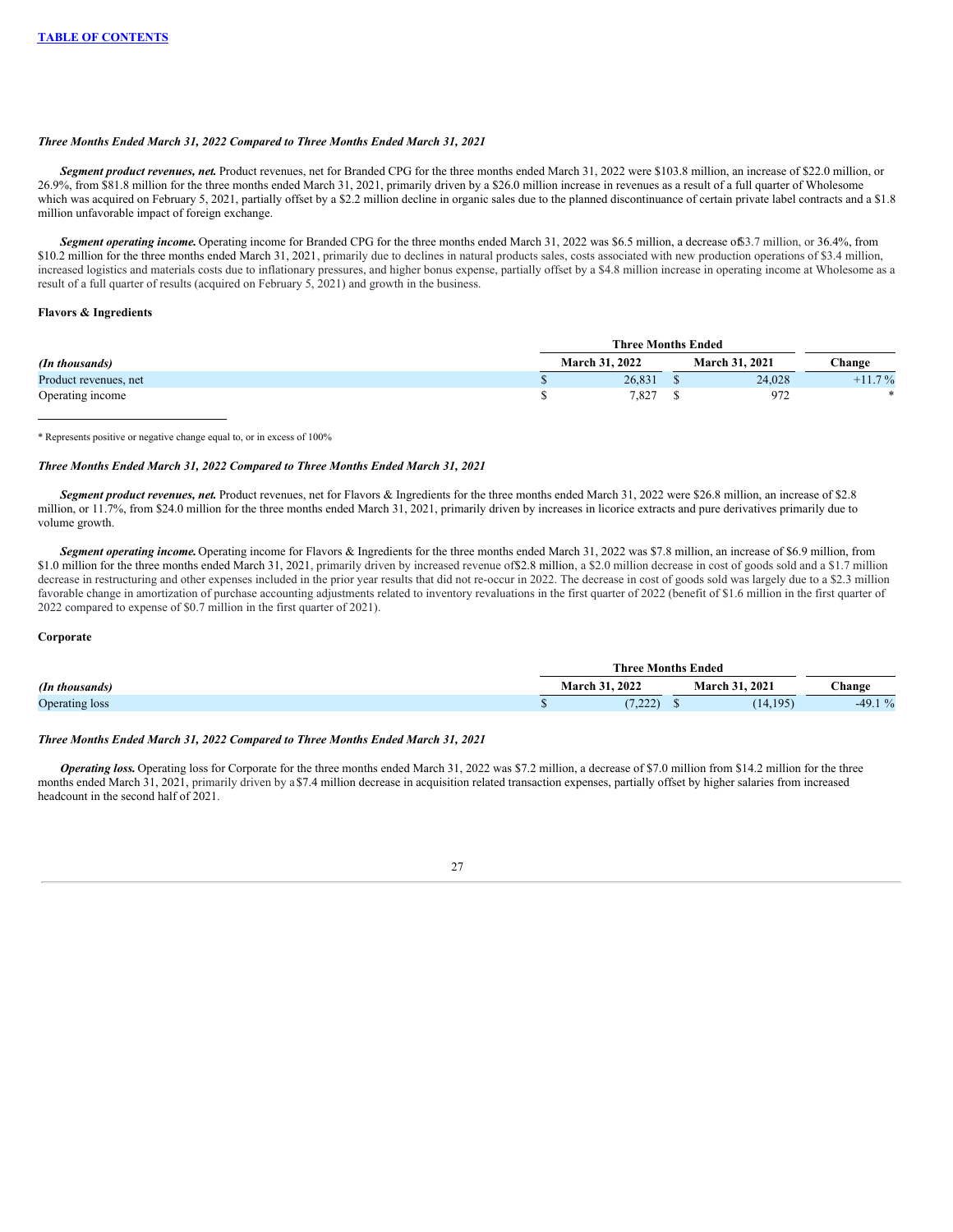[TABLE OF CONTENTS](#)

*Three Months Ended March 31, 2022 Compared to Three Months Ended March 31, 2021*

***Segment product revenues, net.*** Product revenues, net for Branded CPG for the three months ended March 31, 2022 were $103.8 million, an increase of $22.0 million, or 26.9%, from $81.8 million for the three months ended March 31, 2021, primarily driven by a $26.0 million increase in revenues as a result of a full quarter of Wholesome which was acquired on February 5, 2021, partially offset by a $2.2 million decline in organic sales due to the planned discontinuance of certain private label contracts and a $1.8 million unfavorable impact of foreign exchange.

***Segment operating income.*** Operating income for Branded CPG for the three months ended March 31, 2022 was $6.5 million, a decrease of $3.7 million, or 36.4%, from $10.2 million for the three months ended March 31, 2021, primarily due to declines in natural products sales, costs associated with new production operations of $3.4 million, increased logistics and materials costs due to inflationary pressures, and higher bonus expense, partially offset by a $4.8 million increase in operating income at Wholesome as a result of a full quarter of results (acquired on February 5, 2021) and growth in the business.

**Flavors & Ingredients**

| | Three Months Ended | | |
|---|---|---|---|
| *(In thousands)* | March 31, 2022 | March 31, 2021 | Change |
| Product revenues, net | $ 26,831 | $ 24,028 | +11.7 % |
| Operating income | $ 7,827 | $ 972 | * |

* Represents positive or negative change equal to, or in excess of 100%

*Three Months Ended March 31, 2022 Compared to Three Months Ended March 31, 2021*

***Segment product revenues, net.*** Product revenues, net for Flavors & Ingredients for the three months ended March 31, 2022 were $26.8 million, an increase of $2.8 million, or 11.7%, from $24.0 million for the three months ended March 31, 2021, primarily driven by increases in licorice extracts and pure derivatives primarily due to volume growth.

***Segment operating income.*** Operating income for Flavors & Ingredients for the three months ended March 31, 2022 was $7.8 million, an increase of $6.9 million, from $1.0 million for the three months ended March 31, 2021, primarily driven by increased revenue of $2.8 million, a $2.0 million decrease in cost of goods sold and a $1.7 million decrease in restructuring and other expenses included in the prior year results that did not re-occur in 2022. The decrease in cost of goods sold was largely due to a $2.3 million favorable change in amortization of purchase accounting adjustments related to inventory revaluations in the first quarter of 2022 (benefit of $1.6 million in the first quarter of 2022 compared to expense of $0.7 million in the first quarter of 2021).

**Corporate**

| | Three Months Ended | | |
|---|---|---|---|
| *(In thousands)* | March 31, 2022 | March 31, 2021 | Change |
| Operating loss | $ (7,222) | $ (14,195) | -49.1 % |

*Three Months Ended March 31, 2022 Compared to Three Months Ended March 31, 2021*

***Operating loss.*** Operating loss for Corporate for the three months ended March 31, 2022 was $7.2 million, a decrease of $7.0 million from $14.2 million for the three months ended March 31, 2021, primarily driven by a $7.4 million decrease in acquisition related transaction expenses, partially offset by higher salaries from increased headcount in the second half of 2021.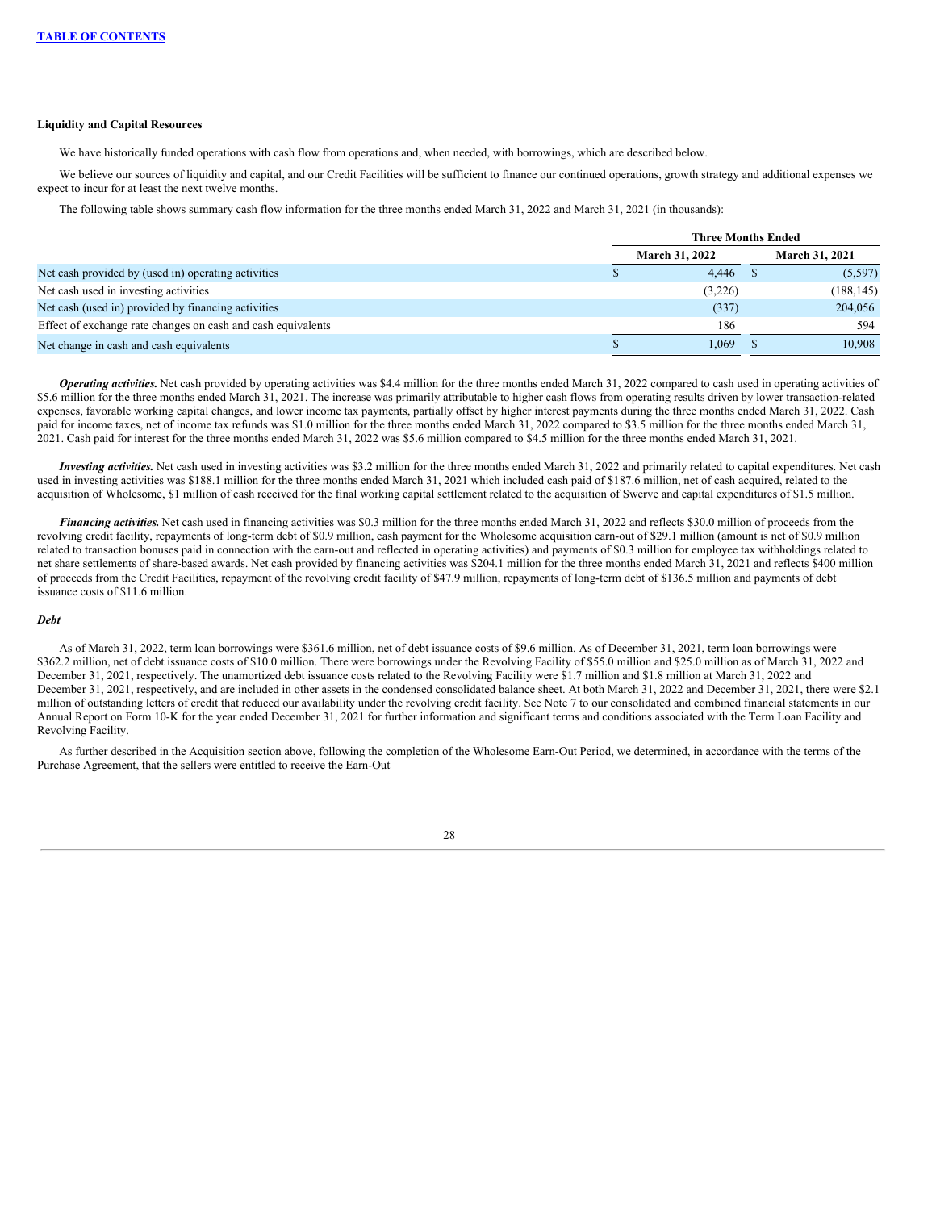**Liquidity and Capital Resources**

We have historically funded operations with cash flow from operations and, when needed, with borrowings, which are described below.

We believe our sources of liquidity and capital, and our Credit Facilities will be sufficient to finance our continued operations, growth strategy and additional expenses we expect to incur for at least the next twelve months.

The following table shows summary cash flow information for the three months ended March 31, 2022 and March 31, 2021 (in thousands):

| | Three Months Ended | |
|---|---|---|
| | March 31, 2022 | March 31, 2021 |
| Net cash provided by (used in) operating activities | $ 4,446 | $ (5,597) |
| Net cash used in investing activities | (3,226) | (188,145) |
| Net cash (used in) provided by financing activities | (337) | 204,056 |
| Effect of exchange rate changes on cash and cash equivalents | 186 | 594 |
| Net change in cash and cash equivalents | $ 1,069 | $ 10,908 |

***Operating activities.*** Net cash provided by operating activities was $4.4 million for the three months ended March 31, 2022 compared to cash used in operating activities of $5.6 million for the three months ended March 31, 2021. The increase was primarily attributable to higher cash flows from operating results driven by lower transaction-related expenses, favorable working capital changes, and lower income tax payments, partially offset by higher interest payments during the three months ended March 31, 2022. Cash paid for income taxes, net of income tax refunds was $1.0 million for the three months ended March 31, 2022 compared to $3.5 million for the three months ended March 31, 2021. Cash paid for interest for the three months ended March 31, 2022 was $5.6 million compared to $4.5 million for the three months ended March 31, 2021.

***Investing activities.*** Net cash used in investing activities was $3.2 million for the three months ended March 31, 2022 and primarily related to capital expenditures. Net cash used in investing activities was $188.1 million for the three months ended March 31, 2021 which included cash paid of $187.6 million, net of cash acquired, related to the acquisition of Wholesome, $1 million of cash received for the final working capital settlement related to the acquisition of Swerve and capital expenditures of $1.5 million.

***Financing activities.*** Net cash used in financing activities was $0.3 million for the three months ended March 31, 2022 and reflects $30.0 million of proceeds from the revolving credit facility, repayments of long-term debt of $0.9 million, cash payment for the Wholesome acquisition earn-out of $29.1 million (amount is net of $0.9 million related to transaction bonuses paid in connection with the earn-out and reflected in operating activities) and payments of $0.3 million for employee tax withholdings related to net share settlements of share-based awards. Net cash provided by financing activities was $204.1 million for the three months ended March 31, 2021 and reflects $400 million of proceeds from the Credit Facilities, repayment of the revolving credit facility of $47.9 million, repayments of long-term debt of $136.5 million and payments of debt issuance costs of $11.6 million.

***Debt***

As of March 31, 2022, term loan borrowings were $361.6 million, net of debt issuance costs of $9.6 million. As of December 31, 2021, term loan borrowings were $362.2 million, net of debt issuance costs of $10.0 million. There were borrowings under the Revolving Facility of $55.0 million and $25.0 million as of March 31, 2022 and December 31, 2021, respectively. The unamortized debt issuance costs related to the Revolving Facility were $1.7 million and $1.8 million at March 31, 2022 and December 31, 2021, respectively, and are included in other assets in the condensed consolidated balance sheet. At both March 31, 2022 and December 31, 2021, there were $2.1 million of outstanding letters of credit that reduced our availability under the revolving credit facility. See Note 7 to our consolidated and combined financial statements in our Annual Report on Form 10-K for the year ended December 31, 2021 for further information and significant terms and conditions associated with the Term Loan Facility and Revolving Facility.

As further described in the Acquisition section above, following the completion of the Wholesome Earn-Out Period, we determined, in accordance with the terms of the Purchase Agreement, that the sellers were entitled to receive the Earn-Out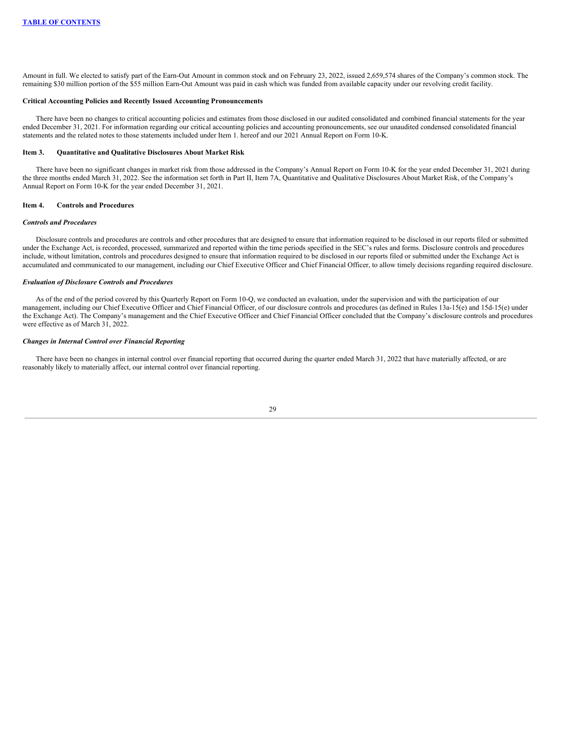Amount in full. We elected to satisfy part of the Earn-Out Amount in common stock and on February 23, 2022, issued 2,659,574 shares of the Company's common stock. The remaining $30 million portion of the $55 million Earn-Out Amount was paid in cash which was funded from available capacity under our revolving credit facility.

**Critical Accounting Policies and Recently Issued Accounting Pronouncements**

There have been no changes to critical accounting policies and estimates from those disclosed in our audited consolidated and combined financial statements for the year ended December 31, 2021. For information regarding our critical accounting policies and accounting pronouncements, see our unaudited condensed consolidated financial statements and the related notes to those statements included under Item 1. hereof and our 2021 Annual Report on Form 10-K.

## Item 3. Quantitative and Qualitative Disclosures About Market Risk

There have been no significant changes in market risk from those addressed in the Company's Annual Report on Form 10-K for the year ended December 31, 2021 during the three months ended March 31, 2022. See the information set forth in Part II, Item 7A, Quantitative and Qualitative Disclosures About Market Risk, of the Company's Annual Report on Form 10-K for the year ended December 31, 2021.

## Item 4. Controls and Procedures

***Controls and Procedures***

Disclosure controls and procedures are controls and other procedures that are designed to ensure that information required to be disclosed in our reports filed or submitted under the Exchange Act, is recorded, processed, summarized and reported within the time periods specified in the SEC's rules and forms. Disclosure controls and procedures include, without limitation, controls and procedures designed to ensure that information required to be disclosed in our reports filed or submitted under the Exchange Act is accumulated and communicated to our management, including our Chief Executive Officer and Chief Financial Officer, to allow timely decisions regarding required disclosure.

***Evaluation of Disclosure Controls and Procedures***

As of the end of the period covered by this Quarterly Report on Form 10-Q, we conducted an evaluation, under the supervision and with the participation of our management, including our Chief Executive Officer and Chief Financial Officer, of our disclosure controls and procedures (as defined in Rules 13a-15(e) and 15d-15(e) under the Exchange Act). The Company's management and the Chief Executive Officer and Chief Financial Officer concluded that the Company's disclosure controls and procedures were effective as of March 31, 2022.

***Changes in Internal Control over Financial Reporting***

There have been no changes in internal control over financial reporting that occurred during the quarter ended March 31, 2022 that have materially affected, or are reasonably likely to materially affect, our internal control over financial reporting.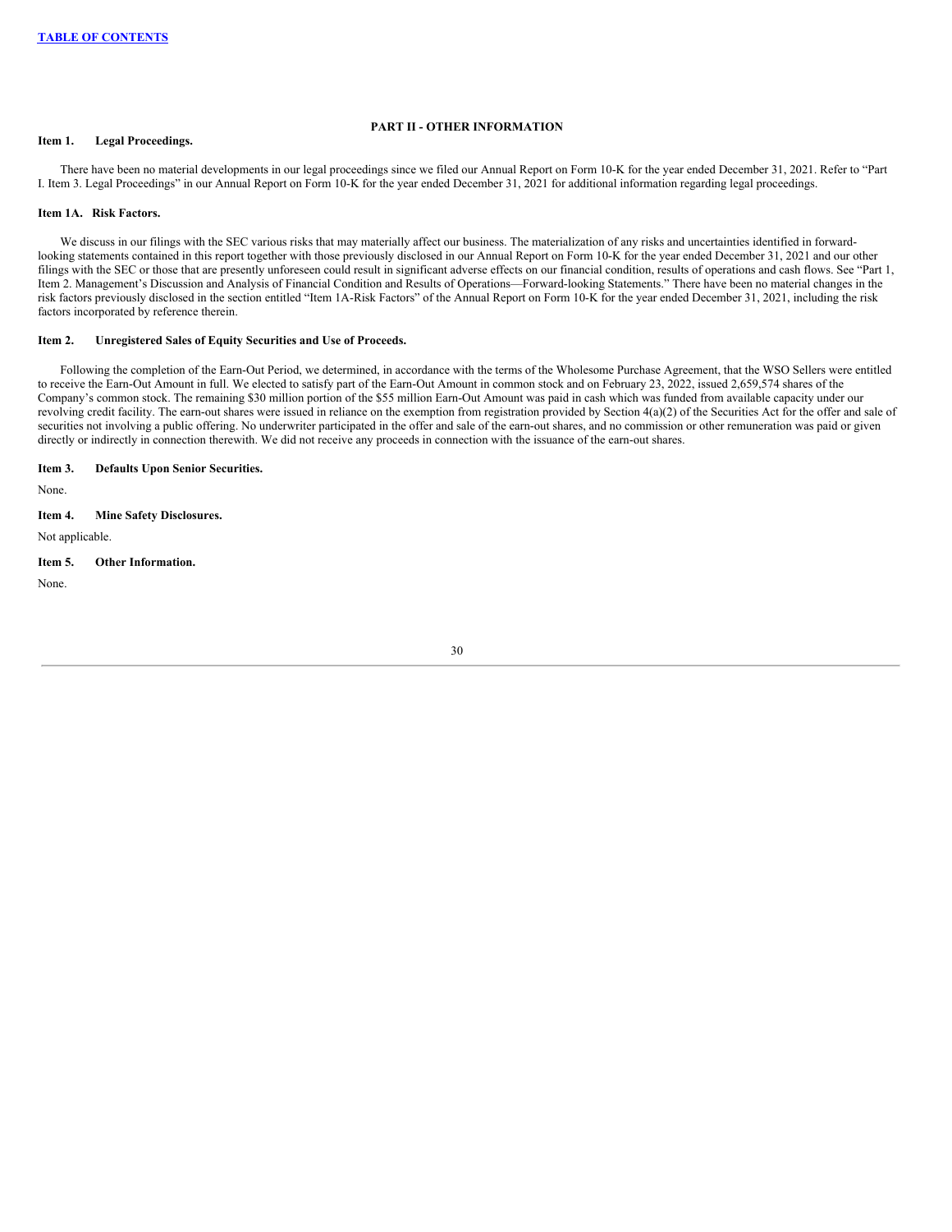## PART II - OTHER INFORMATION

### Item 1. Legal Proceedings.

There have been no material developments in our legal proceedings since we filed our Annual Report on Form 10-K for the year ended December 31, 2021. Refer to "Part I. Item 3. Legal Proceedings" in our Annual Report on Form 10-K for the year ended December 31, 2021 for additional information regarding legal proceedings.

### Item 1A. Risk Factors.

We discuss in our filings with the SEC various risks that may materially affect our business. The materialization of any risks and uncertainties identified in forward-looking statements contained in this report together with those previously disclosed in our Annual Report on Form 10-K for the year ended December 31, 2021 and our other filings with the SEC or those that are presently unforeseen could result in significant adverse effects on our financial condition, results of operations and cash flows. See "Part 1, Item 2. Management's Discussion and Analysis of Financial Condition and Results of Operations—Forward-looking Statements." There have been no material changes in the risk factors previously disclosed in the section entitled "Item 1A-Risk Factors" of the Annual Report on Form 10-K for the year ended December 31, 2021, including the risk factors incorporated by reference therein.

### Item 2. Unregistered Sales of Equity Securities and Use of Proceeds.

Following the completion of the Earn-Out Period, we determined, in accordance with the terms of the Wholesome Purchase Agreement, that the WSO Sellers were entitled to receive the Earn-Out Amount in full. We elected to satisfy part of the Earn-Out Amount in common stock and on February 23, 2022, issued 2,659,574 shares of the Company's common stock. The remaining $30 million portion of the $55 million Earn-Out Amount was paid in cash which was funded from available capacity under our revolving credit facility. The earn-out shares were issued in reliance on the exemption from registration provided by Section 4(a)(2) of the Securities Act for the offer and sale of securities not involving a public offering. No underwriter participated in the offer and sale of the earn-out shares, and no commission or other remuneration was paid or given directly or indirectly in connection therewith. We did not receive any proceeds in connection with the issuance of the earn-out shares.

### Item 3. Defaults Upon Senior Securities.

None.

### Item 4. Mine Safety Disclosures.

Not applicable.

### Item 5. Other Information.

None.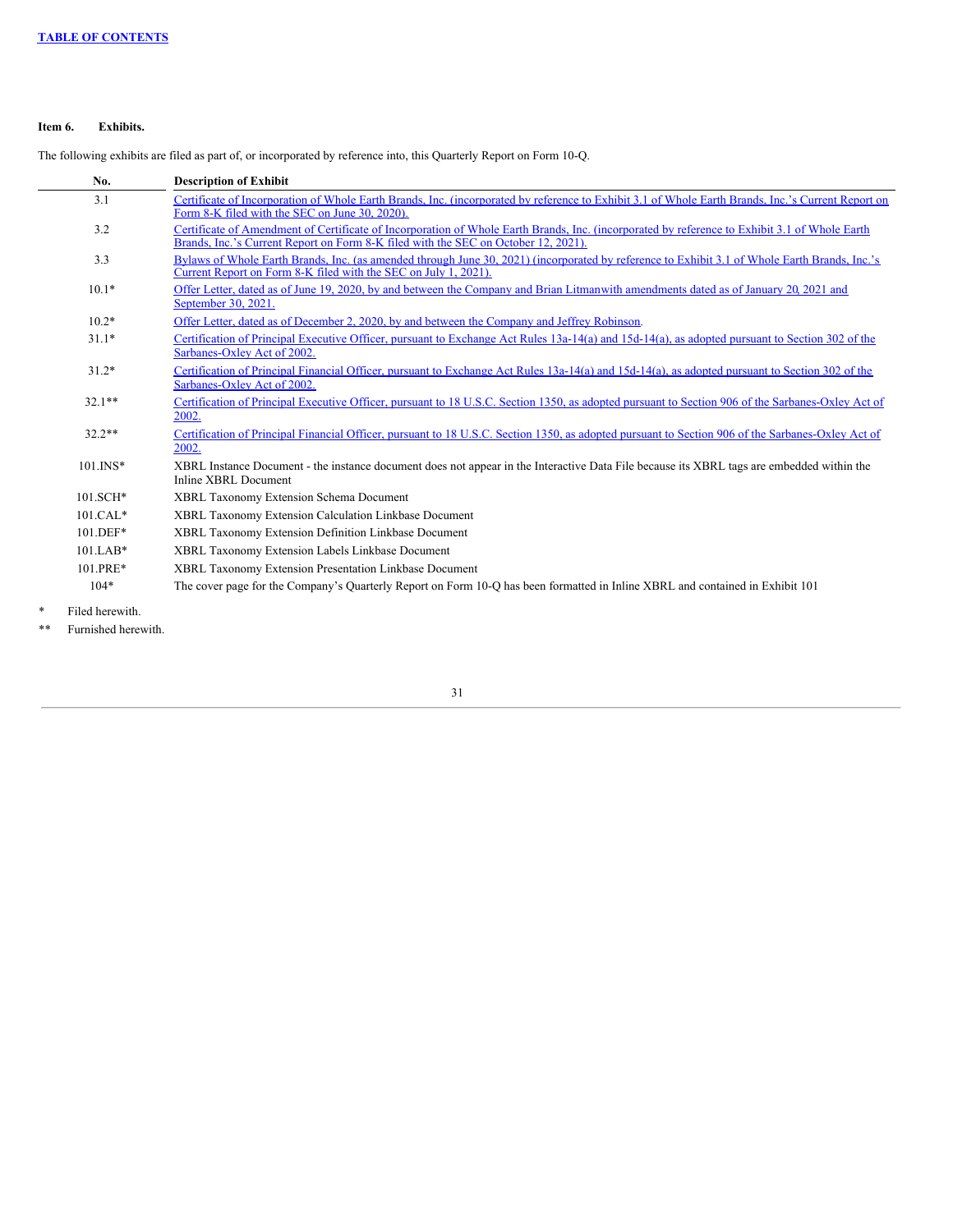TABLE OF CONTENTS

**Item 6. Exhibits.**

The following exhibits are filed as part of, or incorporated by reference into, this Quarterly Report on Form 10-Q.

| No. | Description of Exhibit |
|---|---|
| 3.1 | Certificate of Incorporation of Whole Earth Brands, Inc. (incorporated by reference to Exhibit 3.1 of Whole Earth Brands, Inc.'s Current Report on Form 8-K filed with the SEC on June 30, 2020). |
| 3.2 | Certificate of Amendment of Certificate of Incorporation of Whole Earth Brands, Inc. (incorporated by reference to Exhibit 3.1 of Whole Earth Brands, Inc.'s Current Report on Form 8-K filed with the SEC on October 12, 2021). |
| 3.3 | Bylaws of Whole Earth Brands, Inc. (as amended through June 30, 2021) (incorporated by reference to Exhibit 3.1 of Whole Earth Brands, Inc.'s Current Report on Form 8-K filed with the SEC on July 1, 2021). |
| 10.1* | Offer Letter, dated as of June 19, 2020, by and between the Company and Brian Litmanwith amendments dated as of January 20, 2021 and September 30, 2021. |
| 10.2* | Offer Letter, dated as of December 2, 2020, by and between the Company and Jeffrey Robinson. |
| 31.1* | Certification of Principal Executive Officer, pursuant to Exchange Act Rules 13a-14(a) and 15d-14(a), as adopted pursuant to Section 302 of the Sarbanes-Oxley Act of 2002. |
| 31.2* | Certification of Principal Financial Officer, pursuant to Exchange Act Rules 13a-14(a) and 15d-14(a), as adopted pursuant to Section 302 of the Sarbanes-Oxley Act of 2002. |
| 32.1** | Certification of Principal Executive Officer, pursuant to 18 U.S.C. Section 1350, as adopted pursuant to Section 906 of the Sarbanes-Oxley Act of 2002. |
| 32.2** | Certification of Principal Financial Officer, pursuant to 18 U.S.C. Section 1350, as adopted pursuant to Section 906 of the Sarbanes-Oxley Act of 2002. |
| 101.INS* | XBRL Instance Document - the instance document does not appear in the Interactive Data File because its XBRL tags are embedded within the Inline XBRL Document |
| 101.SCH* | XBRL Taxonomy Extension Schema Document |
| 101.CAL* | XBRL Taxonomy Extension Calculation Linkbase Document |
| 101.DEF* | XBRL Taxonomy Extension Definition Linkbase Document |
| 101.LAB* | XBRL Taxonomy Extension Labels Linkbase Document |
| 101.PRE* | XBRL Taxonomy Extension Presentation Linkbase Document |
| 104* | The cover page for the Company's Quarterly Report on Form 10-Q has been formatted in Inline XBRL and contained in Exhibit 101 |

\* Filed herewith.

\*\* Furnished herewith.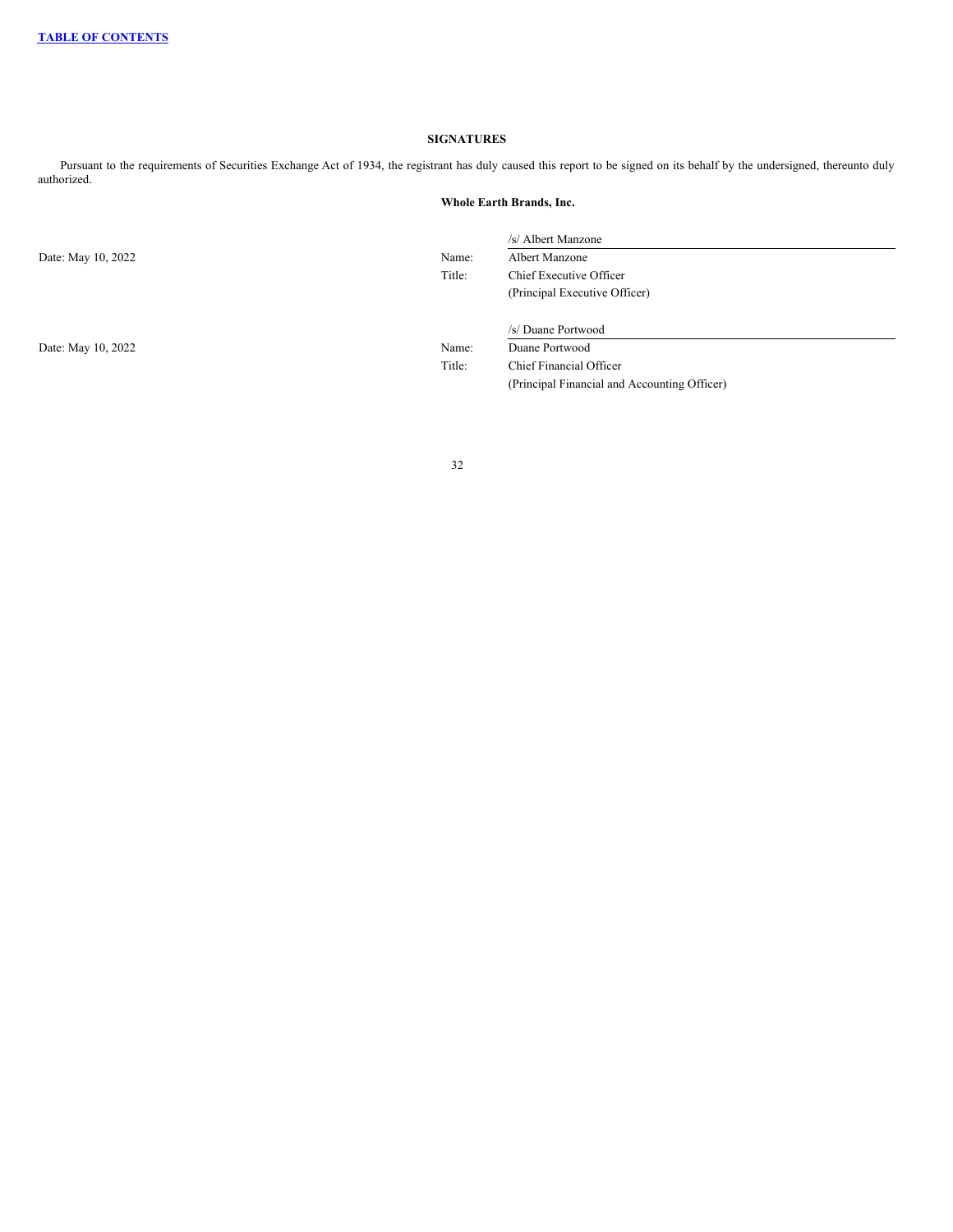## SIGNATURES

Pursuant to the requirements of Securities Exchange Act of 1934, the registrant has duly caused this report to be signed on its behalf by the undersigned, thereunto duly authorized.

**Whole Earth Brands, Inc.**

| | | |
|---|---|---|
| | | /s/ Albert Manzone |
| Date: May 10, 2022 | Name: | Albert Manzone |
| | Title: | Chief Executive Officer |
| | | (Principal Executive Officer) |
| | | |
| | | /s/ Duane Portwood |
| Date: May 10, 2022 | Name: | Duane Portwood |
| | Title: | Chief Financial Officer |
| | | (Principal Financial and Accounting Officer) |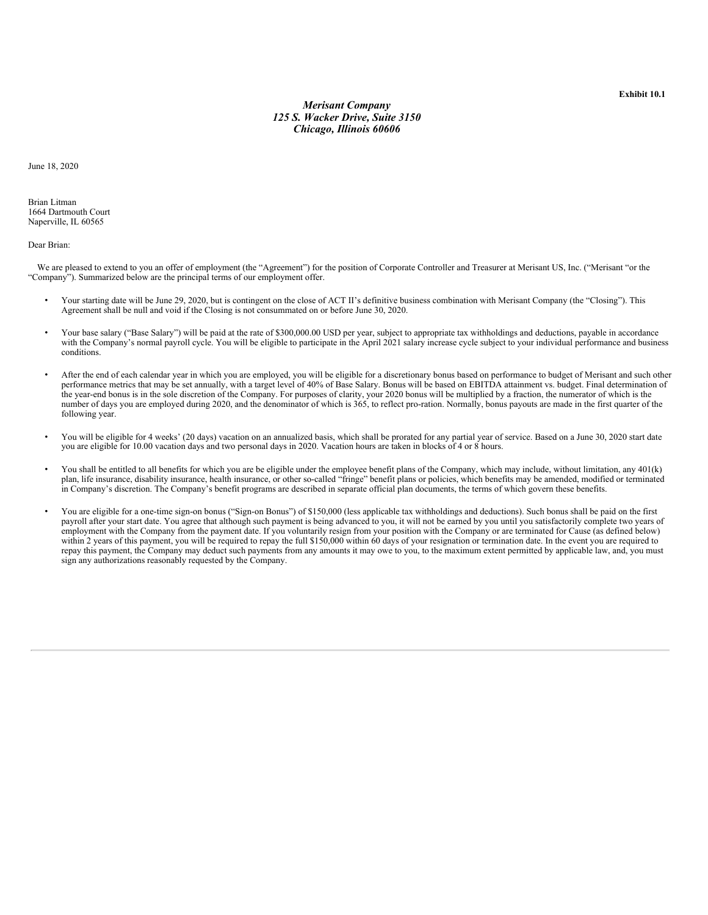**Exhibit 10.1**

***Merisant Company***
***125 S. Wacker Drive, Suite 3150***
***Chicago, Illinois 60606***

June 18, 2020

Brian Litman
1664 Dartmouth Court
Naperville, IL 60565

Dear Brian:

We are pleased to extend to you an offer of employment (the "Agreement") for the position of Corporate Controller and Treasurer at Merisant US, Inc. ("Merisant "or the "Company"). Summarized below are the principal terms of our employment offer.

- Your starting date will be June 29, 2020, but is contingent on the close of ACT II's definitive business combination with Merisant Company (the "Closing"). This Agreement shall be null and void if the Closing is not consummated on or before June 30, 2020.
- Your base salary ("Base Salary") will be paid at the rate of $300,000.00 USD per year, subject to appropriate tax withholdings and deductions, payable in accordance with the Company's normal payroll cycle. You will be eligible to participate in the April 2021 salary increase cycle subject to your individual performance and business conditions.
- After the end of each calendar year in which you are employed, you will be eligible for a discretionary bonus based on performance to budget of Merisant and such other performance metrics that may be set annually, with a target level of 40% of Base Salary. Bonus will be based on EBITDA attainment vs. budget. Final determination of the year-end bonus is in the sole discretion of the Company. For purposes of clarity, your 2020 bonus will be multiplied by a fraction, the numerator of which is the number of days you are employed during 2020, and the denominator of which is 365, to reflect pro-ration. Normally, bonus payouts are made in the first quarter of the following year.
- You will be eligible for 4 weeks' (20 days) vacation on an annualized basis, which shall be prorated for any partial year of service. Based on a June 30, 2020 start date you are eligible for 10.00 vacation days and two personal days in 2020. Vacation hours are taken in blocks of 4 or 8 hours.
- You shall be entitled to all benefits for which you are be eligible under the employee benefit plans of the Company, which may include, without limitation, any 401(k) plan, life insurance, disability insurance, health insurance, or other so-called "fringe" benefit plans or policies, which benefits may be amended, modified or terminated in Company's discretion. The Company's benefit programs are described in separate official plan documents, the terms of which govern these benefits.
- You are eligible for a one-time sign-on bonus ("Sign-on Bonus") of $150,000 (less applicable tax withholdings and deductions). Such bonus shall be paid on the first payroll after your start date. You agree that although such payment is being advanced to you, it will not be earned by you until you satisfactorily complete two years of employment with the Company from the payment date. If you voluntarily resign from your position with the Company or are terminated for Cause (as defined below) within 2 years of this payment, you will be required to repay the full $150,000 within 60 days of your resignation or termination date. In the event you are required to repay this payment, the Company may deduct such payments from any amounts it may owe to you, to the maximum extent permitted by applicable law, and, you must sign any authorizations reasonably requested by the Company.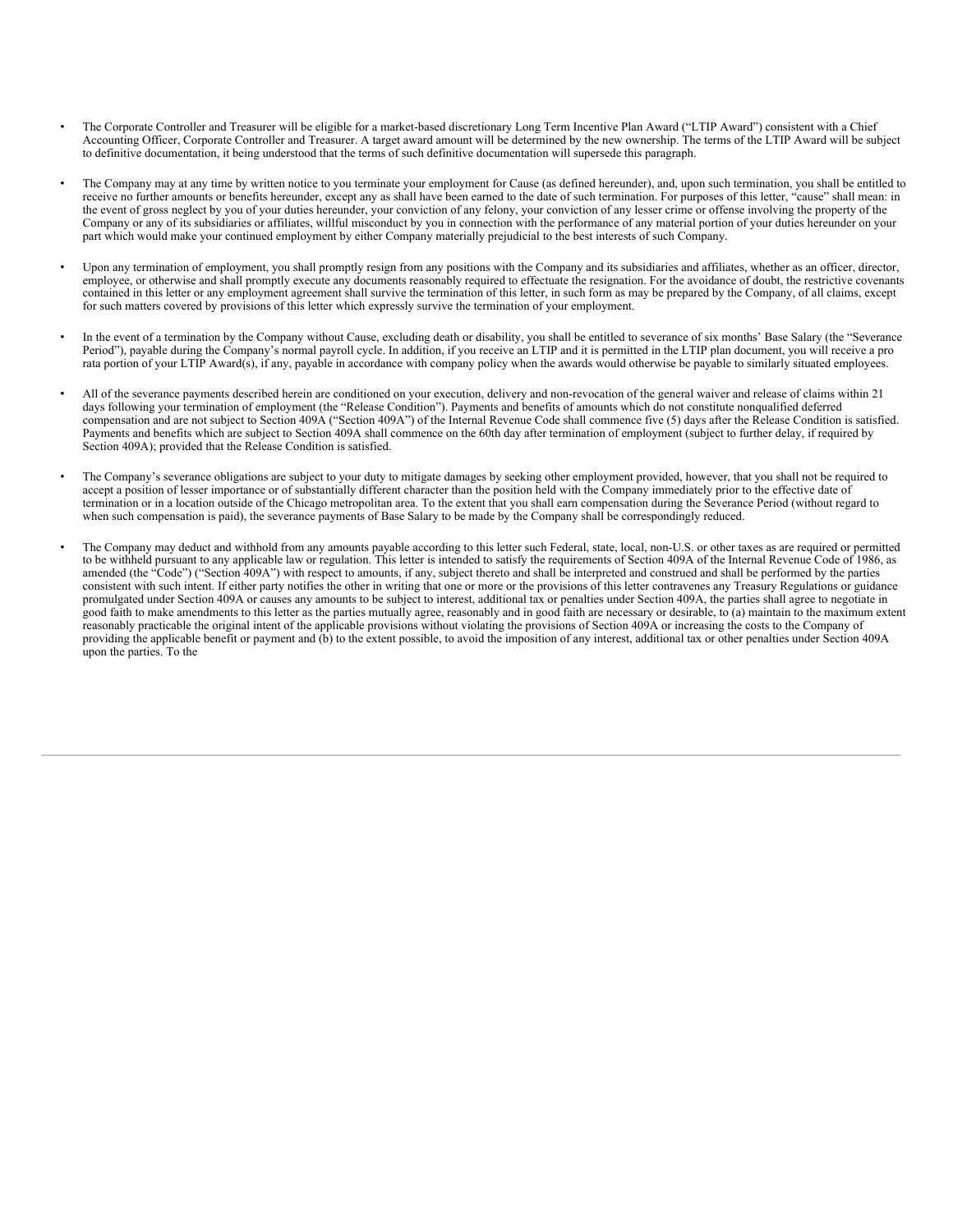- The Corporate Controller and Treasurer will be eligible for a market-based discretionary Long Term Incentive Plan Award ("LTIP Award") consistent with a Chief Accounting Officer, Corporate Controller and Treasurer. A target award amount will be determined by the new ownership. The terms of the LTIP Award will be subject to definitive documentation, it being understood that the terms of such definitive documentation will supersede this paragraph.

- The Company may at any time by written notice to you terminate your employment for Cause (as defined hereunder), and, upon such termination, you shall be entitled to receive no further amounts or benefits hereunder, except any as shall have been earned to the date of such termination. For purposes of this letter, "cause" shall mean: in the event of gross neglect by you of your duties hereunder, your conviction of any felony, your conviction of any lesser crime or offense involving the property of the Company or any of its subsidiaries or affiliates, willful misconduct by you in connection with the performance of any material portion of your duties hereunder on your part which would make your continued employment by either Company materially prejudicial to the best interests of such Company.

- Upon any termination of employment, you shall promptly resign from any positions with the Company and its subsidiaries and affiliates, whether as an officer, director, employee, or otherwise and shall promptly execute any documents reasonably required to effectuate the resignation. For the avoidance of doubt, the restrictive covenants contained in this letter or any employment agreement shall survive the termination of this letter, in such form as may be prepared by the Company, of all claims, except for such matters covered by provisions of this letter which expressly survive the termination of your employment.

- In the event of a termination by the Company without Cause, excluding death or disability, you shall be entitled to severance of six months' Base Salary (the "Severance Period"), payable during the Company's normal payroll cycle. In addition, if you receive an LTIP and it is permitted in the LTIP plan document, you will receive a pro rata portion of your LTIP Award(s), if any, payable in accordance with company policy when the awards would otherwise be payable to similarly situated employees.

- All of the severance payments described herein are conditioned on your execution, delivery and non-revocation of the general waiver and release of claims within 21 days following your termination of employment (the "Release Condition"). Payments and benefits of amounts which do not constitute nonqualified deferred compensation and are not subject to Section 409A ("Section 409A") of the Internal Revenue Code shall commence five (5) days after the Release Condition is satisfied. Payments and benefits which are subject to Section 409A shall commence on the 60th day after termination of employment (subject to further delay, if required by Section 409A); provided that the Release Condition is satisfied.

- The Company's severance obligations are subject to your duty to mitigate damages by seeking other employment provided, however, that you shall not be required to accept a position of lesser importance or of substantially different character than the position held with the Company immediately prior to the effective date of termination or in a location outside of the Chicago metropolitan area. To the extent that you shall earn compensation during the Severance Period (without regard to when such compensation is paid), the severance payments of Base Salary to be made by the Company shall be correspondingly reduced.

- The Company may deduct and withhold from any amounts payable according to this letter such Federal, state, local, non-U.S. or other taxes as are required or permitted to be withheld pursuant to any applicable law or regulation. This letter is intended to satisfy the requirements of Section 409A of the Internal Revenue Code of 1986, as amended (the "Code") ("Section 409A") with respect to amounts, if any, subject thereto and shall be interpreted and construed and shall be performed by the parties consistent with such intent. If either party notifies the other in writing that one or more or the provisions of this letter contravenes any Treasury Regulations or guidance promulgated under Section 409A or causes any amounts to be subject to interest, additional tax or penalties under Section 409A, the parties shall agree to negotiate in good faith to make amendments to this letter as the parties mutually agree, reasonably and in good faith are necessary or desirable, to (a) maintain to the maximum extent reasonably practicable the original intent of the applicable provisions without violating the provisions of Section 409A or increasing the costs to the Company of providing the applicable benefit or payment and (b) to the extent possible, to avoid the imposition of any interest, additional tax or other penalties under Section 409A upon the parties. To the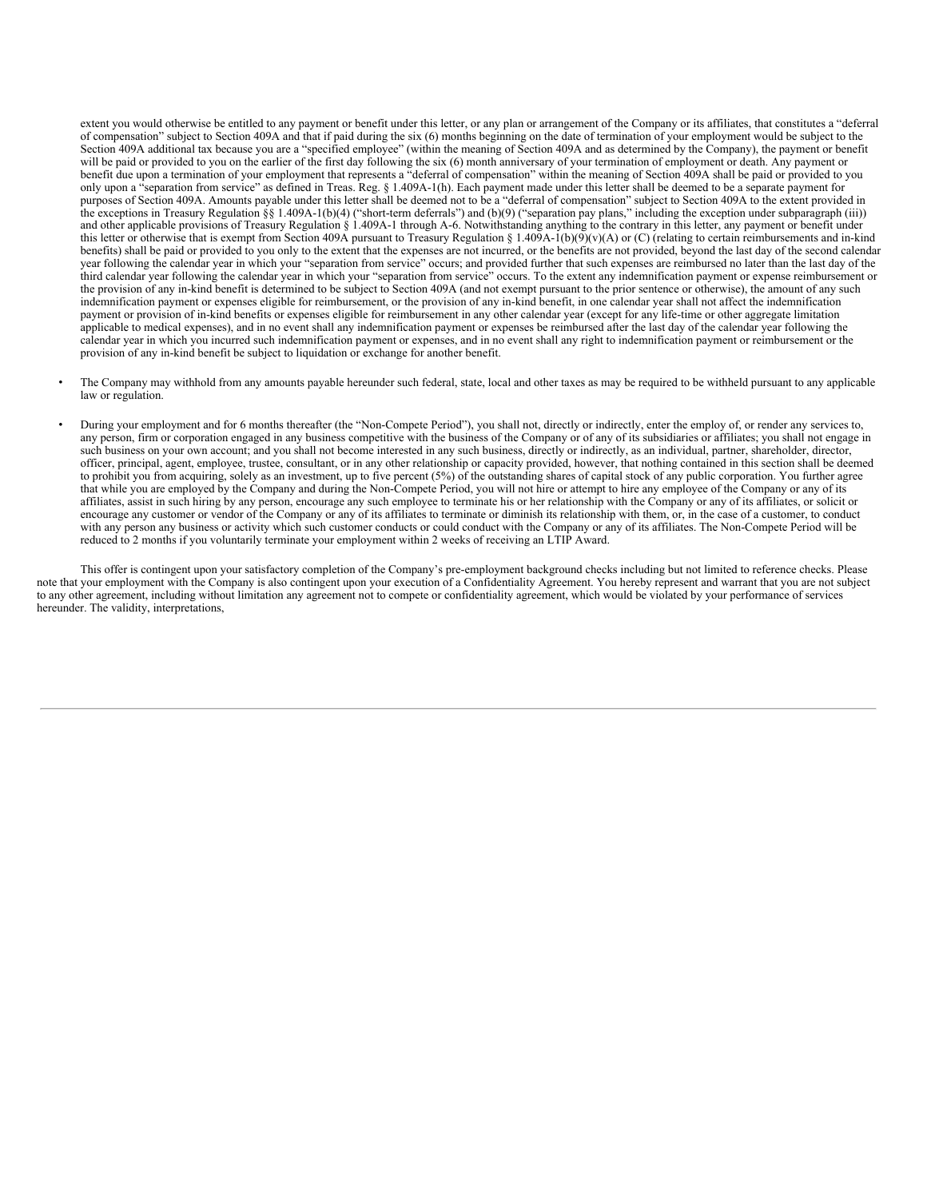extent you would otherwise be entitled to any payment or benefit under this letter, or any plan or arrangement of the Company or its affiliates, that constitutes a "deferral of compensation" subject to Section 409A and that if paid during the six (6) months beginning on the date of termination of your employment would be subject to the Section 409A additional tax because you are a "specified employee" (within the meaning of Section 409A and as determined by the Company), the payment or benefit will be paid or provided to you on the earlier of the first day following the six (6) month anniversary of your termination of employment or death. Any payment or benefit due upon a termination of your employment that represents a "deferral of compensation" within the meaning of Section 409A shall be paid or provided to you only upon a "separation from service" as defined in Treas. Reg. § 1.409A-1(h). Each payment made under this letter shall be deemed to be a separate payment for purposes of Section 409A. Amounts payable under this letter shall be deemed not to be a "deferral of compensation" subject to Section 409A to the extent provided in the exceptions in Treasury Regulation §§ 1.409A-1(b)(4) ("short-term deferrals") and (b)(9) ("separation pay plans," including the exception under subparagraph (iii)) and other applicable provisions of Treasury Regulation § 1.409A-1 through A-6. Notwithstanding anything to the contrary in this letter, any payment or benefit under this letter or otherwise that is exempt from Section 409A pursuant to Treasury Regulation § 1.409A-1(b)(9)(v)(A) or (C) (relating to certain reimbursements and in-kind benefits) shall be paid or provided to you only to the extent that the expenses are not incurred, or the benefits are not provided, beyond the last day of the second calendar year following the calendar year in which your "separation from service" occurs; and provided further that such expenses are reimbursed no later than the last day of the third calendar year following the calendar year in which your "separation from service" occurs. To the extent any indemnification payment or expense reimbursement or the provision of any in-kind benefit is determined to be subject to Section 409A (and not exempt pursuant to the prior sentence or otherwise), the amount of any such indemnification payment or expenses eligible for reimbursement, or the provision of any in-kind benefit, in one calendar year shall not affect the indemnification payment or provision of in-kind benefits or expenses eligible for reimbursement in any other calendar year (except for any life-time or other aggregate limitation applicable to medical expenses), and in no event shall any indemnification payment or expenses be reimbursed after the last day of the calendar year following the calendar year in which you incurred such indemnification payment or expenses, and in no event shall any right to indemnification payment or reimbursement or the provision of any in-kind benefit be subject to liquidation or exchange for another benefit.

- The Company may withhold from any amounts payable hereunder such federal, state, local and other taxes as may be required to be withheld pursuant to any applicable law or regulation.

- During your employment and for 6 months thereafter (the "Non-Compete Period"), you shall not, directly or indirectly, enter the employ of, or render any services to, any person, firm or corporation engaged in any business competitive with the business of the Company or of any of its subsidiaries or affiliates; you shall not engage in such business on your own account; and you shall not become interested in any such business, directly or indirectly, as an individual, partner, shareholder, director, officer, principal, agent, employee, trustee, consultant, or in any other relationship or capacity provided, however, that nothing contained in this section shall be deemed to prohibit you from acquiring, solely as an investment, up to five percent (5%) of the outstanding shares of capital stock of any public corporation. You further agree that while you are employed by the Company and during the Non-Compete Period, you will not hire or attempt to hire any employee of the Company or any of its affiliates, assist in such hiring by any person, encourage any such employee to terminate his or her relationship with the Company or any of its affiliates, or solicit or encourage any customer or vendor of the Company or any of its affiliates to terminate or diminish its relationship with them, or, in the case of a customer, to conduct with any person any business or activity which such customer conducts or could conduct with the Company or any of its affiliates. The Non-Compete Period will be reduced to 2 months if you voluntarily terminate your employment within 2 weeks of receiving an LTIP Award.

This offer is contingent upon your satisfactory completion of the Company's pre-employment background checks including but not limited to reference checks. Please note that your employment with the Company is also contingent upon your execution of a Confidentiality Agreement. You hereby represent and warrant that you are not subject to any other agreement, including without limitation any agreement not to compete or confidentiality agreement, which would be violated by your performance of services hereunder. The validity, interpretations,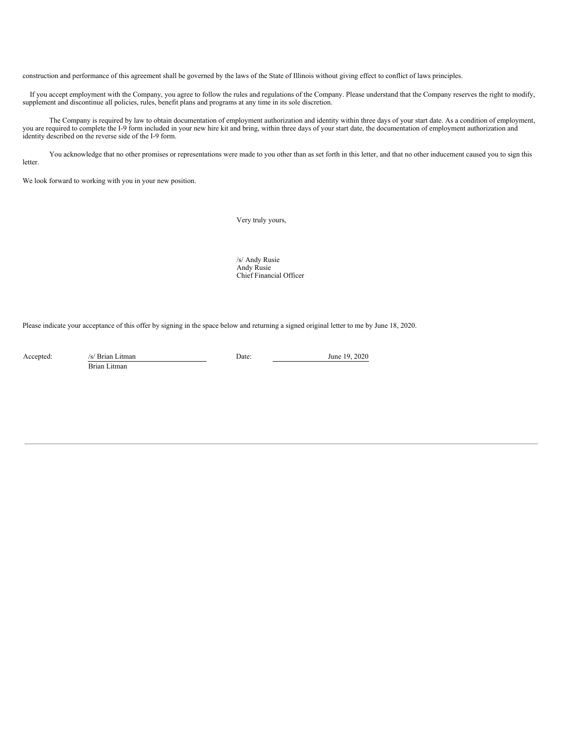construction and performance of this agreement shall be governed by the laws of the State of Illinois without giving effect to conflict of laws principles.

If you accept employment with the Company, you agree to follow the rules and regulations of the Company. Please understand that the Company reserves the right to modify, supplement and discontinue all policies, rules, benefit plans and programs at any time in its sole discretion.

The Company is required by law to obtain documentation of employment authorization and identity within three days of your start date. As a condition of employment, you are required to complete the I-9 form included in your new hire kit and bring, within three days of your start date, the documentation of employment authorization and identity described on the reverse side of the I-9 form.

You acknowledge that no other promises or representations were made to you other than as set forth in this letter, and that no other inducement caused you to sign this letter.

We look forward to working with you in your new position.

Very truly yours,

/s/ Andy Rusie
Andy Rusie
Chief Financial Officer

Please indicate your acceptance of this offer by signing in the space below and returning a signed original letter to me by June 18, 2020.

Accepted: /s/ Brian Litman
Brian Litman

Date: June 19, 2020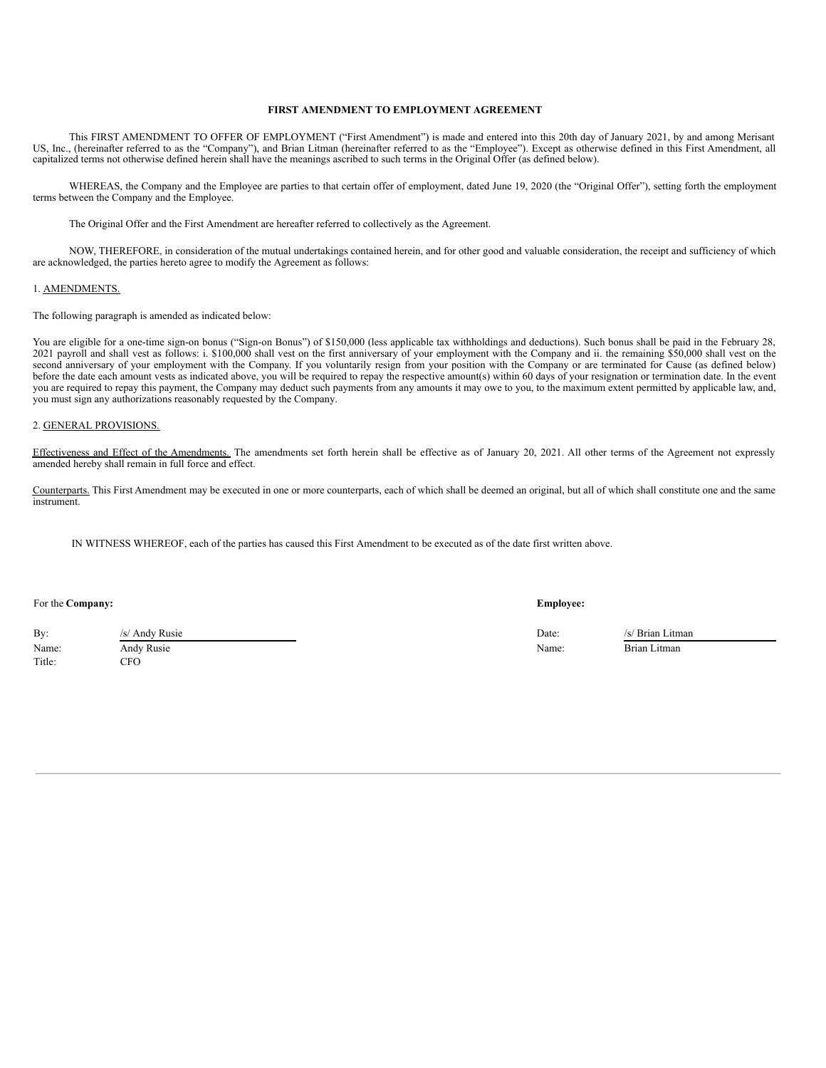**FIRST AMENDMENT TO EMPLOYMENT AGREEMENT**

This FIRST AMENDMENT TO OFFER OF EMPLOYMENT ("First Amendment") is made and entered into this 20th day of January 2021, by and among Merisant US, Inc., (hereinafter referred to as the "Company"), and Brian Litman (hereinafter referred to as the "Employee"). Except as otherwise defined in this First Amendment, all capitalized terms not otherwise defined herein shall have the meanings ascribed to such terms in the Original Offer (as defined below).

WHEREAS, the Company and the Employee are parties to that certain offer of employment, dated June 19, 2020 (the "Original Offer"), setting forth the employment terms between the Company and the Employee.

The Original Offer and the First Amendment are hereafter referred to collectively as the Agreement.

NOW, THEREFORE, in consideration of the mutual undertakings contained herein, and for other good and valuable consideration, the receipt and sufficiency of which are acknowledged, the parties hereto agree to modify the Agreement as follows:

1. AMENDMENTS.

The following paragraph is amended as indicated below:

You are eligible for a one-time sign-on bonus ("Sign-on Bonus") of $150,000 (less applicable tax withholdings and deductions). Such bonus shall be paid in the February 28, 2021 payroll and shall vest as follows: i. $100,000 shall vest on the first anniversary of your employment with the Company and ii. the remaining $50,000 shall vest on the second anniversary of your employment with the Company. If you voluntarily resign from your position with the Company or are terminated for Cause (as defined below) before the date each amount vests as indicated above, you will be required to repay the respective amount(s) within 60 days of your resignation or termination date. In the event you are required to repay this payment, the Company may deduct such payments from any amounts it may owe to you, to the maximum extent permitted by applicable law, and, you must sign any authorizations reasonably requested by the Company.

2. GENERAL PROVISIONS.

Effectiveness and Effect of the Amendments. The amendments set forth herein shall be effective as of January 20, 2021. All other terms of the Agreement not expressly amended hereby shall remain in full force and effect.

Counterparts. This First Amendment may be executed in one or more counterparts, each of which shall be deemed an original, but all of which shall constitute one and the same instrument.

IN WITNESS WHEREOF, each of the parties has caused this First Amendment to be executed as of the date first written above.

For the **Company:**

By: /s/ Andy Rusie
Name: Andy Rusie
Title: CFO

**Employee:**

Date: /s/ Brian Litman
Name: Brian Litman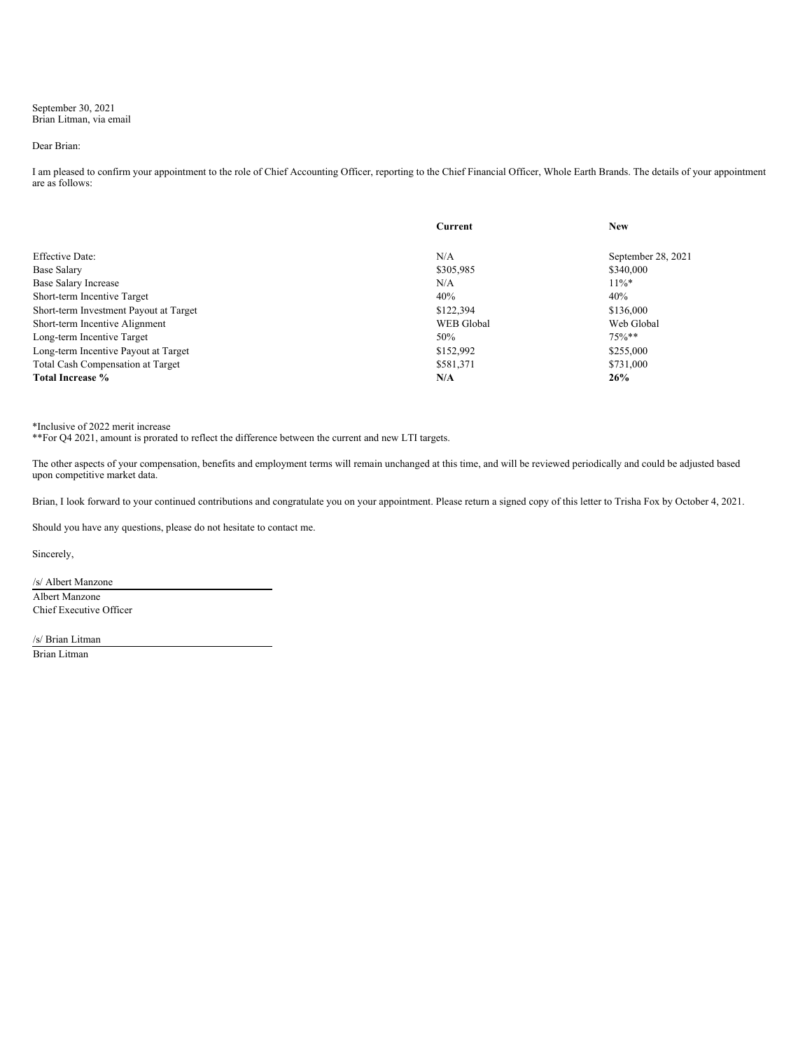September 30, 2021
Brian Litman, via email

Dear Brian:

I am pleased to confirm your appointment to the role of Chief Accounting Officer, reporting to the Chief Financial Officer, Whole Earth Brands. The details of your appointment are as follows:

| | **Current** | **New** |
|---|---|---|
| Effective Date: | N/A | September 28, 2021 |
| Base Salary | $305,985 | $340,000 |
| Base Salary Increase | N/A | 11%* |
| Short-term Incentive Target | 40% | 40% |
| Short-term Investment Payout at Target | $122,394 | $136,000 |
| Short-term Incentive Alignment | WEB Global | Web Global |
| Long-term Incentive Target | 50% | 75%** |
| Long-term Incentive Payout at Target | $152,992 | $255,000 |
| Total Cash Compensation at Target | $581,371 | $731,000 |
| **Total Increase %** | **N/A** | **26%** |

*Inclusive of 2022 merit increase
**For Q4 2021, amount is prorated to reflect the difference between the current and new LTI targets.

The other aspects of your compensation, benefits and employment terms will remain unchanged at this time, and will be reviewed periodically and could be adjusted based upon competitive market data.

Brian, I look forward to your continued contributions and congratulate you on your appointment. Please return a signed copy of this letter to Trisha Fox by October 4, 2021.

Should you have any questions, please do not hesitate to contact me.

Sincerely,

/s/ Albert Manzone

Albert Manzone
Chief Executive Officer

/s/ Brian Litman

Brian Litman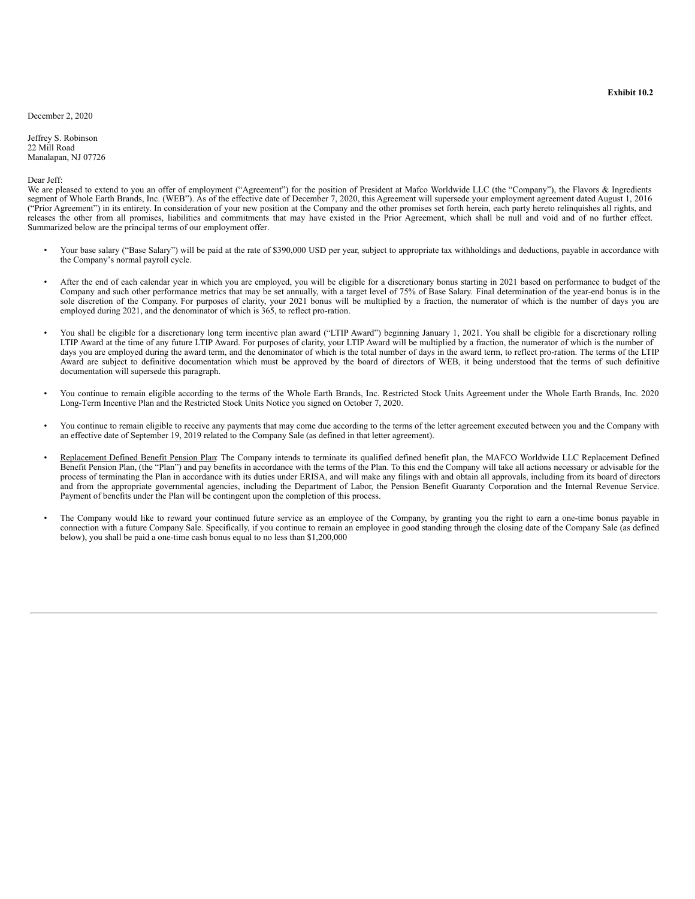**Exhibit 10.2**

December 2, 2020

Jeffrey S. Robinson
22 Mill Road
Manalapan, NJ 07726

Dear Jeff:

We are pleased to extend to you an offer of employment ("Agreement") for the position of President at Mafco Worldwide LLC (the "Company"), the Flavors & Ingredients segment of Whole Earth Brands, Inc. (WEB"). As of the effective date of December 7, 2020, this Agreement will supersede your employment agreement dated August 1, 2016 ("Prior Agreement") in its entirety. In consideration of your new position at the Company and the other promises set forth herein, each party hereto relinquishes all rights, and releases the other from all promises, liabilities and commitments that may have existed in the Prior Agreement, which shall be null and void and of no further effect. Summarized below are the principal terms of our employment offer.

- Your base salary ("Base Salary") will be paid at the rate of $390,000 USD per year, subject to appropriate tax withholdings and deductions, payable in accordance with the Company's normal payroll cycle.

- After the end of each calendar year in which you are employed, you will be eligible for a discretionary bonus starting in 2021 based on performance to budget of the Company and such other performance metrics that may be set annually, with a target level of 75% of Base Salary. Final determination of the year-end bonus is in the sole discretion of the Company. For purposes of clarity, your 2021 bonus will be multiplied by a fraction, the numerator of which is the number of days you are employed during 2021, and the denominator of which is 365, to reflect pro-ration.

- You shall be eligible for a discretionary long term incentive plan award ("LTIP Award") beginning January 1, 2021. You shall be eligible for a discretionary rolling LTIP Award at the time of any future LTIP Award. For purposes of clarity, your LTIP Award will be multiplied by a fraction, the numerator of which is the number of days you are employed during the award term, and the denominator of which is the total number of days in the award term, to reflect pro-ration. The terms of the LTIP Award are subject to definitive documentation which must be approved by the board of directors of WEB, it being understood that the terms of such definitive documentation will supersede this paragraph.

- You continue to remain eligible according to the terms of the Whole Earth Brands, Inc. Restricted Stock Units Agreement under the Whole Earth Brands, Inc. 2020 Long-Term Incentive Plan and the Restricted Stock Units Notice you signed on October 7, 2020.

- You continue to remain eligible to receive any payments that may come due according to the terms of the letter agreement executed between you and the Company with an effective date of September 19, 2019 related to the Company Sale (as defined in that letter agreement).

- <u>Replacement Defined Benefit Pension Plan</u>: The Company intends to terminate its qualified defined benefit plan, the MAFCO Worldwide LLC Replacement Defined Benefit Pension Plan, (the "Plan") and pay benefits in accordance with the terms of the Plan. To this end the Company will take all actions necessary or advisable for the process of terminating the Plan in accordance with its duties under ERISA, and will make any filings with and obtain all approvals, including from its board of directors and from the appropriate governmental agencies, including the Department of Labor, the Pension Benefit Guaranty Corporation and the Internal Revenue Service. Payment of benefits under the Plan will be contingent upon the completion of this process.

- The Company would like to reward your continued future service as an employee of the Company, by granting you the right to earn a one-time bonus payable in connection with a future Company Sale. Specifically, if you continue to remain an employee in good standing through the closing date of the Company Sale (as defined below), you shall be paid a one-time cash bonus equal to no less than $1,200,000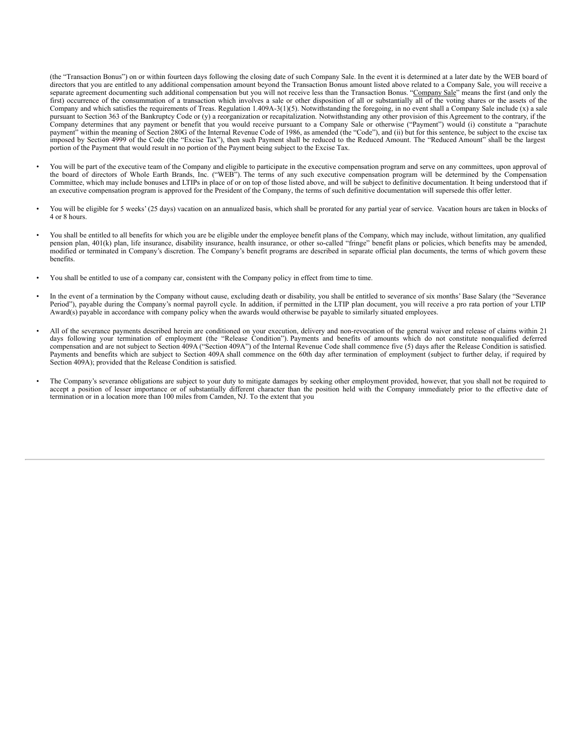(the “Transaction Bonus”) on or within fourteen days following the closing date of such Company Sale. In the event it is determined at a later date by the WEB board of directors that you are entitled to any additional compensation amount beyond the Transaction Bonus amount listed above related to a Company Sale, you will receive a separate agreement documenting such additional compensation but you will not receive less than the Transaction Bonus. “Company Sale” means the first (and only the first) occurrence of the consummation of a transaction which involves a sale or other disposition of all or substantially all of the voting shares or the assets of the Company and which satisfies the requirements of Treas. Regulation 1.409A-3(1)(5). Notwithstanding the foregoing, in no event shall a Company Sale include (x) a sale pursuant to Section 363 of the Bankruptcy Code or (y) a reorganization or recapitalization. Notwithstanding any other provision of this Agreement to the contrary, if the Company determines that any payment or benefit that you would receive pursuant to a Company Sale or otherwise (“Payment”) would (i) constitute a “parachute payment” within the meaning of Section 280G of the Internal Revenue Code of 1986, as amended (the “Code”), and (ii) but for this sentence, be subject to the excise tax imposed by Section 4999 of the Code (the “Excise Tax”), then such Payment shall be reduced to the Reduced Amount. The “Reduced Amount” shall be the largest portion of the Payment that would result in no portion of the Payment being subject to the Excise Tax.

- You will be part of the executive team of the Company and eligible to participate in the executive compensation program and serve on any committees, upon approval of the board of directors of Whole Earth Brands, Inc. (“WEB”). The terms of any such executive compensation program will be determined by the Compensation Committee, which may include bonuses and LTIPs in place of or on top of those listed above, and will be subject to definitive documentation. It being understood that if an executive compensation program is approved for the President of the Company, the terms of such definitive documentation will supersede this offer letter.

- You will be eligible for 5 weeks’ (25 days) vacation on an annualized basis, which shall be prorated for any partial year of service. Vacation hours are taken in blocks of 4 or 8 hours.

- You shall be entitled to all benefits for which you are be eligible under the employee benefit plans of the Company, which may include, without limitation, any qualified pension plan, 401(k) plan, life insurance, disability insurance, health insurance, or other so-called “fringe” benefit plans or policies, which benefits may be amended, modified or terminated in Company’s discretion. The Company’s benefit programs are described in separate official plan documents, the terms of which govern these benefits.

- You shall be entitled to use of a company car, consistent with the Company policy in effect from time to time.

- In the event of a termination by the Company without cause, excluding death or disability, you shall be entitled to severance of six months’ Base Salary (the “Severance Period”), payable during the Company’s normal payroll cycle. In addition, if permitted in the LTIP plan document, you will receive a pro rata portion of your LTIP Award(s) payable in accordance with company policy when the awards would otherwise be payable to similarly situated employees.

- All of the severance payments described herein are conditioned on your execution, delivery and non-revocation of the general waiver and release of claims within 21 days following your termination of employment (the “Release Condition”). Payments and benefits of amounts which do not constitute nonqualified deferred compensation and are not subject to Section 409A (“Section 409A”) of the Internal Revenue Code shall commence five (5) days after the Release Condition is satisfied. Payments and benefits which are subject to Section 409A shall commence on the 60th day after termination of employment (subject to further delay, if required by Section 409A); provided that the Release Condition is satisfied.

- The Company’s severance obligations are subject to your duty to mitigate damages by seeking other employment provided, however, that you shall not be required to accept a position of lesser importance or of substantially different character than the position held with the Company immediately prior to the effective date of termination or in a location more than 100 miles from Camden, NJ. To the extent that you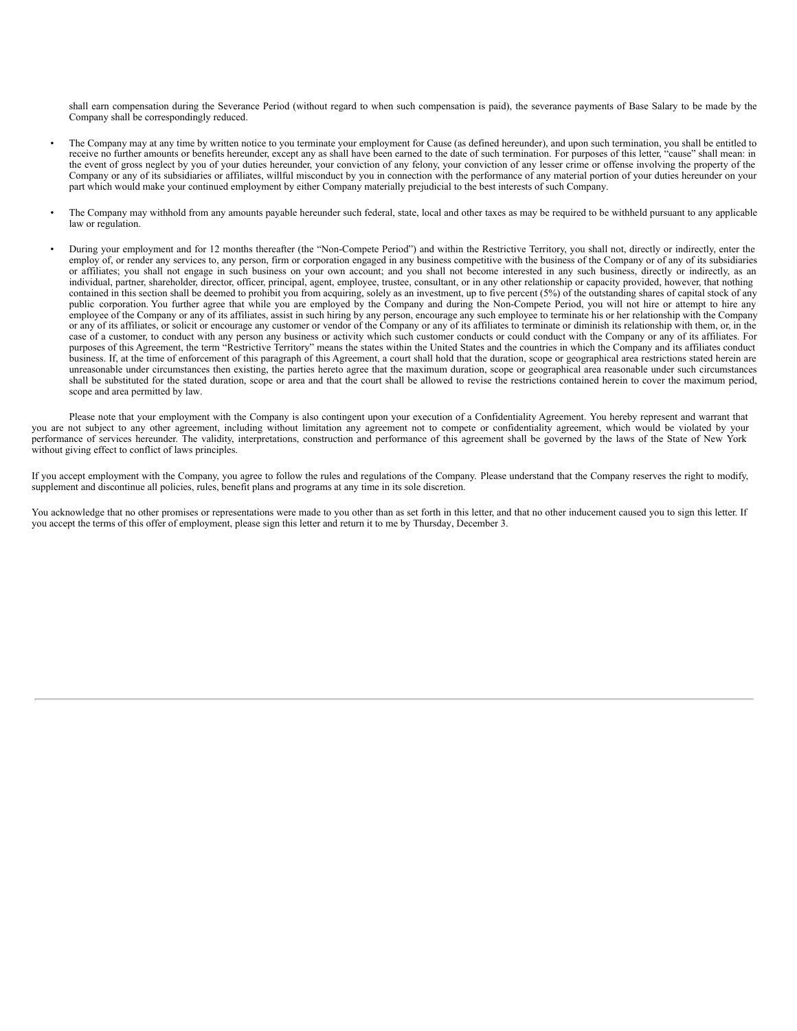shall earn compensation during the Severance Period (without regard to when such compensation is paid), the severance payments of Base Salary to be made by the Company shall be correspondingly reduced.

- The Company may at any time by written notice to you terminate your employment for Cause (as defined hereunder), and upon such termination, you shall be entitled to receive no further amounts or benefits hereunder, except any as shall have been earned to the date of such termination. For purposes of this letter, "cause" shall mean: in the event of gross neglect by you of your duties hereunder, your conviction of any felony, your conviction of any lesser crime or offense involving the property of the Company or any of its subsidiaries or affiliates, willful misconduct by you in connection with the performance of any material portion of your duties hereunder on your part which would make your continued employment by either Company materially prejudicial to the best interests of such Company.

- The Company may withhold from any amounts payable hereunder such federal, state, local and other taxes as may be required to be withheld pursuant to any applicable law or regulation.

- During your employment and for 12 months thereafter (the "Non-Compete Period") and within the Restrictive Territory, you shall not, directly or indirectly, enter the employ of, or render any services to, any person, firm or corporation engaged in any business competitive with the business of the Company or of any of its subsidiaries or affiliates; you shall not engage in such business on your own account; and you shall not become interested in any such business, directly or indirectly, as an individual, partner, shareholder, director, officer, principal, agent, employee, trustee, consultant, or in any other relationship or capacity provided, however, that nothing contained in this section shall be deemed to prohibit you from acquiring, solely as an investment, up to five percent (5%) of the outstanding shares of capital stock of any public corporation. You further agree that while you are employed by the Company and during the Non-Compete Period, you will not hire or attempt to hire any employee of the Company or any of its affiliates, assist in such hiring by any person, encourage any such employee to terminate his or her relationship with the Company or any of its affiliates, or solicit or encourage any customer or vendor of the Company or any of its affiliates to terminate or diminish its relationship with them, or, in the case of a customer, to conduct with any person any business or activity which such customer conducts or could conduct with the Company or any of its affiliates. For purposes of this Agreement, the term "Restrictive Territory" means the states within the United States and the countries in which the Company and its affiliates conduct business. If, at the time of enforcement of this paragraph of this Agreement, a court shall hold that the duration, scope or geographical area restrictions stated herein are unreasonable under circumstances then existing, the parties hereto agree that the maximum duration, scope or geographical area reasonable under such circumstances shall be substituted for the stated duration, scope or area and that the court shall be allowed to revise the restrictions contained herein to cover the maximum period, scope and area permitted by law.

Please note that your employment with the Company is also contingent upon your execution of a Confidentiality Agreement. You hereby represent and warrant that you are not subject to any other agreement, including without limitation any agreement not to compete or confidentiality agreement, which would be violated by your performance of services hereunder. The validity, interpretations, construction and performance of this agreement shall be governed by the laws of the State of New York without giving effect to conflict of laws principles.

If you accept employment with the Company, you agree to follow the rules and regulations of the Company. Please understand that the Company reserves the right to modify, supplement and discontinue all policies, rules, benefit plans and programs at any time in its sole discretion.

You acknowledge that no other promises or representations were made to you other than as set forth in this letter, and that no other inducement caused you to sign this letter. If you accept the terms of this offer of employment, please sign this letter and return it to me by Thursday, December 3.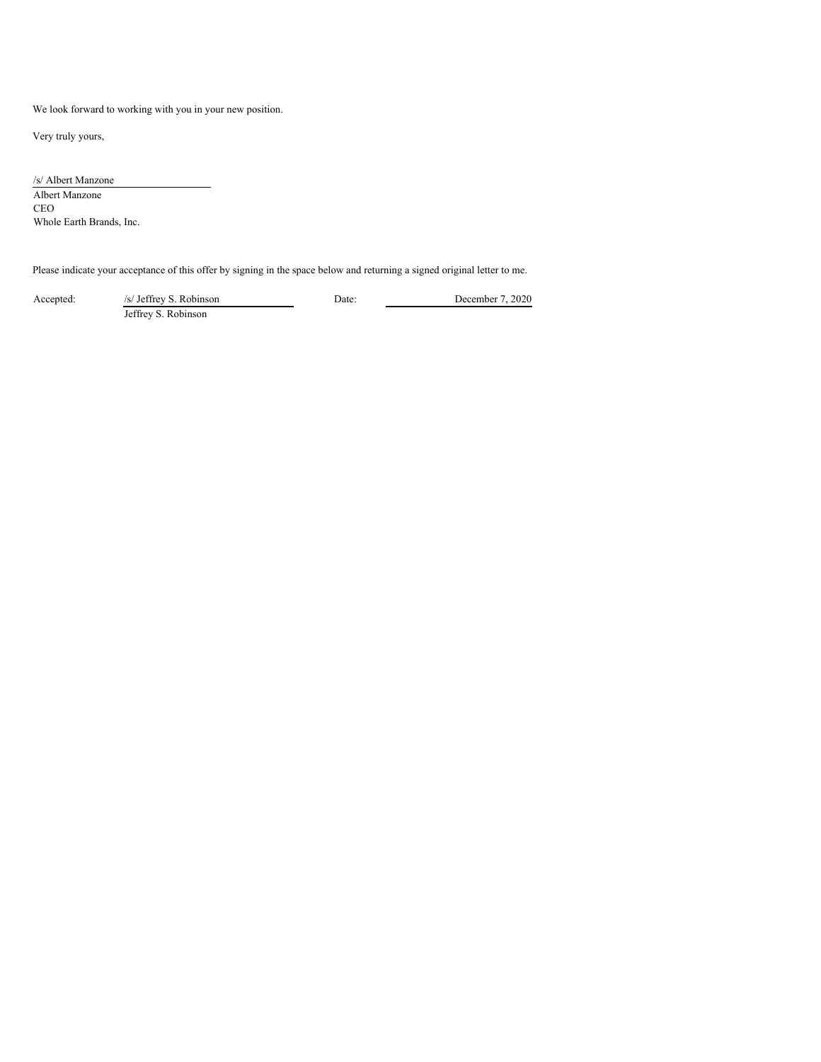We look forward to working with you in your new position.

Very truly yours,

/s/ Albert Manzone

Albert Manzone

CEO

Whole Earth Brands, Inc.

Please indicate your acceptance of this offer by signing in the space below and returning a signed original letter to me.

Accepted: /s/ Jeffrey S. Robinson Date: December 7, 2020

Jeffrey S. Robinson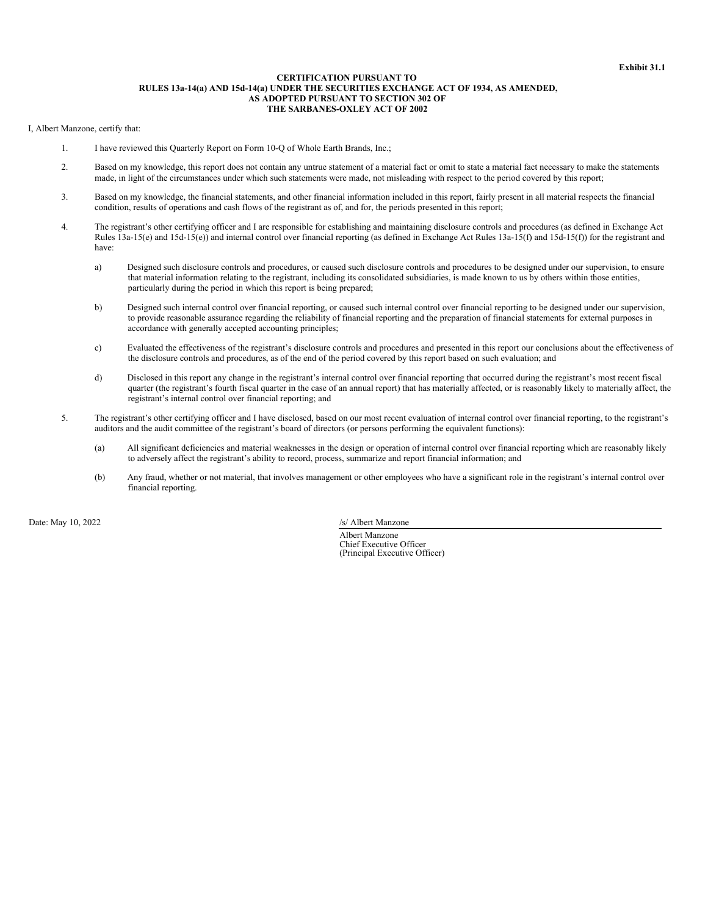**Exhibit 31.1**

**CERTIFICATION PURSUANT TO
RULES 13a-14(a) AND 15d-14(a) UNDER THE SECURITIES EXCHANGE ACT OF 1934, AS AMENDED,
AS ADOPTED PURSUANT TO SECTION 302 OF
THE SARBANES-OXLEY ACT OF 2002**

I, Albert Manzone, certify that:

1. I have reviewed this Quarterly Report on Form 10-Q of Whole Earth Brands, Inc.;

2. Based on my knowledge, this report does not contain any untrue statement of a material fact or omit to state a material fact necessary to make the statements made, in light of the circumstances under which such statements were made, not misleading with respect to the period covered by this report;

3. Based on my knowledge, the financial statements, and other financial information included in this report, fairly present in all material respects the financial condition, results of operations and cash flows of the registrant as of, and for, the periods presented in this report;

4. The registrant's other certifying officer and I are responsible for establishing and maintaining disclosure controls and procedures (as defined in Exchange Act Rules 13a-15(e) and 15d-15(e)) and internal control over financial reporting (as defined in Exchange Act Rules 13a-15(f) and 15d-15(f)) for the registrant and have:

   a) Designed such disclosure controls and procedures, or caused such disclosure controls and procedures to be designed under our supervision, to ensure that material information relating to the registrant, including its consolidated subsidiaries, is made known to us by others within those entities, particularly during the period in which this report is being prepared;

   b) Designed such internal control over financial reporting, or caused such internal control over financial reporting to be designed under our supervision, to provide reasonable assurance regarding the reliability of financial reporting and the preparation of financial statements for external purposes in accordance with generally accepted accounting principles;

   c) Evaluated the effectiveness of the registrant's disclosure controls and procedures and presented in this report our conclusions about the effectiveness of the disclosure controls and procedures, as of the end of the period covered by this report based on such evaluation; and

   d) Disclosed in this report any change in the registrant's internal control over financial reporting that occurred during the registrant's most recent fiscal quarter (the registrant's fourth fiscal quarter in the case of an annual report) that has materially affected, or is reasonably likely to materially affect, the registrant's internal control over financial reporting; and

5. The registrant's other certifying officer and I have disclosed, based on our most recent evaluation of internal control over financial reporting, to the registrant's auditors and the audit committee of the registrant's board of directors (or persons performing the equivalent functions):

   (a) All significant deficiencies and material weaknesses in the design or operation of internal control over financial reporting which are reasonably likely to adversely affect the registrant's ability to record, process, summarize and report financial information; and

   (b) Any fraud, whether or not material, that involves management or other employees who have a significant role in the registrant's internal control over financial reporting.

Date: May 10, 2022

/s/ Albert Manzone

Albert Manzone
Chief Executive Officer
(Principal Executive Officer)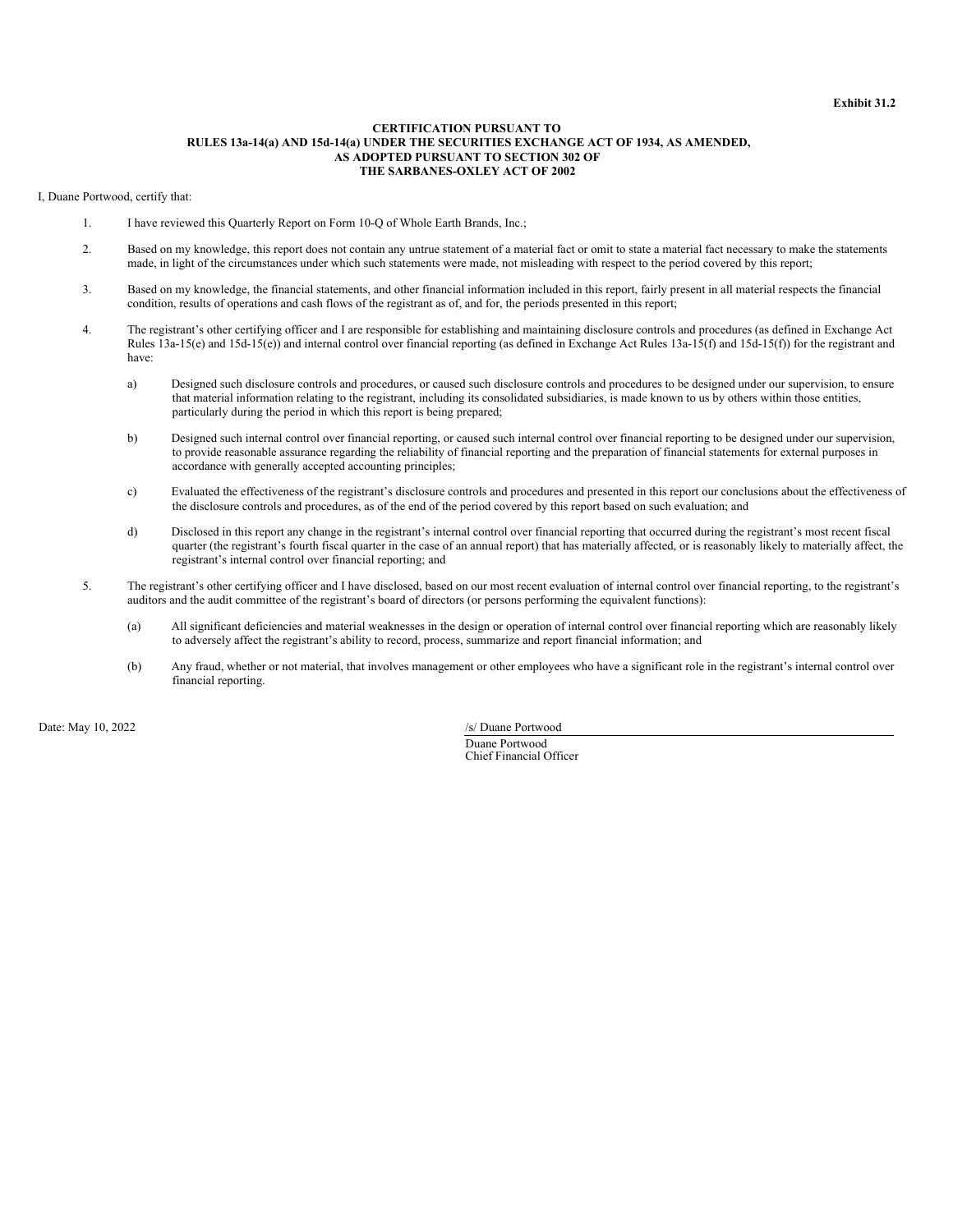**Exhibit 31.2**

**CERTIFICATION PURSUANT TO**
**RULES 13a-14(a) AND 15d-14(a) UNDER THE SECURITIES EXCHANGE ACT OF 1934, AS AMENDED,**
**AS ADOPTED PURSUANT TO SECTION 302 OF**
**THE SARBANES-OXLEY ACT OF 2002**

I, Duane Portwood, certify that:

1. I have reviewed this Quarterly Report on Form 10-Q of Whole Earth Brands, Inc.;

2. Based on my knowledge, this report does not contain any untrue statement of a material fact or omit to state a material fact necessary to make the statements made, in light of the circumstances under which such statements were made, not misleading with respect to the period covered by this report;

3. Based on my knowledge, the financial statements, and other financial information included in this report, fairly present in all material respects the financial condition, results of operations and cash flows of the registrant as of, and for, the periods presented in this report;

4. The registrant's other certifying officer and I are responsible for establishing and maintaining disclosure controls and procedures (as defined in Exchange Act Rules 13a-15(e) and 15d-15(e)) and internal control over financial reporting (as defined in Exchange Act Rules 13a-15(f) and 15d-15(f)) for the registrant and have:

   a) Designed such disclosure controls and procedures, or caused such disclosure controls and procedures to be designed under our supervision, to ensure that material information relating to the registrant, including its consolidated subsidiaries, is made known to us by others within those entities, particularly during the period in which this report is being prepared;

   b) Designed such internal control over financial reporting, or caused such internal control over financial reporting to be designed under our supervision, to provide reasonable assurance regarding the reliability of financial reporting and the preparation of financial statements for external purposes in accordance with generally accepted accounting principles;

   c) Evaluated the effectiveness of the registrant's disclosure controls and procedures and presented in this report our conclusions about the effectiveness of the disclosure controls and procedures, as of the end of the period covered by this report based on such evaluation; and

   d) Disclosed in this report any change in the registrant's internal control over financial reporting that occurred during the registrant's most recent fiscal quarter (the registrant's fourth fiscal quarter in the case of an annual report) that has materially affected, or is reasonably likely to materially affect, the registrant's internal control over financial reporting; and

5. The registrant's other certifying officer and I have disclosed, based on our most recent evaluation of internal control over financial reporting, to the registrant's auditors and the audit committee of the registrant's board of directors (or persons performing the equivalent functions):

   (a) All significant deficiencies and material weaknesses in the design or operation of internal control over financial reporting which are reasonably likely to adversely affect the registrant's ability to record, process, summarize and report financial information; and

   (b) Any fraud, whether or not material, that involves management or other employees who have a significant role in the registrant's internal control over financial reporting.

Date: May 10, 2022

/s/ Duane Portwood
Duane Portwood
Chief Financial Officer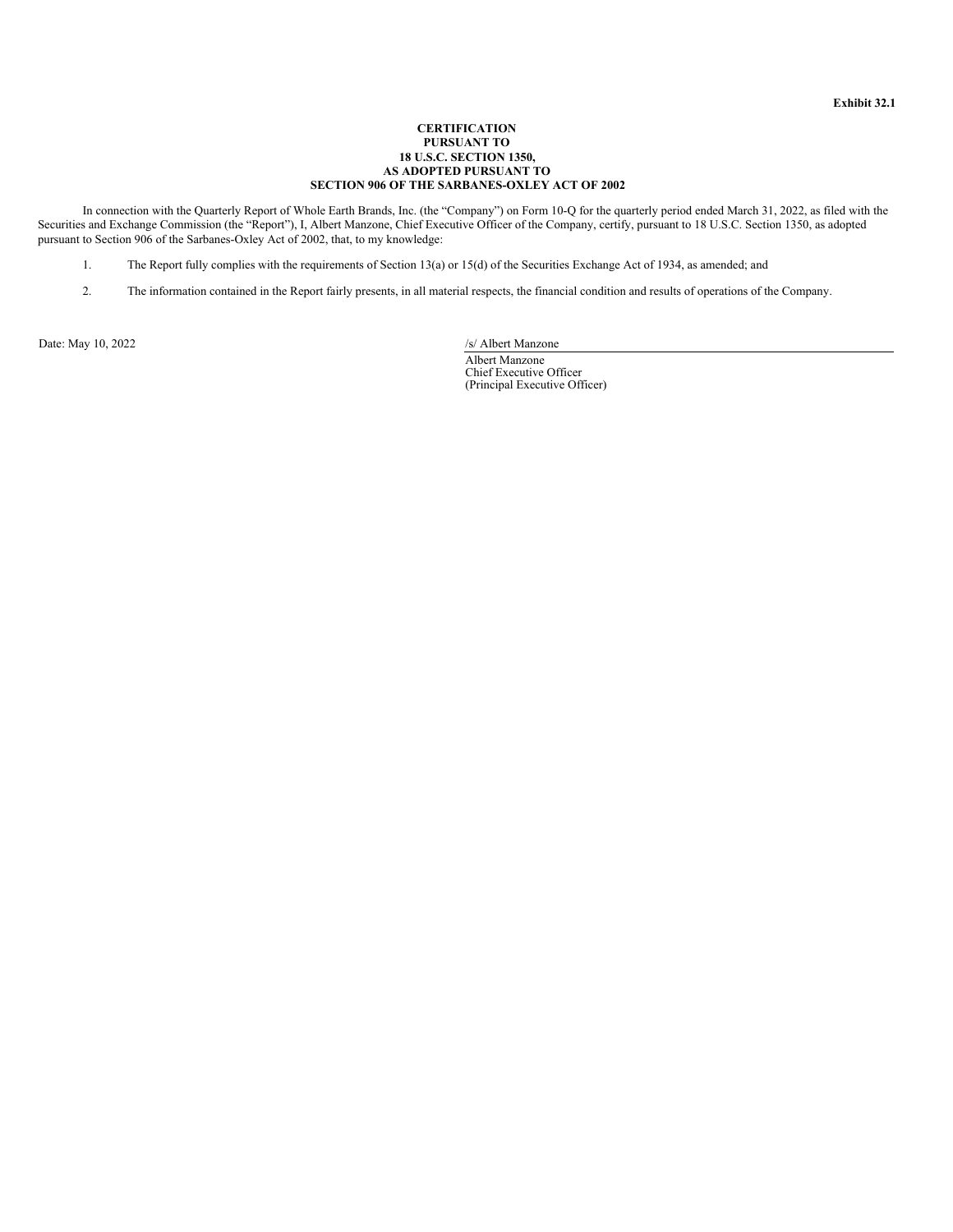**Exhibit 32.1**

**CERTIFICATION**
**PURSUANT TO**
**18 U.S.C. SECTION 1350,**
**AS ADOPTED PURSUANT TO**
**SECTION 906 OF THE SARBANES-OXLEY ACT OF 2002**

In connection with the Quarterly Report of Whole Earth Brands, Inc. (the "Company") on Form 10-Q for the quarterly period ended March 31, 2022, as filed with the Securities and Exchange Commission (the "Report"), I, Albert Manzone, Chief Executive Officer of the Company, certify, pursuant to 18 U.S.C. Section 1350, as adopted pursuant to Section 906 of the Sarbanes-Oxley Act of 2002, that, to my knowledge:

1. The Report fully complies with the requirements of Section 13(a) or 15(d) of the Securities Exchange Act of 1934, as amended; and

2. The information contained in the Report fairly presents, in all material respects, the financial condition and results of operations of the Company.

Date: May 10, 2022

/s/ Albert Manzone

Albert Manzone
Chief Executive Officer
(Principal Executive Officer)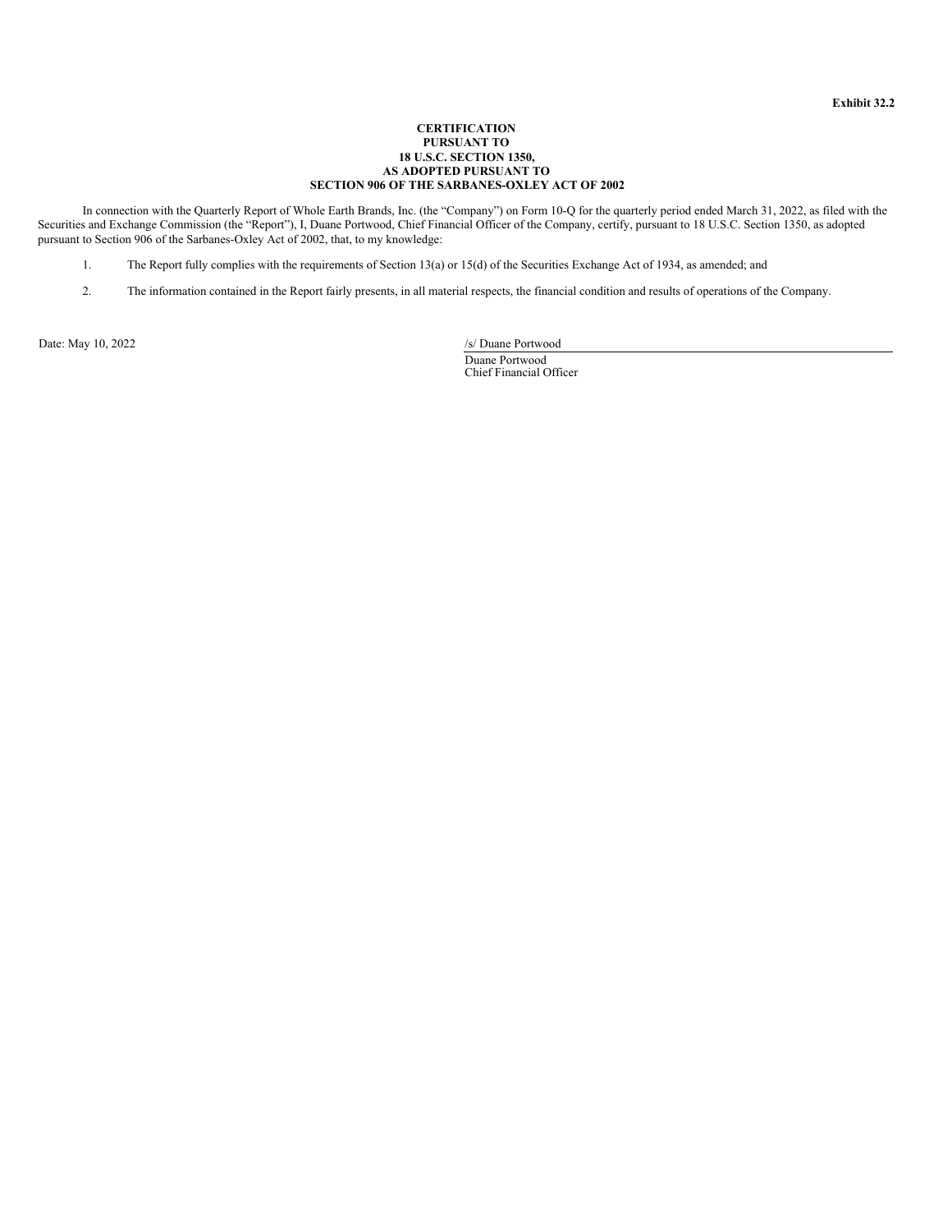**Exhibit 32.2**

**CERTIFICATION**
**PURSUANT TO**
**18 U.S.C. SECTION 1350,**
**AS ADOPTED PURSUANT TO**
**SECTION 906 OF THE SARBANES-OXLEY ACT OF 2002**

In connection with the Quarterly Report of Whole Earth Brands, Inc. (the “Company”) on Form 10-Q for the quarterly period ended March 31, 2022, as filed with the Securities and Exchange Commission (the “Report”), I, Duane Portwood, Chief Financial Officer of the Company, certify, pursuant to 18 U.S.C. Section 1350, as adopted pursuant to Section 906 of the Sarbanes-Oxley Act of 2002, that, to my knowledge:

1. The Report fully complies with the requirements of Section 13(a) or 15(d) of the Securities Exchange Act of 1934, as amended; and

2. The information contained in the Report fairly presents, in all material respects, the financial condition and results of operations of the Company.

Date: May 10, 2022

/s/ Duane Portwood
Duane Portwood
Chief Financial Officer